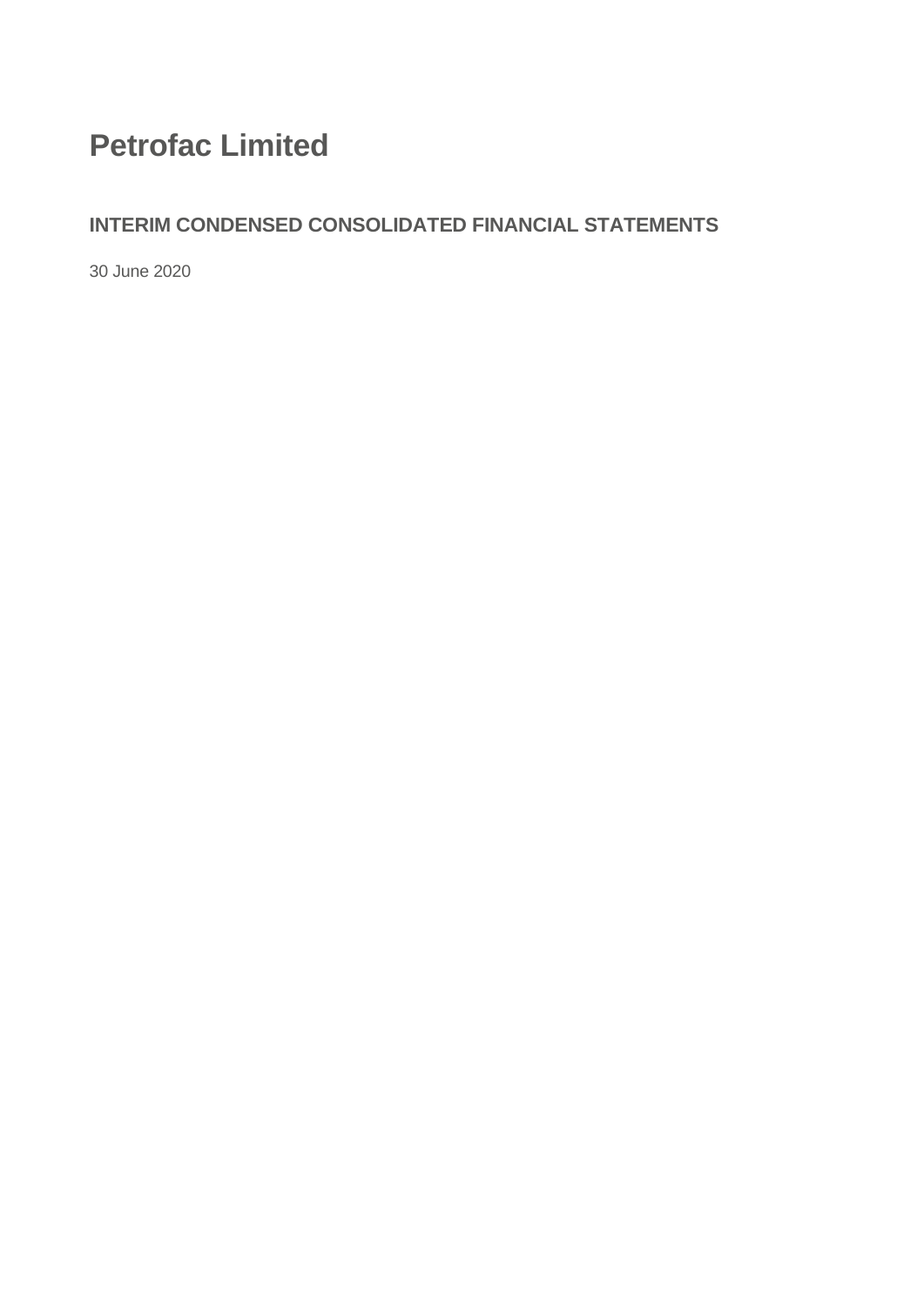# Petrofac Limited

## INTERIM CONDENSED CONSOLIDATED FINANCIAL STATEMENTS

30 June 2020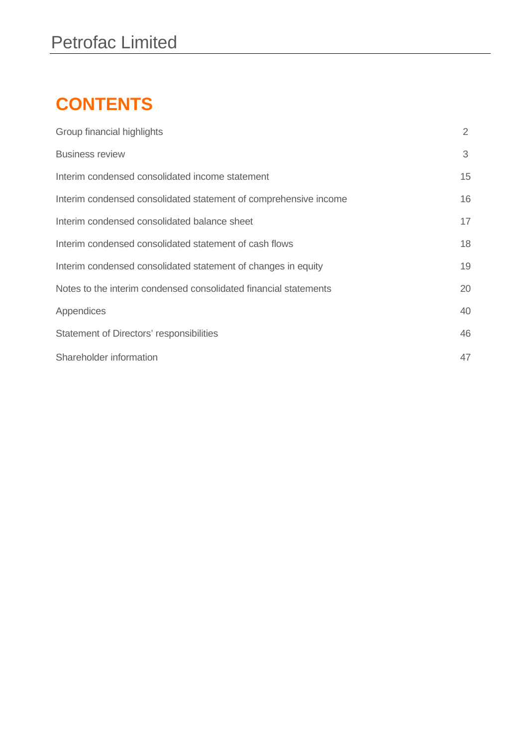# CONTENTS

| | |
|---|---|
| Group financial highlights | 2 |
| Business review | 3 |
| Interim condensed consolidated income statement | 15 |
| Interim condensed consolidated statement of comprehensive income | 16 |
| Interim condensed consolidated balance sheet | 17 |
| Interim condensed consolidated statement of cash flows | 18 |
| Interim condensed consolidated statement of changes in equity | 19 |
| Notes to the interim condensed consolidated financial statements | 20 |
| Appendices | 40 |
| Statement of Directors' responsibilities | 46 |
| Shareholder information | 47 |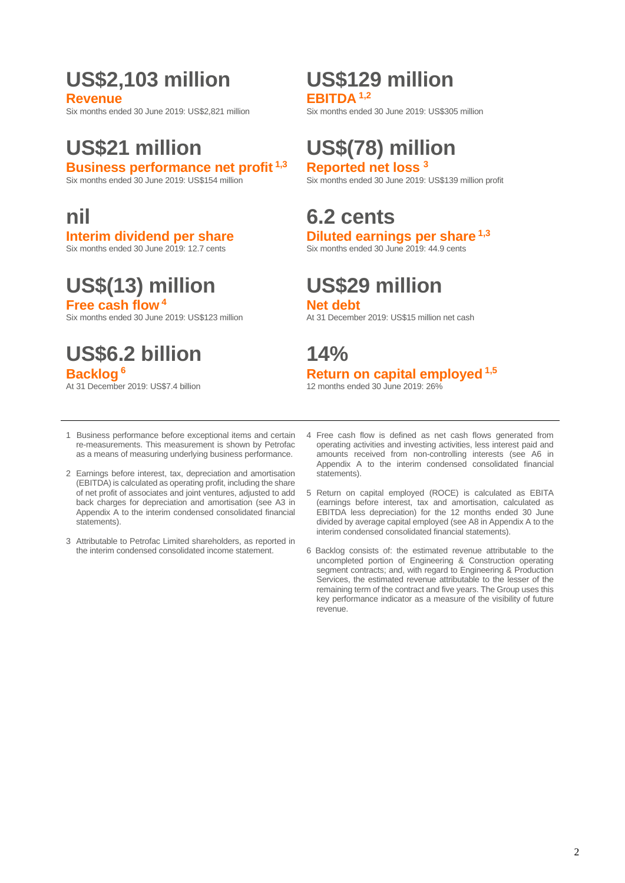## US$2,103 million

**Revenue**

Six months ended 30 June 2019: US$2,821 million

## US$129 million

**EBITDA** [1,2]

Six months ended 30 June 2019: US$305 million

## US$21 million

**Business performance net profit** [1,3]

Six months ended 30 June 2019: US$154 million

## US$(78) million

**Reported net loss** [3]

Six months ended 30 June 2019: US$139 million profit

## nil

**Interim dividend per share**

Six months ended 30 June 2019: 12.7 cents

## 6.2 cents

**Diluted earnings per share** [1,3]

Six months ended 30 June 2019: 44.9 cents

## US$(13) million

**Free cash flow** [4]

Six months ended 30 June 2019: US$123 million

## US$29 million

**Net debt**

At 31 December 2019: US$15 million net cash

## US$6.2 billion

**Backlog** [6]

At 31 December 2019: US$7.4 billion

## 14%

**Return on capital employed** [1,5]

12 months ended 30 June 2019: 26%

---

1 Business performance before exceptional items and certain re-measurements. This measurement is shown by Petrofac as a means of measuring underlying business performance.

2 Earnings before interest, tax, depreciation and amortisation (EBITDA) is calculated as operating profit, including the share of net profit of associates and joint ventures, adjusted to add back charges for depreciation and amortisation (see A3 in Appendix A to the interim condensed consolidated financial statements).

3 Attributable to Petrofac Limited shareholders, as reported in the interim condensed consolidated income statement.

4 Free cash flow is defined as net cash flows generated from operating activities and investing activities, less interest paid and amounts received from non-controlling interests (see A6 in Appendix A to the interim condensed consolidated financial statements).

5 Return on capital employed (ROCE) is calculated as EBITA (earnings before interest, tax and amortisation, calculated as EBITDA less depreciation) for the 12 months ended 30 June divided by average capital employed (see A8 in Appendix A to the interim condensed consolidated financial statements).

6 Backlog consists of: the estimated revenue attributable to the uncompleted portion of Engineering & Construction operating segment contracts; and, with regard to Engineering & Production Services, the estimated revenue attributable to the lesser of the remaining term of the contract and five years. The Group uses this key performance indicator as a measure of the visibility of future revenue.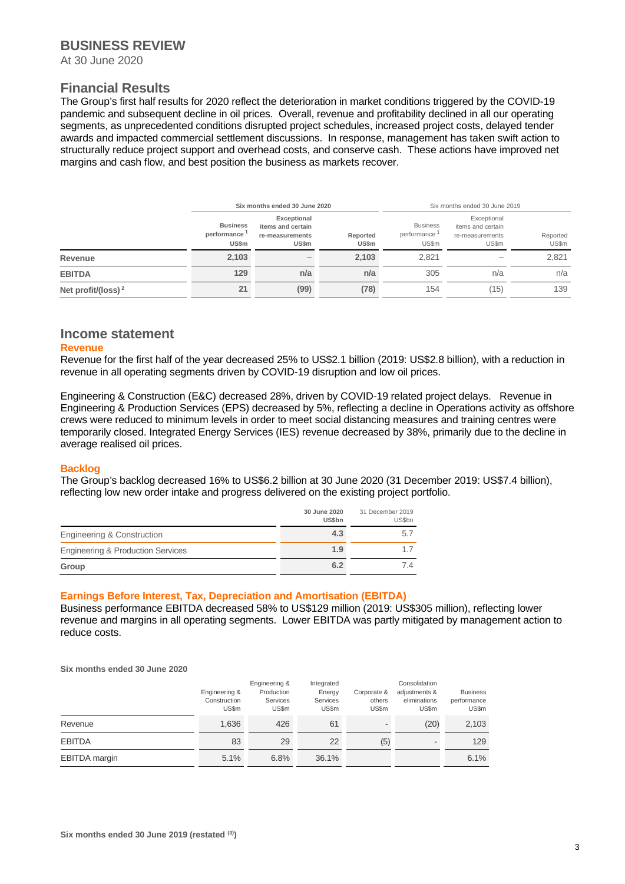# BUSINESS REVIEW

At 30 June 2020

## Financial Results

The Group's first half results for 2020 reflect the deterioration in market conditions triggered by the COVID-19 pandemic and subsequent decline in oil prices. Overall, revenue and profitability declined in all our operating segments, as unprecedented conditions disrupted project schedules, increased project costs, delayed tender awards and impacted commercial settlement discussions. In response, management has taken swift action to structurally reduce project support and overhead costs, and conserve cash. These actions have improved net margins and cash flow, and best position the business as markets recover.

| | Six months ended 30 June 2020 | | | Six months ended 30 June 2019 | | |
|---|---|---|---|---|---|---|
| | Business performance [1] US$m | Exceptional items and certain re-measurements US$m | Reported US$m | Business performance [1] US$m | Exceptional items and certain re-measurements US$m | Reported US$m |
| **Revenue** | 2,103 | – | 2,103 | 2,821 | – | 2,821 |
| **EBITDA** | 129 | n/a | n/a | 305 | n/a | n/a |
| **Net profit/(loss)** [2] | 21 | (99) | (78) | 154 | (15) | 139 |

## Income statement

### Revenue

Revenue for the first half of the year decreased 25% to US$2.1 billion (2019: US$2.8 billion), with a reduction in revenue in all operating segments driven by COVID-19 disruption and low oil prices.

Engineering & Construction (E&C) decreased 28%, driven by COVID-19 related project delays. Revenue in Engineering & Production Services (EPS) decreased by 5%, reflecting a decline in Operations activity as offshore crews were reduced to minimum levels in order to meet social distancing measures and training centres were temporarily closed. Integrated Energy Services (IES) revenue decreased by 38%, primarily due to the decline in average realised oil prices.

### Backlog

The Group's backlog decreased 16% to US$6.2 billion at 30 June 2020 (31 December 2019: US$7.4 billion), reflecting low new order intake and progress delivered on the existing project portfolio.

| | 30 June 2020 US$bn | 31 December 2019 US$bn |
|---|---|---|
| Engineering & Construction | 4.3 | 5.7 |
| Engineering & Production Services | 1.9 | 1.7 |
| **Group** | 6.2 | 7.4 |

### Earnings Before Interest, Tax, Depreciation and Amortisation (EBITDA)

Business performance EBITDA decreased 58% to US$129 million (2019: US$305 million), reflecting lower revenue and margins in all operating segments. Lower EBITDA was partly mitigated by management action to reduce costs.

**Six months ended 30 June 2020**

| | Engineering & Construction US$m | Engineering & Production Services US$m | Integrated Energy Services US$m | Corporate & others US$m | Consolidation adjustments & eliminations US$m | Business performance US$m |
|---|---|---|---|---|---|---|
| Revenue | 1,636 | 426 | 61 | - | (20) | 2,103 |
| EBITDA | 83 | 29 | 22 | (5) | - | 129 |
| EBITDA margin | 5.1% | 6.8% | 36.1% | | | 6.1% |

**Six months ended 30 June 2019 (restated [(3)])**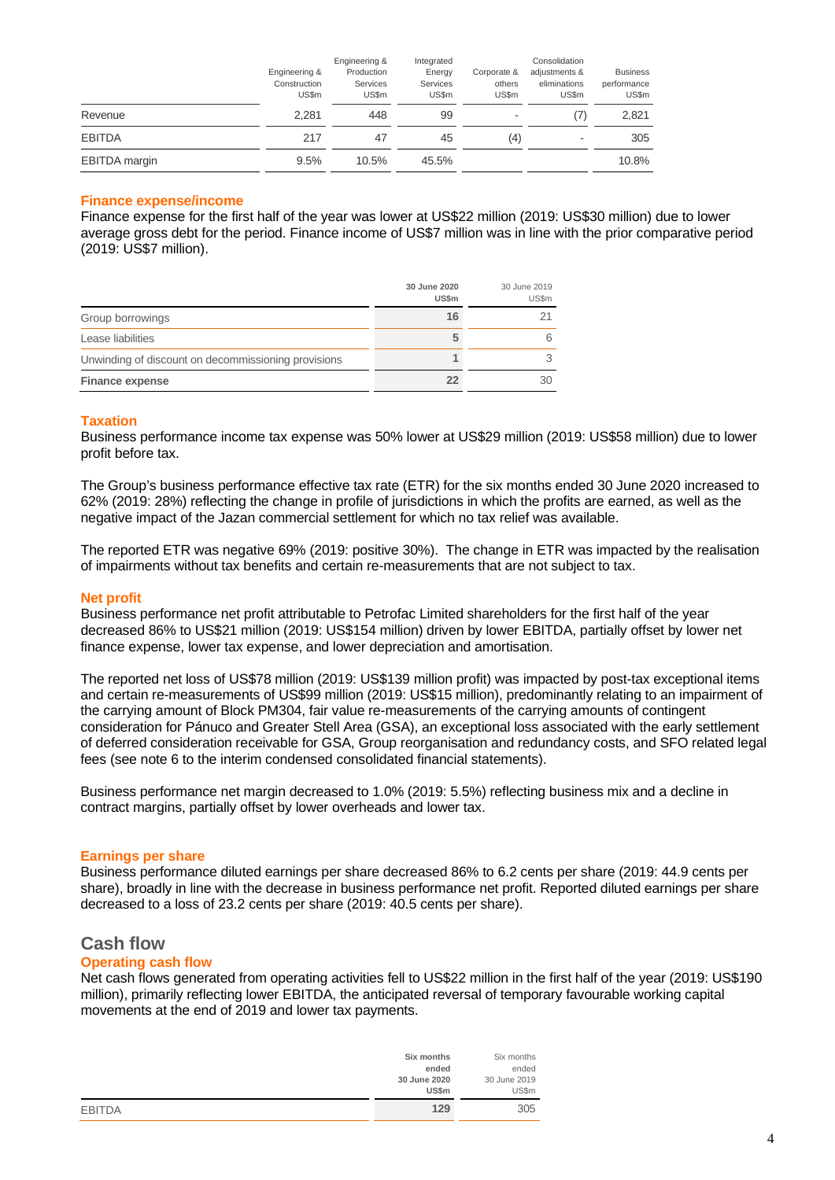| | Engineering & Construction US$m | Engineering & Production Services US$m | Integrated Energy Services US$m | Corporate & others US$m | Consolidation adjustments & eliminations US$m | Business performance US$m |
|---|---|---|---|---|---|---|
| Revenue | 2,281 | 448 | 99 | - | (7) | 2,821 |
| EBITDA | 217 | 47 | 45 | (4) | - | 305 |
| EBITDA margin | 9.5% | 10.5% | 45.5% | | | 10.8% |

### Finance expense/income

Finance expense for the first half of the year was lower at US$22 million (2019: US$30 million) due to lower average gross debt for the period. Finance income of US$7 million was in line with the prior comparative period (2019: US$7 million).

| | **30 June 2020 US$m** | 30 June 2019 US$m |
|---|---|---|
| Group borrowings | **16** | 21 |
| Lease liabilities | **5** | 6 |
| Unwinding of discount on decommissioning provisions | **1** | 3 |
| **Finance expense** | **22** | 30 |

### Taxation

Business performance income tax expense was 50% lower at US$29 million (2019: US$58 million) due to lower profit before tax.

The Group's business performance effective tax rate (ETR) for the six months ended 30 June 2020 increased to 62% (2019: 28%) reflecting the change in profile of jurisdictions in which the profits are earned, as well as the negative impact of the Jazan commercial settlement for which no tax relief was available.

The reported ETR was negative 69% (2019: positive 30%). The change in ETR was impacted by the realisation of impairments without tax benefits and certain re-measurements that are not subject to tax.

### Net profit

Business performance net profit attributable to Petrofac Limited shareholders for the first half of the year decreased 86% to US$21 million (2019: US$154 million) driven by lower EBITDA, partially offset by lower net finance expense, lower tax expense, and lower depreciation and amortisation.

The reported net loss of US$78 million (2019: US$139 million profit) was impacted by post-tax exceptional items and certain re-measurements of US$99 million (2019: US$15 million), predominantly relating to an impairment of the carrying amount of Block PM304, fair value re-measurements of the carrying amounts of contingent consideration for Pánuco and Greater Stell Area (GSA), an exceptional loss associated with the early settlement of deferred consideration receivable for GSA, Group reorganisation and redundancy costs, and SFO related legal fees (see note 6 to the interim condensed consolidated financial statements).

Business performance net margin decreased to 1.0% (2019: 5.5%) reflecting business mix and a decline in contract margins, partially offset by lower overheads and lower tax.

### Earnings per share

Business performance diluted earnings per share decreased 86% to 6.2 cents per share (2019: 44.9 cents per share), broadly in line with the decrease in business performance net profit. Reported diluted earnings per share decreased to a loss of 23.2 cents per share (2019: 40.5 cents per share).

## Cash flow

### Operating cash flow

Net cash flows generated from operating activities fell to US$22 million in the first half of the year (2019: US$190 million), primarily reflecting lower EBITDA, the anticipated reversal of temporary favourable working capital movements at the end of 2019 and lower tax payments.

| | **Six months ended 30 June 2020 US$m** | Six months ended 30 June 2019 US$m |
|---|---|---|
| EBITDA | **129** | 305 |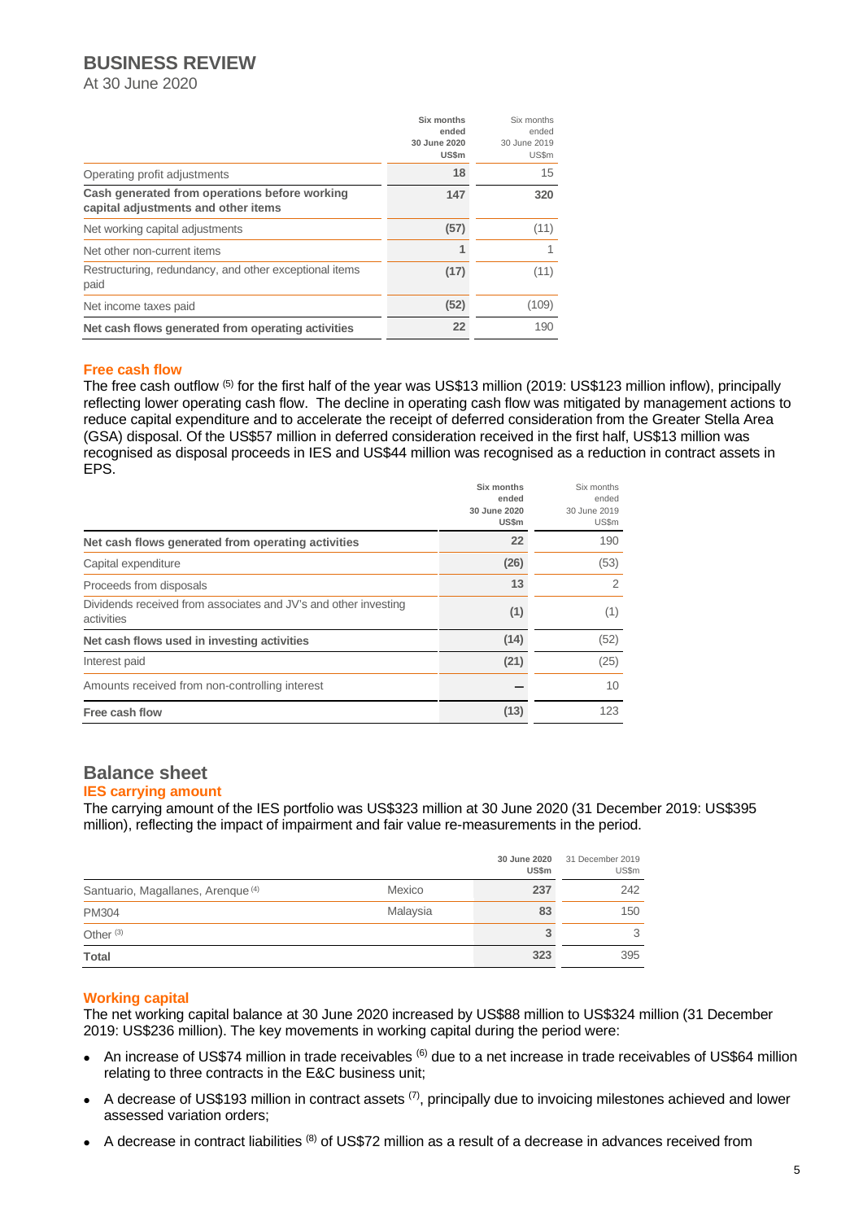# BUSINESS REVIEW

At 30 June 2020

| | Six months ended 30 June 2020 US$m | Six months ended 30 June 2019 US$m |
|---|---|---|
| Operating profit adjustments | 18 | 15 |
| **Cash generated from operations before working capital adjustments and other items** | 147 | 320 |
| Net working capital adjustments | (57) | (11) |
| Net other non-current items | 1 | 1 |
| Restructuring, redundancy, and other exceptional items paid | (17) | (11) |
| Net income taxes paid | (52) | (109) |
| **Net cash flows generated from operating activities** | 22 | 190 |

## Free cash flow

The free cash outflow [5] for the first half of the year was US$13 million (2019: US$123 million inflow), principally reflecting lower operating cash flow. The decline in operating cash flow was mitigated by management actions to reduce capital expenditure and to accelerate the receipt of deferred consideration from the Greater Stella Area (GSA) disposal. Of the US$57 million in deferred consideration received in the first half, US$13 million was recognised as disposal proceeds in IES and US$44 million was recognised as a reduction in contract assets in EPS.

| | Six months ended 30 June 2020 US$m | Six months ended 30 June 2019 US$m |
|---|---|---|
| **Net cash flows generated from operating activities** | 22 | 190 |
| Capital expenditure | (26) | (53) |
| Proceeds from disposals | 13 | 2 |
| Dividends received from associates and JV's and other investing activities | (1) | (1) |
| **Net cash flows used in investing activities** | (14) | (52) |
| Interest paid | (21) | (25) |
| Amounts received from non-controlling interest | – | 10 |
| **Free cash flow** | (13) | 123 |

# Balance sheet

## IES carrying amount

The carrying amount of the IES portfolio was US$323 million at 30 June 2020 (31 December 2019: US$395 million), reflecting the impact of impairment and fair value re-measurements in the period.

| | | 30 June 2020 US$m | 31 December 2019 US$m |
|---|---|---|---|
| Santuario, Magallanes, Arenque [4] | Mexico | 237 | 242 |
| PM304 | Malaysia | 83 | 150 |
| Other [3] | | 3 | 3 |
| **Total** | | 323 | 395 |

## Working capital

The net working capital balance at 30 June 2020 increased by US$88 million to US$324 million (31 December 2019: US$236 million). The key movements in working capital during the period were:

- An increase of US$74 million in trade receivables [6] due to a net increase in trade receivables of US$64 million relating to three contracts in the E&C business unit;
- A decrease of US$193 million in contract assets [7], principally due to invoicing milestones achieved and lower assessed variation orders;
- A decrease in contract liabilities [8] of US$72 million as a result of a decrease in advances received from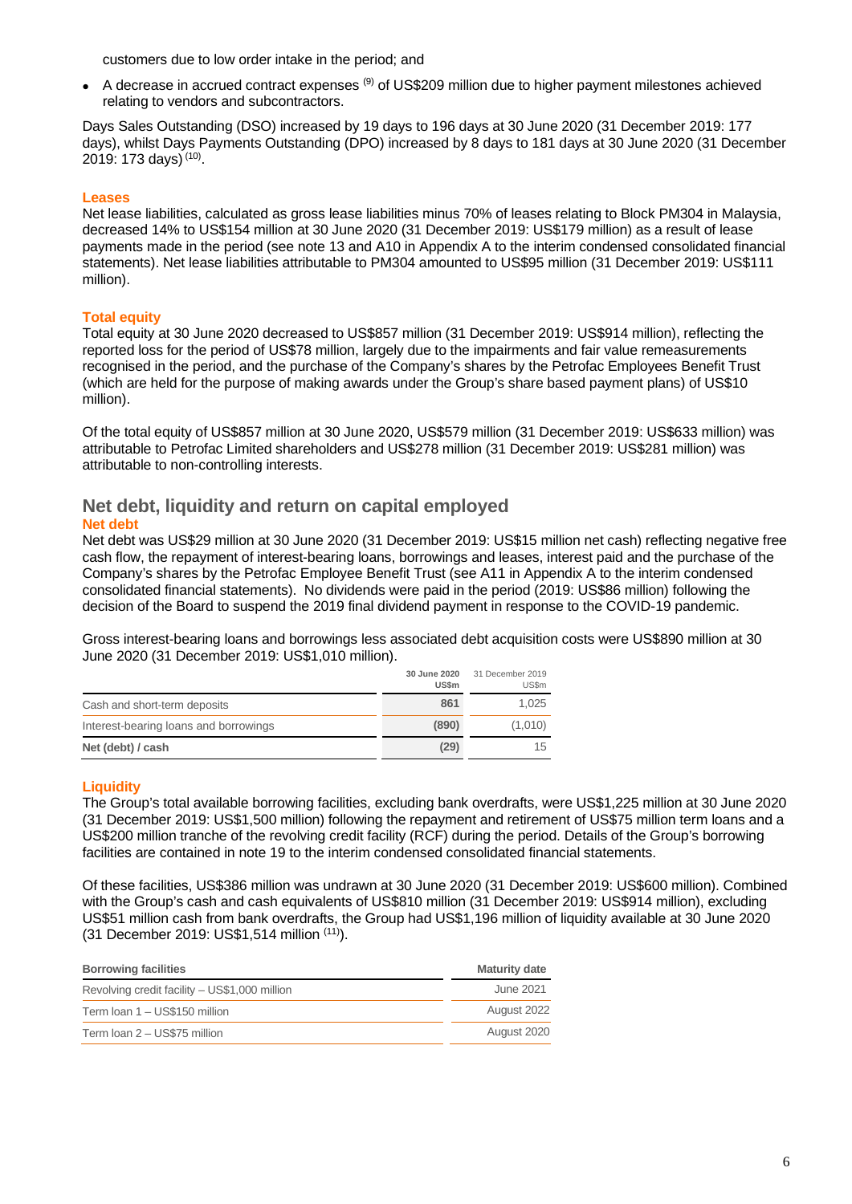customers due to low order intake in the period; and

- A decrease in accrued contract expenses [9] of US$209 million due to higher payment milestones achieved relating to vendors and subcontractors.

Days Sales Outstanding (DSO) increased by 19 days to 196 days at 30 June 2020 (31 December 2019: 177 days), whilst Days Payments Outstanding (DPO) increased by 8 days to 181 days at 30 June 2020 (31 December 2019: 173 days) [10].

### Leases

Net lease liabilities, calculated as gross lease liabilities minus 70% of leases relating to Block PM304 in Malaysia, decreased 14% to US$154 million at 30 June 2020 (31 December 2019: US$179 million) as a result of lease payments made in the period (see note 13 and A10 in Appendix A to the interim condensed consolidated financial statements). Net lease liabilities attributable to PM304 amounted to US$95 million (31 December 2019: US$111 million).

### Total equity

Total equity at 30 June 2020 decreased to US$857 million (31 December 2019: US$914 million), reflecting the reported loss for the period of US$78 million, largely due to the impairments and fair value remeasurements recognised in the period, and the purchase of the Company's shares by the Petrofac Employees Benefit Trust (which are held for the purpose of making awards under the Group's share based payment plans) of US$10 million).

Of the total equity of US$857 million at 30 June 2020, US$579 million (31 December 2019: US$633 million) was attributable to Petrofac Limited shareholders and US$278 million (31 December 2019: US$281 million) was attributable to non-controlling interests.

## Net debt, liquidity and return on capital employed

### Net debt

Net debt was US$29 million at 30 June 2020 (31 December 2019: US$15 million net cash) reflecting negative free cash flow, the repayment of interest-bearing loans, borrowings and leases, interest paid and the purchase of the Company's shares by the Petrofac Employee Benefit Trust (see A11 in Appendix A to the interim condensed consolidated financial statements). No dividends were paid in the period (2019: US$86 million) following the decision of the Board to suspend the 2019 final dividend payment in response to the COVID-19 pandemic.

Gross interest-bearing loans and borrowings less associated debt acquisition costs were US$890 million at 30 June 2020 (31 December 2019: US$1,010 million).

| | **30 June 2020 US$m** | 31 December 2019 US$m |
|---|---|---|
| Cash and short-term deposits | **861** | 1,025 |
| Interest-bearing loans and borrowings | **(890)** | (1,010) |
| **Net (debt) / cash** | **(29)** | 15 |

### Liquidity

The Group's total available borrowing facilities, excluding bank overdrafts, were US$1,225 million at 30 June 2020 (31 December 2019: US$1,500 million) following the repayment and retirement of US$75 million term loans and a US$200 million tranche of the revolving credit facility (RCF) during the period. Details of the Group's borrowing facilities are contained in note 19 to the interim condensed consolidated financial statements.

Of these facilities, US$386 million was undrawn at 30 June 2020 (31 December 2019: US$600 million). Combined with the Group's cash and cash equivalents of US$810 million (31 December 2019: US$914 million), excluding US$51 million cash from bank overdrafts, the Group had US$1,196 million of liquidity available at 30 June 2020 (31 December 2019: US$1,514 million [11]).

| **Borrowing facilities** | **Maturity date** |
|---|---|
| Revolving credit facility – US$1,000 million | June 2021 |
| Term loan 1 – US$150 million | August 2022 |
| Term loan 2 – US$75 million | August 2020 |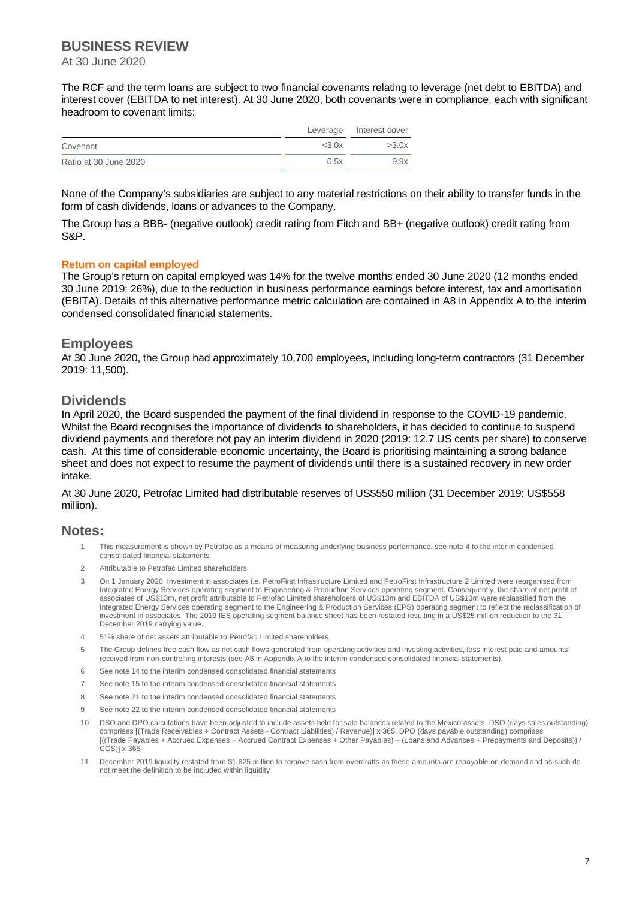# BUSINESS REVIEW

At 30 June 2020

The RCF and the term loans are subject to two financial covenants relating to leverage (net debt to EBITDA) and interest cover (EBITDA to net interest). At 30 June 2020, both covenants were in compliance, each with significant headroom to covenant limits:

| | Leverage | Interest cover |
|---|---|---|
| Covenant | <3.0x | >3.0x |
| Ratio at 30 June 2020 | 0.5x | 9.9x |

None of the Company's subsidiaries are subject to any material restrictions on their ability to transfer funds in the form of cash dividends, loans or advances to the Company.

The Group has a BBB- (negative outlook) credit rating from Fitch and BB+ (negative outlook) credit rating from S&P.

### Return on capital employed

The Group's return on capital employed was 14% for the twelve months ended 30 June 2020 (12 months ended 30 June 2019: 26%), due to the reduction in business performance earnings before interest, tax and amortisation (EBITA). Details of this alternative performance metric calculation are contained in A8 in Appendix A to the interim condensed consolidated financial statements.

## Employees

At 30 June 2020, the Group had approximately 10,700 employees, including long-term contractors (31 December 2019: 11,500).

## Dividends

In April 2020, the Board suspended the payment of the final dividend in response to the COVID-19 pandemic. Whilst the Board recognises the importance of dividends to shareholders, it has decided to continue to suspend dividend payments and therefore not pay an interim dividend in 2020 (2019: 12.7 US cents per share) to conserve cash. At this time of considerable economic uncertainty, the Board is prioritising maintaining a strong balance sheet and does not expect to resume the payment of dividends until there is a sustained recovery in new order intake.

At 30 June 2020, Petrofac Limited had distributable reserves of US$550 million (31 December 2019: US$558 million).

## Notes:

1. This measurement is shown by Petrofac as a means of measuring underlying business performance, see note 4 to the interim condensed consolidated financial statements
2. Attributable to Petrofac Limited shareholders
3. On 1 January 2020, investment in associates i.e. PetroFirst Infrastructure Limited and PetroFirst Infrastructure 2 Limited were reorganised from Integrated Energy Services operating segment to Engineering & Production Services operating segment. Consequently, the share of net profit of associates of US$13m, net profit attributable to Petrofac Limited shareholders of US$13m and EBITDA of US$13m were reclassified from the Integrated Energy Services operating segment to the Engineering & Production Services (EPS) operating segment to reflect the reclassification of investment in associates. The 2019 IES operating segment balance sheet has been restated resulting in a US$25 million reduction to the 31 December 2019 carrying value.
4. 51% share of net assets attributable to Petrofac Limited shareholders
5. The Group defines free cash flow as net cash flows generated from operating activities and investing activities, less interest paid and amounts received from non-controlling interests (see A6 in Appendix A to the interim condensed consolidated financial statements).
6. See note 14 to the interim condensed consolidated financial statements
7. See note 15 to the interim condensed consolidated financial statements
8. See note 21 to the interim condensed consolidated financial statements
9. See note 22 to the interim condensed consolidated financial statements
10. DSO and DPO calculations have been adjusted to include assets held for sale balances related to the Mexico assets. DSO (days sales outstanding) comprises [(Trade Receivables + Contract Assets - Contract Liabilities) / Revenue)] x 365. DPO (days payable outstanding) comprises [((Trade Payables + Accrued Expenses + Accrued Contract Expenses + Other Payables) – (Loans and Advances + Prepayments and Deposits)) / COS)] x 365
11. December 2019 liquidity restated from $1,625 million to remove cash from overdrafts as these amounts are repayable on demand and as such do not meet the definition to be included within liquidity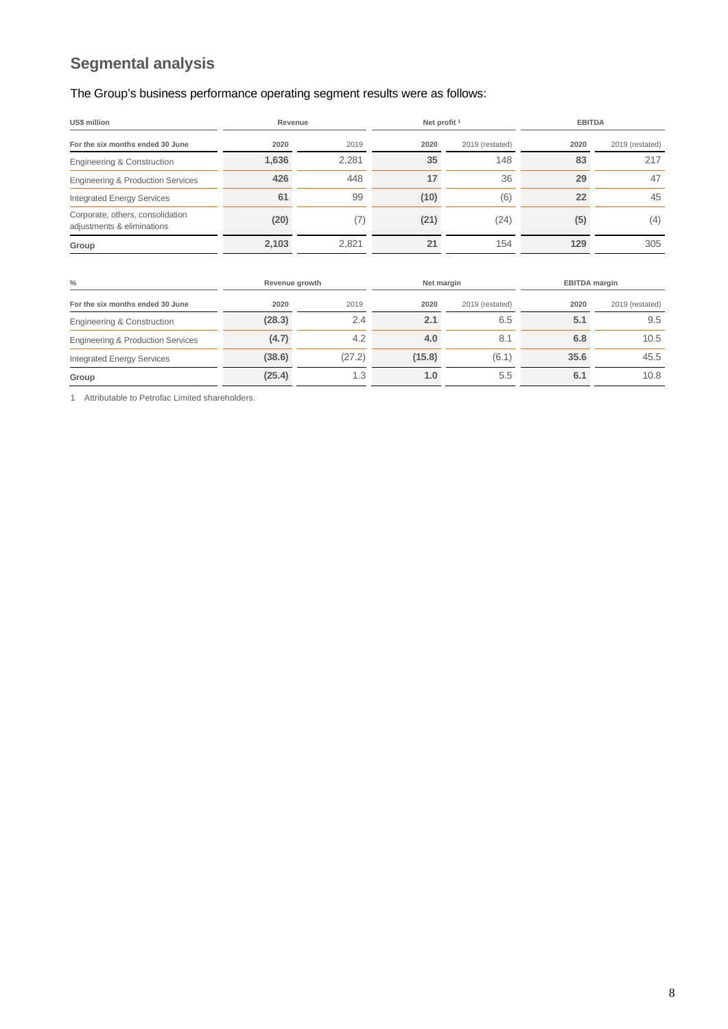## Segmental analysis

The Group's business performance operating segment results were as follows:

| US$ million | Revenue | | Net profit [1] | | EBITDA | |
|---|---|---|---|---|---|---|
| For the six months ended 30 June | 2020 | 2019 | 2020 | 2019 (restated) | 2020 | 2019 (restated) |
| Engineering & Construction | **1,636** | 2,281 | **35** | 148 | **83** | 217 |
| Engineering & Production Services | **426** | 448 | **17** | 36 | **29** | 47 |
| Integrated Energy Services | **61** | 99 | **(10)** | (6) | **22** | 45 |
| Corporate, others, consolidation adjustments & eliminations | **(20)** | (7) | **(21)** | (24) | **(5)** | (4) |
| **Group** | **2,103** | 2,821 | **21** | 154 | **129** | 305 |

| % | Revenue growth | | Net margin | | EBITDA margin | |
|---|---|---|---|---|---|---|
| For the six months ended 30 June | 2020 | 2019 | 2020 | 2019 (restated) | 2020 | 2019 (restated) |
| Engineering & Construction | **(28.3)** | 2.4 | **2.1** | 6.5 | **5.1** | 9.5 |
| Engineering & Production Services | **(4.7)** | 4.2 | **4.0** | 8.1 | **6.8** | 10.5 |
| Integrated Energy Services | **(38.6)** | (27.2) | **(15.8)** | (6.1) | **35.6** | 45.5 |
| **Group** | **(25.4)** | 1.3 | **1.0** | 5.5 | **6.1** | 10.8 |

1 Attributable to Petrofac Limited shareholders.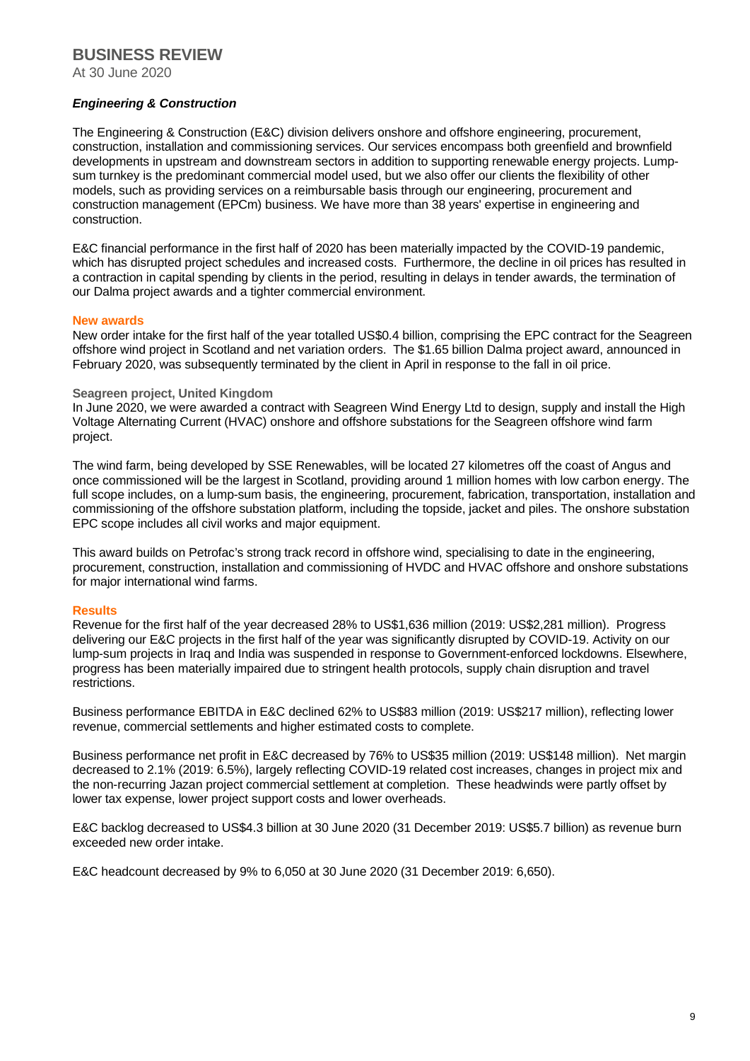# BUSINESS REVIEW

At 30 June 2020

### *Engineering & Construction*

The Engineering & Construction (E&C) division delivers onshore and offshore engineering, procurement, construction, installation and commissioning services. Our services encompass both greenfield and brownfield developments in upstream and downstream sectors in addition to supporting renewable energy projects. Lump-sum turnkey is the predominant commercial model used, but we also offer our clients the flexibility of other models, such as providing services on a reimbursable basis through our engineering, procurement and construction management (EPCm) business. We have more than 38 years' expertise in engineering and construction.

E&C financial performance in the first half of 2020 has been materially impacted by the COVID-19 pandemic, which has disrupted project schedules and increased costs. Furthermore, the decline in oil prices has resulted in a contraction in capital spending by clients in the period, resulting in delays in tender awards, the termination of our Dalma project awards and a tighter commercial environment.

#### New awards

New order intake for the first half of the year totalled US$0.4 billion, comprising the EPC contract for the Seagreen offshore wind project in Scotland and net variation orders. The $1.65 billion Dalma project award, announced in February 2020, was subsequently terminated by the client in April in response to the fall in oil price.

##### Seagreen project, United Kingdom

In June 2020, we were awarded a contract with Seagreen Wind Energy Ltd to design, supply and install the High Voltage Alternating Current (HVAC) onshore and offshore substations for the Seagreen offshore wind farm project.

The wind farm, being developed by SSE Renewables, will be located 27 kilometres off the coast of Angus and once commissioned will be the largest in Scotland, providing around 1 million homes with low carbon energy. The full scope includes, on a lump-sum basis, the engineering, procurement, fabrication, transportation, installation and commissioning of the offshore substation platform, including the topside, jacket and piles. The onshore substation EPC scope includes all civil works and major equipment.

This award builds on Petrofac's strong track record in offshore wind, specialising to date in the engineering, procurement, construction, installation and commissioning of HVDC and HVAC offshore and onshore substations for major international wind farms.

#### Results

Revenue for the first half of the year decreased 28% to US$1,636 million (2019: US$2,281 million). Progress delivering our E&C projects in the first half of the year was significantly disrupted by COVID-19. Activity on our lump-sum projects in Iraq and India was suspended in response to Government-enforced lockdowns. Elsewhere, progress has been materially impaired due to stringent health protocols, supply chain disruption and travel restrictions.

Business performance EBITDA in E&C declined 62% to US$83 million (2019: US$217 million), reflecting lower revenue, commercial settlements and higher estimated costs to complete.

Business performance net profit in E&C decreased by 76% to US$35 million (2019: US$148 million). Net margin decreased to 2.1% (2019: 6.5%), largely reflecting COVID-19 related cost increases, changes in project mix and the non-recurring Jazan project commercial settlement at completion. These headwinds were partly offset by lower tax expense, lower project support costs and lower overheads.

E&C backlog decreased to US$4.3 billion at 30 June 2020 (31 December 2019: US$5.7 billion) as revenue burn exceeded new order intake.

E&C headcount decreased by 9% to 6,050 at 30 June 2020 (31 December 2019: 6,650).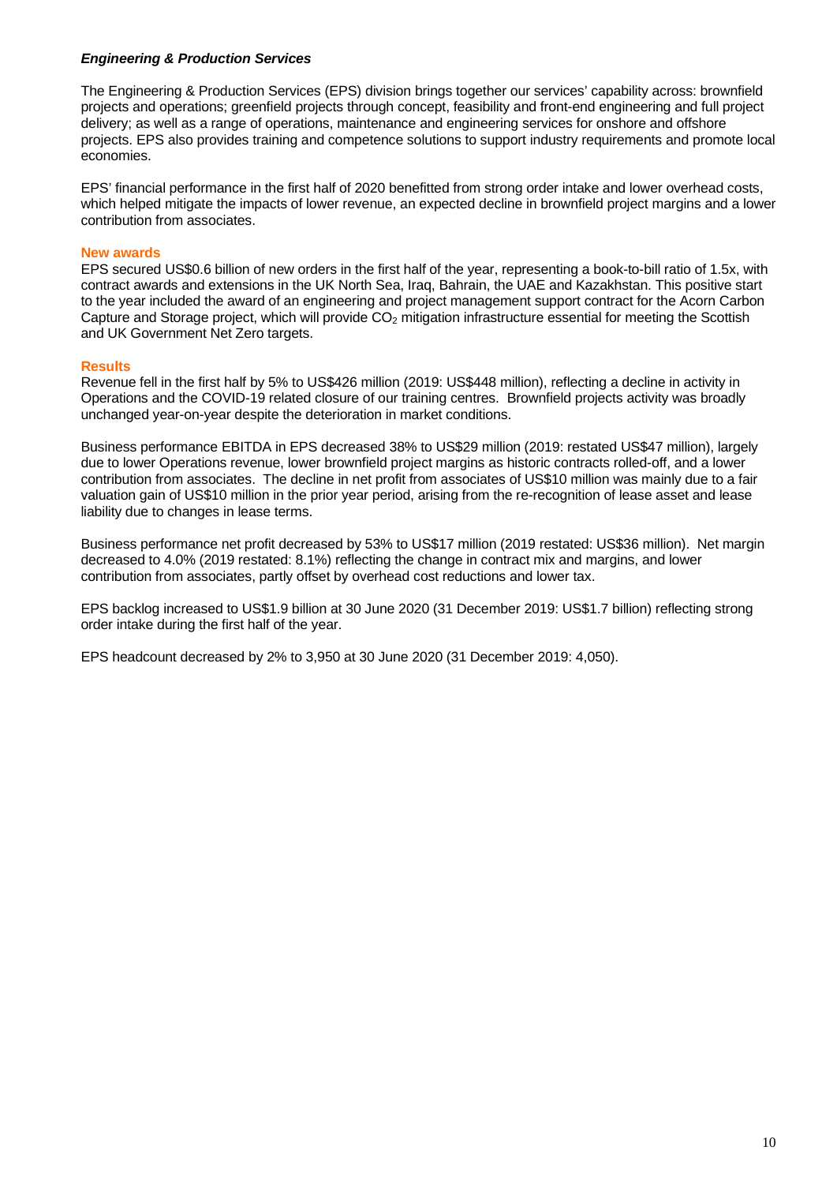***Engineering & Production Services***

The Engineering & Production Services (EPS) division brings together our services' capability across: brownfield projects and operations; greenfield projects through concept, feasibility and front-end engineering and full project delivery; as well as a range of operations, maintenance and engineering services for onshore and offshore projects. EPS also provides training and competence solutions to support industry requirements and promote local economies.

EPS' financial performance in the first half of 2020 benefitted from strong order intake and lower overhead costs, which helped mitigate the impacts of lower revenue, an expected decline in brownfield project margins and a lower contribution from associates.

**New awards**

EPS secured US$0.6 billion of new orders in the first half of the year, representing a book-to-bill ratio of 1.5x, with contract awards and extensions in the UK North Sea, Iraq, Bahrain, the UAE and Kazakhstan. This positive start to the year included the award of an engineering and project management support contract for the Acorn Carbon Capture and Storage project, which will provide $CO_2$ mitigation infrastructure essential for meeting the Scottish and UK Government Net Zero targets.

**Results**

Revenue fell in the first half by 5% to US$426 million (2019: US$448 million), reflecting a decline in activity in Operations and the COVID-19 related closure of our training centres. Brownfield projects activity was broadly unchanged year-on-year despite the deterioration in market conditions.

Business performance EBITDA in EPS decreased 38% to US$29 million (2019: restated US$47 million), largely due to lower Operations revenue, lower brownfield project margins as historic contracts rolled-off, and a lower contribution from associates. The decline in net profit from associates of US$10 million was mainly due to a fair valuation gain of US$10 million in the prior year period, arising from the re-recognition of lease asset and lease liability due to changes in lease terms.

Business performance net profit decreased by 53% to US$17 million (2019 restated: US$36 million). Net margin decreased to 4.0% (2019 restated: 8.1%) reflecting the change in contract mix and margins, and lower contribution from associates, partly offset by overhead cost reductions and lower tax.

EPS backlog increased to US$1.9 billion at 30 June 2020 (31 December 2019: US$1.7 billion) reflecting strong order intake during the first half of the year.

EPS headcount decreased by 2% to 3,950 at 30 June 2020 (31 December 2019: 4,050).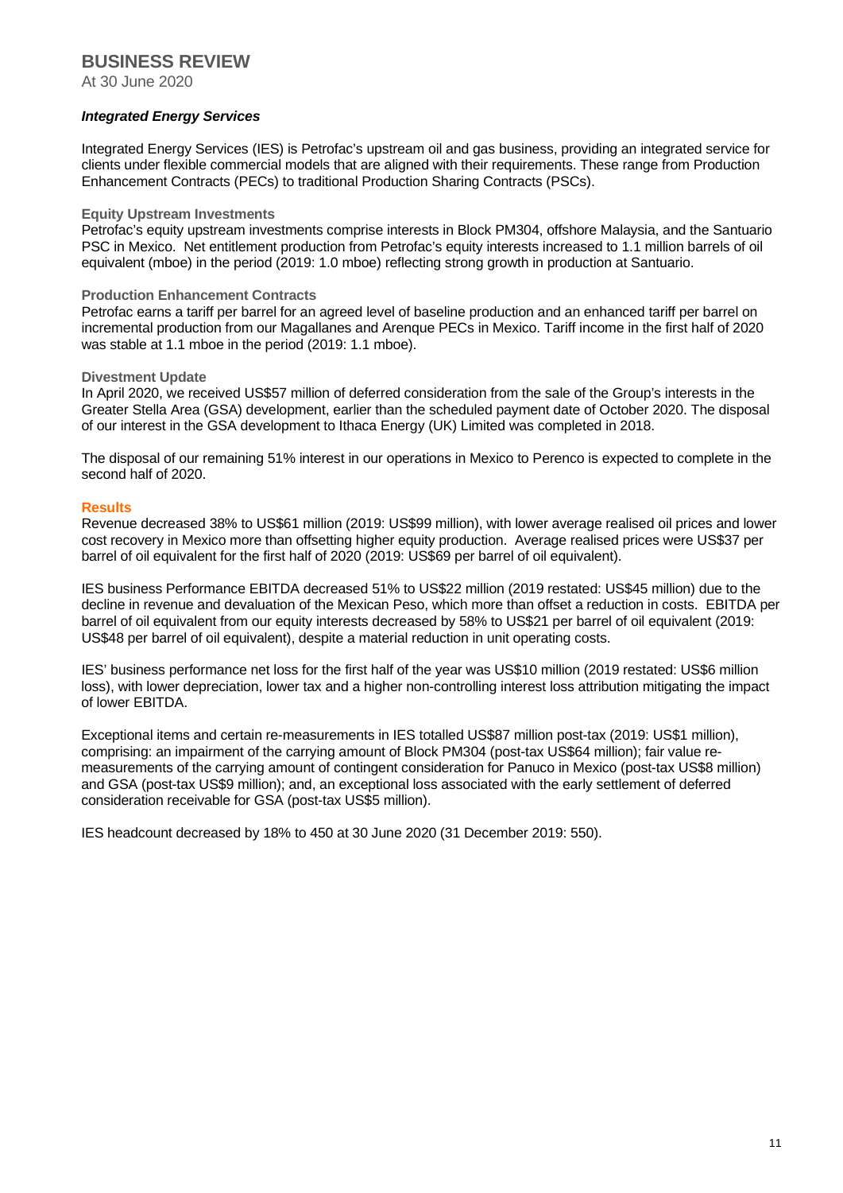# BUSINESS REVIEW

At 30 June 2020

## *Integrated Energy Services*

Integrated Energy Services (IES) is Petrofac's upstream oil and gas business, providing an integrated service for clients under flexible commercial models that are aligned with their requirements. These range from Production Enhancement Contracts (PECs) to traditional Production Sharing Contracts (PSCs).

### Equity Upstream Investments

Petrofac's equity upstream investments comprise interests in Block PM304, offshore Malaysia, and the Santuario PSC in Mexico. Net entitlement production from Petrofac's equity interests increased to 1.1 million barrels of oil equivalent (mboe) in the period (2019: 1.0 mboe) reflecting strong growth in production at Santuario.

### Production Enhancement Contracts

Petrofac earns a tariff per barrel for an agreed level of baseline production and an enhanced tariff per barrel on incremental production from our Magallanes and Arenque PECs in Mexico. Tariff income in the first half of 2020 was stable at 1.1 mboe in the period (2019: 1.1 mboe).

### Divestment Update

In April 2020, we received US$57 million of deferred consideration from the sale of the Group's interests in the Greater Stella Area (GSA) development, earlier than the scheduled payment date of October 2020. The disposal of our interest in the GSA development to Ithaca Energy (UK) Limited was completed in 2018.

The disposal of our remaining 51% interest in our operations in Mexico to Perenco is expected to complete in the second half of 2020.

### Results

Revenue decreased 38% to US$61 million (2019: US$99 million), with lower average realised oil prices and lower cost recovery in Mexico more than offsetting higher equity production. Average realised prices were US$37 per barrel of oil equivalent for the first half of 2020 (2019: US$69 per barrel of oil equivalent).

IES business Performance EBITDA decreased 51% to US$22 million (2019 restated: US$45 million) due to the decline in revenue and devaluation of the Mexican Peso, which more than offset a reduction in costs. EBITDA per barrel of oil equivalent from our equity interests decreased by 58% to US$21 per barrel of oil equivalent (2019: US$48 per barrel of oil equivalent), despite a material reduction in unit operating costs.

IES' business performance net loss for the first half of the year was US$10 million (2019 restated: US$6 million loss), with lower depreciation, lower tax and a higher non-controlling interest loss attribution mitigating the impact of lower EBITDA.

Exceptional items and certain re-measurements in IES totalled US$87 million post-tax (2019: US$1 million), comprising: an impairment of the carrying amount of Block PM304 (post-tax US$64 million); fair value re-measurements of the carrying amount of contingent consideration for Panuco in Mexico (post-tax US$8 million) and GSA (post-tax US$9 million); and, an exceptional loss associated with the early settlement of deferred consideration receivable for GSA (post-tax US$5 million).

IES headcount decreased by 18% to 450 at 30 June 2020 (31 December 2019: 550).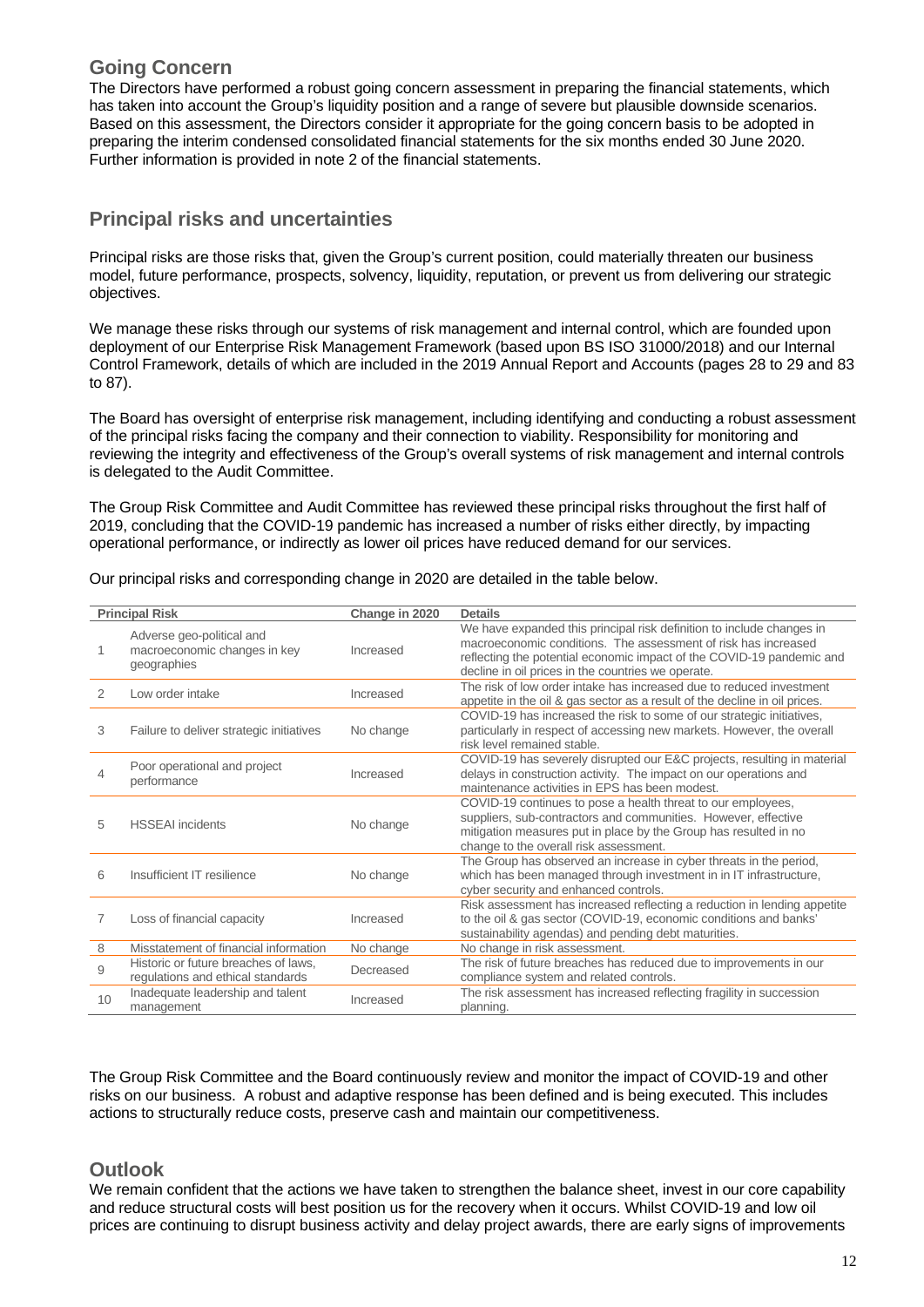## Going Concern

The Directors have performed a robust going concern assessment in preparing the financial statements, which has taken into account the Group's liquidity position and a range of severe but plausible downside scenarios. Based on this assessment, the Directors consider it appropriate for the going concern basis to be adopted in preparing the interim condensed consolidated financial statements for the six months ended 30 June 2020. Further information is provided in note 2 of the financial statements.

## Principal risks and uncertainties

Principal risks are those risks that, given the Group's current position, could materially threaten our business model, future performance, prospects, solvency, liquidity, reputation, or prevent us from delivering our strategic objectives.

We manage these risks through our systems of risk management and internal control, which are founded upon deployment of our Enterprise Risk Management Framework (based upon BS ISO 31000/2018) and our Internal Control Framework, details of which are included in the 2019 Annual Report and Accounts (pages 28 to 29 and 83 to 87).

The Board has oversight of enterprise risk management, including identifying and conducting a robust assessment of the principal risks facing the company and their connection to viability. Responsibility for monitoring and reviewing the integrity and effectiveness of the Group's overall systems of risk management and internal controls is delegated to the Audit Committee.

The Group Risk Committee and Audit Committee has reviewed these principal risks throughout the first half of 2019, concluding that the COVID-19 pandemic has increased a number of risks either directly, by impacting operational performance, or indirectly as lower oil prices have reduced demand for our services.

Our principal risks and corresponding change in 2020 are detailed in the table below.

| | Principal Risk | Change in 2020 | Details |
|---|---|---|---|
| 1 | Adverse geo-political and macroeconomic changes in key geographies | Increased | We have expanded this principal risk definition to include changes in macroeconomic conditions. The assessment of risk has increased reflecting the potential economic impact of the COVID-19 pandemic and decline in oil prices in the countries we operate. |
| 2 | Low order intake | Increased | The risk of low order intake has increased due to reduced investment appetite in the oil & gas sector as a result of the decline in oil prices. |
| 3 | Failure to deliver strategic initiatives | No change | COVID-19 has increased the risk to some of our strategic initiatives, particularly in respect of accessing new markets. However, the overall risk level remained stable. |
| 4 | Poor operational and project performance | Increased | COVID-19 has severely disrupted our E&C projects, resulting in material delays in construction activity. The impact on our operations and maintenance activities in EPS has been modest. |
| 5 | HSSEAI incidents | No change | COVID-19 continues to pose a health threat to our employees, suppliers, sub-contractors and communities. However, effective mitigation measures put in place by the Group has resulted in no change to the overall risk assessment. |
| 6 | Insufficient IT resilience | No change | The Group has observed an increase in cyber threats in the period, which has been managed through investment in in IT infrastructure, cyber security and enhanced controls. |
| 7 | Loss of financial capacity | Increased | Risk assessment has increased reflecting a reduction in lending appetite to the oil & gas sector (COVID-19, economic conditions and banks' sustainability agendas) and pending debt maturities. |
| 8 | Misstatement of financial information | No change | No change in risk assessment. |
| 9 | Historic or future breaches of laws, regulations and ethical standards | Decreased | The risk of future breaches has reduced due to improvements in our compliance system and related controls. |
| 10 | Inadequate leadership and talent management | Increased | The risk assessment has increased reflecting fragility in succession planning. |

The Group Risk Committee and the Board continuously review and monitor the impact of COVID-19 and other risks on our business. A robust and adaptive response has been defined and is being executed. This includes actions to structurally reduce costs, preserve cash and maintain our competitiveness.

## Outlook

We remain confident that the actions we have taken to strengthen the balance sheet, invest in our core capability and reduce structural costs will best position us for the recovery when it occurs. Whilst COVID-19 and low oil prices are continuing to disrupt business activity and delay project awards, there are early signs of improvements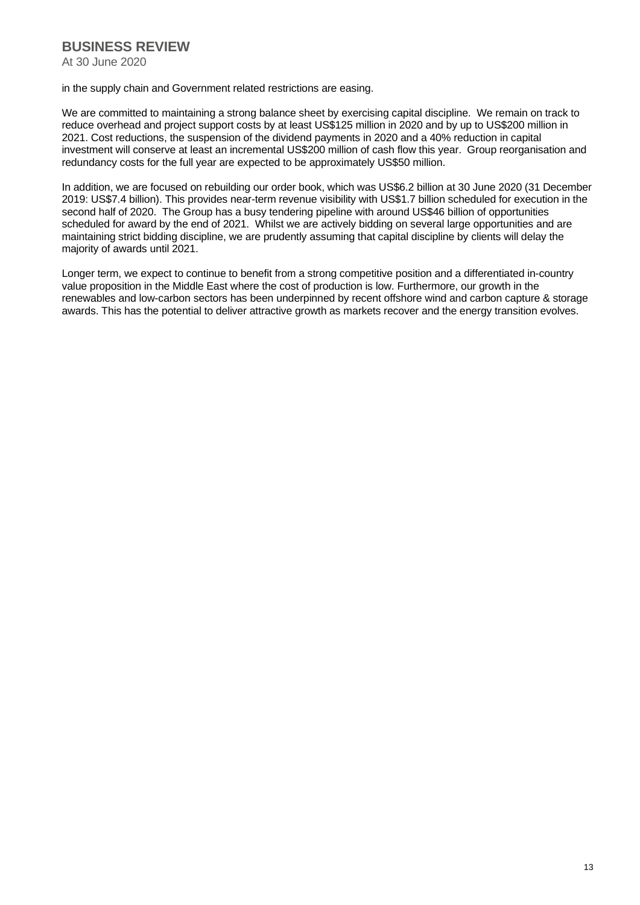in the supply chain and Government related restrictions are easing.

We are committed to maintaining a strong balance sheet by exercising capital discipline. We remain on track to reduce overhead and project support costs by at least US$125 million in 2020 and by up to US$200 million in 2021. Cost reductions, the suspension of the dividend payments in 2020 and a 40% reduction in capital investment will conserve at least an incremental US$200 million of cash flow this year. Group reorganisation and redundancy costs for the full year are expected to be approximately US$50 million.

In addition, we are focused on rebuilding our order book, which was US$6.2 billion at 30 June 2020 (31 December 2019: US$7.4 billion). This provides near-term revenue visibility with US$1.7 billion scheduled for execution in the second half of 2020. The Group has a busy tendering pipeline with around US$46 billion of opportunities scheduled for award by the end of 2021. Whilst we are actively bidding on several large opportunities and are maintaining strict bidding discipline, we are prudently assuming that capital discipline by clients will delay the majority of awards until 2021.

Longer term, we expect to continue to benefit from a strong competitive position and a differentiated in-country value proposition in the Middle East where the cost of production is low. Furthermore, our growth in the renewables and low-carbon sectors has been underpinned by recent offshore wind and carbon capture & storage awards. This has the potential to deliver attractive growth as markets recover and the energy transition evolves.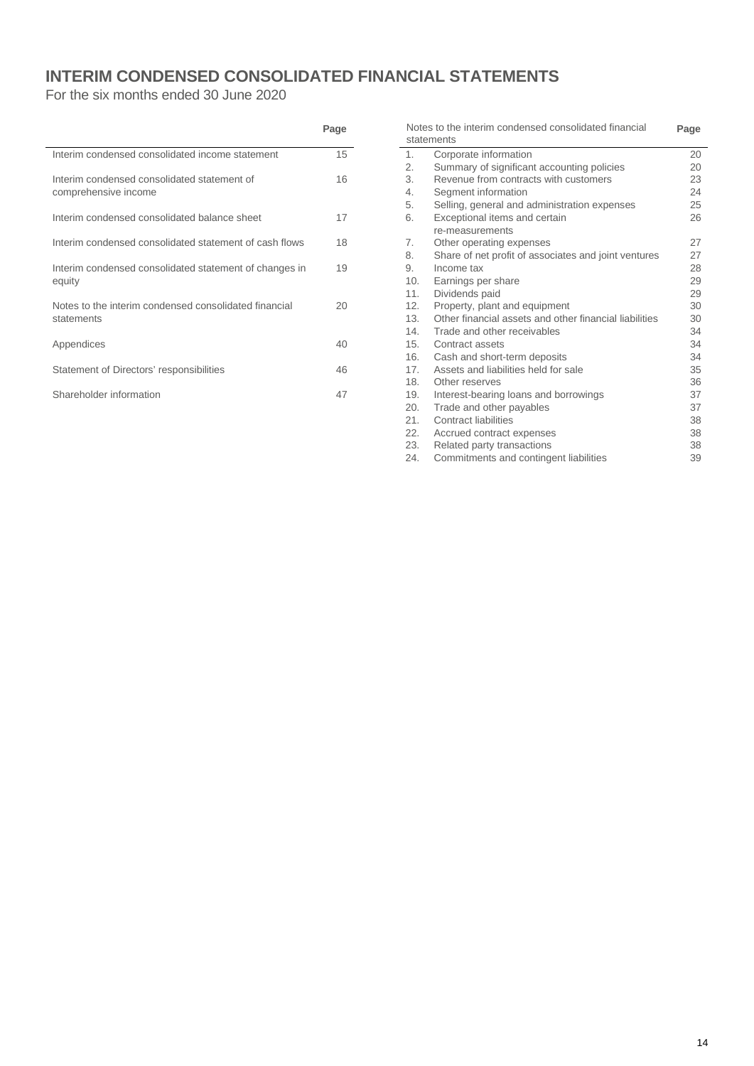# INTERIM CONDENSED CONSOLIDATED FINANCIAL STATEMENTS

For the six months ended 30 June 2020

| | Page |
|---|---|
| Interim condensed consolidated income statement | 15 |
| Interim condensed consolidated statement of comprehensive income | 16 |
| Interim condensed consolidated balance sheet | 17 |
| Interim condensed consolidated statement of cash flows | 18 |
| Interim condensed consolidated statement of changes in equity | 19 |
| Notes to the interim condensed consolidated financial statements | 20 |
| Appendices | 40 |
| Statement of Directors' responsibilities | 46 |
| Shareholder information | 47 |

| Notes to the interim condensed consolidated financial statements | | Page |
|---|---|---|
| 1. | Corporate information | 20 |
| 2. | Summary of significant accounting policies | 20 |
| 3. | Revenue from contracts with customers | 23 |
| 4. | Segment information | 24 |
| 5. | Selling, general and administration expenses | 25 |
| 6. | Exceptional items and certain re-measurements | 26 |
| 7. | Other operating expenses | 27 |
| 8. | Share of net profit of associates and joint ventures | 27 |
| 9. | Income tax | 28 |
| 10. | Earnings per share | 29 |
| 11. | Dividends paid | 29 |
| 12. | Property, plant and equipment | 30 |
| 13. | Other financial assets and other financial liabilities | 30 |
| 14. | Trade and other receivables | 34 |
| 15. | Contract assets | 34 |
| 16. | Cash and short-term deposits | 34 |
| 17. | Assets and liabilities held for sale | 35 |
| 18. | Other reserves | 36 |
| 19. | Interest-bearing loans and borrowings | 37 |
| 20. | Trade and other payables | 37 |
| 21. | Contract liabilities | 38 |
| 22. | Accrued contract expenses | 38 |
| 23. | Related party transactions | 38 |
| 24. | Commitments and contingent liabilities | 39 |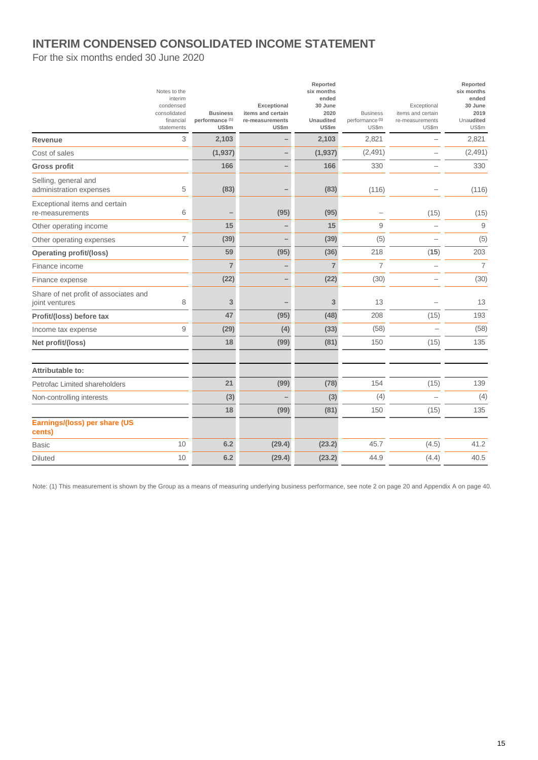# INTERIM CONDENSED CONSOLIDATED INCOME STATEMENT

For the six months ended 30 June 2020

| | Notes to the interim condensed consolidated financial statements | Business performance (1) US$m | Exceptional items and certain re-measurements US$m | Reported six months ended 30 June 2020 Unaudited US$m | Business performance (1) US$m | Exceptional items and certain re-measurements US$m | Reported six months ended 30 June 2019 Unaudited US$m |
|---|---|---|---|---|---|---|---|
| **Revenue** | 3 | **2,103** | **–** | **2,103** | 2,821 | – | 2,821 |
| Cost of sales | | **(1,937)** | **–** | **(1,937)** | (2,491) | – | (2,491) |
| **Gross profit** | | **166** | **–** | **166** | 330 | – | 330 |
| Selling, general and administration expenses | 5 | **(83)** | **–** | **(83)** | (116) | – | (116) |
| Exceptional items and certain re-measurements | 6 | **–** | **(95)** | **(95)** | – | (15) | (15) |
| Other operating income | | **15** | **–** | **15** | 9 | – | 9 |
| Other operating expenses | 7 | **(39)** | **–** | **(39)** | (5) | – | (5) |
| **Operating profit/(loss)** | | **59** | **(95)** | **(36)** | 218 | (15) | 203 |
| Finance income | | **7** | **–** | **7** | 7 | – | 7 |
| Finance expense | | **(22)** | **–** | **(22)** | (30) | – | (30) |
| Share of net profit of associates and joint ventures | 8 | **3** | **–** | **3** | 13 | – | 13 |
| **Profit/(loss) before tax** | | **47** | **(95)** | **(48)** | 208 | (15) | 193 |
| Income tax expense | 9 | **(29)** | **(4)** | **(33)** | (58) | – | (58) |
| **Net profit/(loss)** | | **18** | **(99)** | **(81)** | 150 | (15) | 135 |
| | | | | | | | |
| **Attributable to:** | | | | | | | |
| Petrofac Limited shareholders | | **21** | **(99)** | **(78)** | 154 | (15) | 139 |
| Non-controlling interests | | **(3)** | **–** | **(3)** | (4) | – | (4) |
| | | **18** | **(99)** | **(81)** | 150 | (15) | 135 |
| **Earnings/(loss) per share (US cents)** | | | | | | | |
| Basic | 10 | **6.2** | **(29.4)** | **(23.2)** | 45.7 | (4.5) | 41.2 |
| Diluted | 10 | **6.2** | **(29.4)** | **(23.2)** | 44.9 | (4.4) | 40.5 |

Note: (1) This measurement is shown by the Group as a means of measuring underlying business performance, see note 2 on page 20 and Appendix A on page 40.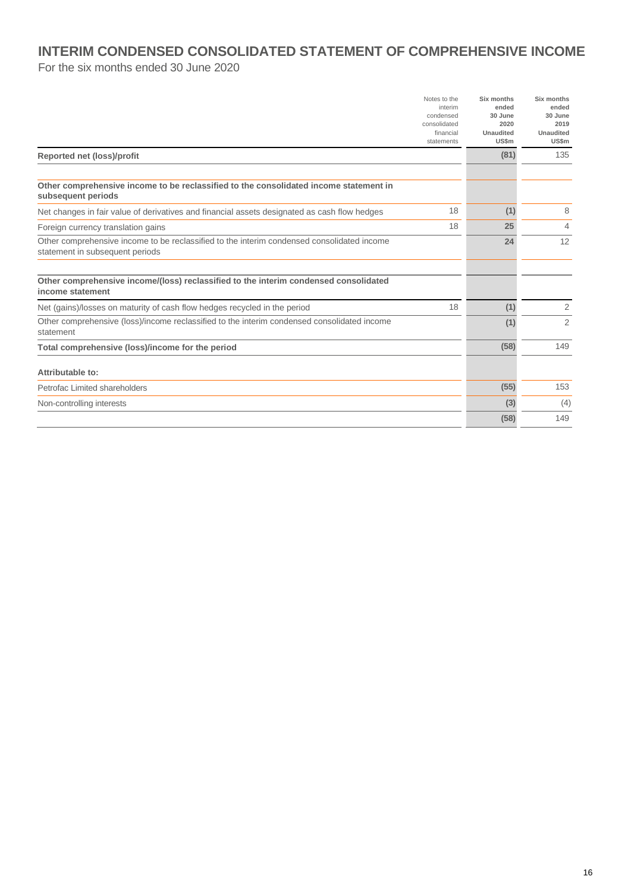# INTERIM CONDENSED CONSOLIDATED STATEMENT OF COMPREHENSIVE INCOME

For the six months ended 30 June 2020

| | Notes to the interim condensed consolidated financial statements | Six months ended 30 June 2020 Unaudited US$m | Six months ended 30 June 2019 Unaudited US$m |
|---|---|---|---|
| **Reported net (loss)/profit** | | **(81)** | 135 |
| **Other comprehensive income to be reclassified to the consolidated income statement in subsequent periods** | | | |
| Net changes in fair value of derivatives and financial assets designated as cash flow hedges | 18 | **(1)** | 8 |
| Foreign currency translation gains | 18 | **25** | 4 |
| Other comprehensive income to be reclassified to the interim condensed consolidated income statement in subsequent periods | | **24** | 12 |
| **Other comprehensive income/(loss) reclassified to the interim condensed consolidated income statement** | | | |
| Net (gains)/losses on maturity of cash flow hedges recycled in the period | 18 | **(1)** | 2 |
| Other comprehensive (loss)/income reclassified to the interim condensed consolidated income statement | | **(1)** | 2 |
| **Total comprehensive (loss)/income for the period** | | **(58)** | 149 |
| **Attributable to:** | | | |
| Petrofac Limited shareholders | | **(55)** | 153 |
| Non-controlling interests | | **(3)** | (4) |
| | | **(58)** | 149 |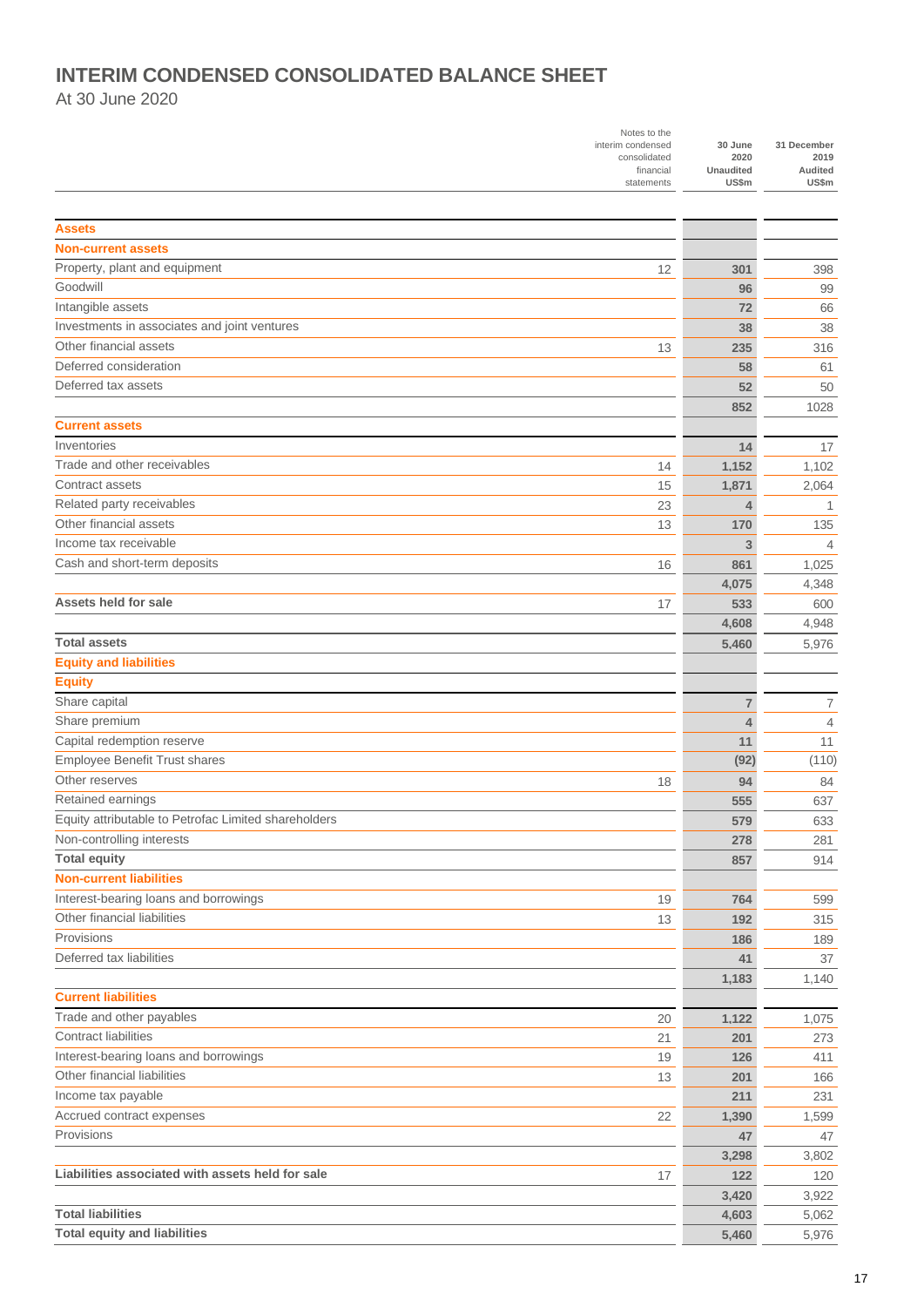# INTERIM CONDENSED CONSOLIDATED BALANCE SHEET

At 30 June 2020

| | Notes to the interim condensed consolidated financial statements | 30 June 2020 Unaudited US\$m | 31 December 2019 Audited US\$m |
|---|---|---|---|
| **Assets** | | | |
| **Non-current assets** | | | |
| Property, plant and equipment | 12 | 301 | 398 |
| Goodwill | | 96 | 99 |
| Intangible assets | | 72 | 66 |
| Investments in associates and joint ventures | | 38 | 38 |
| Other financial assets | 13 | 235 | 316 |
| Deferred consideration | | 58 | 61 |
| Deferred tax assets | | 52 | 50 |
| | | 852 | 1028 |
| **Current assets** | | | |
| Inventories | | 14 | 17 |
| Trade and other receivables | 14 | 1,152 | 1,102 |
| Contract assets | 15 | 1,871 | 2,064 |
| Related party receivables | 23 | 4 | 1 |
| Other financial assets | 13 | 170 | 135 |
| Income tax receivable | | 3 | 4 |
| Cash and short-term deposits | 16 | 861 | 1,025 |
| | | 4,075 | 4,348 |
| **Assets held for sale** | 17 | 533 | 600 |
| | | 4,608 | 4,948 |
| **Total assets** | | 5,460 | 5,976 |
| **Equity and liabilities** | | | |
| **Equity** | | | |
| Share capital | | 7 | 7 |
| Share premium | | 4 | 4 |
| Capital redemption reserve | | 11 | 11 |
| Employee Benefit Trust shares | | (92) | (110) |
| Other reserves | 18 | 94 | 84 |
| Retained earnings | | 555 | 637 |
| Equity attributable to Petrofac Limited shareholders | | 579 | 633 |
| Non-controlling interests | | 278 | 281 |
| **Total equity** | | 857 | 914 |
| **Non-current liabilities** | | | |
| Interest-bearing loans and borrowings | 19 | 764 | 599 |
| Other financial liabilities | 13 | 192 | 315 |
| Provisions | | 186 | 189 |
| Deferred tax liabilities | | 41 | 37 |
| | | 1,183 | 1,140 |
| **Current liabilities** | | | |
| Trade and other payables | 20 | 1,122 | 1,075 |
| Contract liabilities | 21 | 201 | 273 |
| Interest-bearing loans and borrowings | 19 | 126 | 411 |
| Other financial liabilities | 13 | 201 | 166 |
| Income tax payable | | 211 | 231 |
| Accrued contract expenses | 22 | 1,390 | 1,599 |
| Provisions | | 47 | 47 |
| | | 3,298 | 3,802 |
| **Liabilities associated with assets held for sale** | 17 | 122 | 120 |
| | | 3,420 | 3,922 |
| **Total liabilities** | | 4,603 | 5,062 |
| **Total equity and liabilities** | | 5,460 | 5,976 |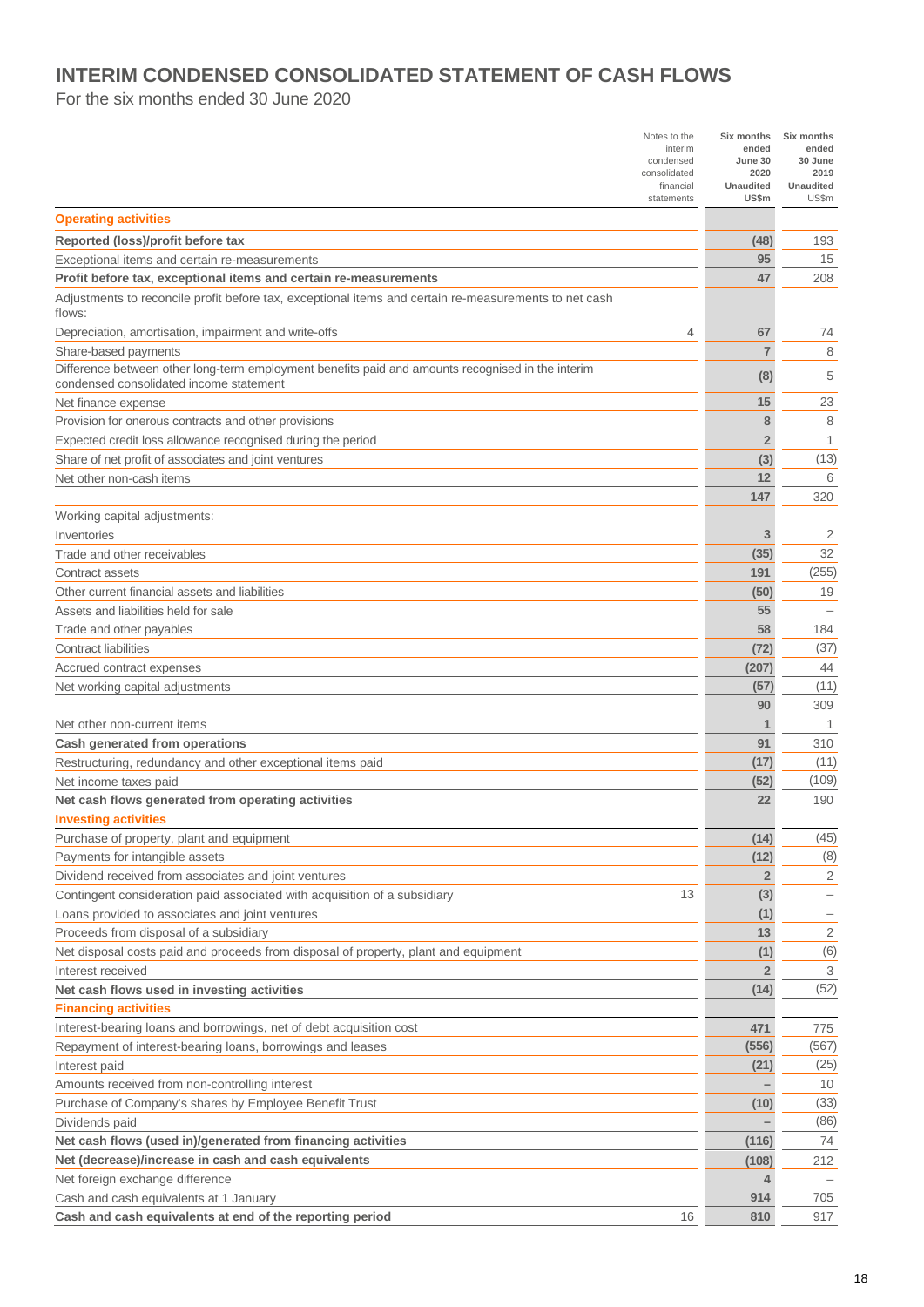# INTERIM CONDENSED CONSOLIDATED STATEMENT OF CASH FLOWS

For the six months ended 30 June 2020

| | Notes to the interim condensed consolidated financial statements | Six months ended June 30 2020 Unaudited US$m | Six months ended 30 June 2019 Unaudited US$m |
|---|---|---|---|
| **Operating activities** | | | |
| **Reported (loss)/profit before tax** | | **(48)** | 193 |
| Exceptional items and certain re-measurements | | **95** | 15 |
| **Profit before tax, exceptional items and certain re-measurements** | | **47** | 208 |
| Adjustments to reconcile profit before tax, exceptional items and certain re-measurements to net cash flows: | | | |
| Depreciation, amortisation, impairment and write-offs | 4 | **67** | 74 |
| Share-based payments | | **7** | 8 |
| Difference between other long-term employment benefits paid and amounts recognised in the interim condensed consolidated income statement | | **(8)** | 5 |
| Net finance expense | | **15** | 23 |
| Provision for onerous contracts and other provisions | | **8** | 8 |
| Expected credit loss allowance recognised during the period | | **2** | 1 |
| Share of net profit of associates and joint ventures | | **(3)** | (13) |
| Net other non-cash items | | **12** | 6 |
| | | **147** | 320 |
| Working capital adjustments: | | | |
| Inventories | | **3** | 2 |
| Trade and other receivables | | **(35)** | 32 |
| Contract assets | | **191** | (255) |
| Other current financial assets and liabilities | | **(50)** | 19 |
| Assets and liabilities held for sale | | **55** | – |
| Trade and other payables | | **58** | 184 |
| Contract liabilities | | **(72)** | (37) |
| Accrued contract expenses | | **(207)** | 44 |
| Net working capital adjustments | | **(57)** | (11) |
| | | **90** | 309 |
| Net other non-current items | | **1** | 1 |
| **Cash generated from operations** | | **91** | 310 |
| Restructuring, redundancy and other exceptional items paid | | **(17)** | (11) |
| Net income taxes paid | | **(52)** | (109) |
| **Net cash flows generated from operating activities** | | **22** | 190 |
| **Investing activities** | | | |
| Purchase of property, plant and equipment | | **(14)** | (45) |
| Payments for intangible assets | | **(12)** | (8) |
| Dividend received from associates and joint ventures | | **2** | 2 |
| Contingent consideration paid associated with acquisition of a subsidiary | 13 | **(3)** | – |
| Loans provided to associates and joint ventures | | **(1)** | – |
| Proceeds from disposal of a subsidiary | | **13** | 2 |
| Net disposal costs paid and proceeds from disposal of property, plant and equipment | | **(1)** | (6) |
| Interest received | | **2** | 3 |
| **Net cash flows used in investing activities** | | **(14)** | (52) |
| **Financing activities** | | | |
| Interest-bearing loans and borrowings, net of debt acquisition cost | | **471** | 775 |
| Repayment of interest-bearing loans, borrowings and leases | | **(556)** | (567) |
| Interest paid | | **(21)** | (25) |
| Amounts received from non-controlling interest | | **–** | 10 |
| Purchase of Company's shares by Employee Benefit Trust | | **(10)** | (33) |
| Dividends paid | | **–** | (86) |
| **Net cash flows (used in)/generated from financing activities** | | **(116)** | 74 |
| **Net (decrease)/increase in cash and cash equivalents** | | **(108)** | 212 |
| Net foreign exchange difference | | **4** | – |
| Cash and cash equivalents at 1 January | | **914** | 705 |
| **Cash and cash equivalents at end of the reporting period** | 16 | **810** | 917 |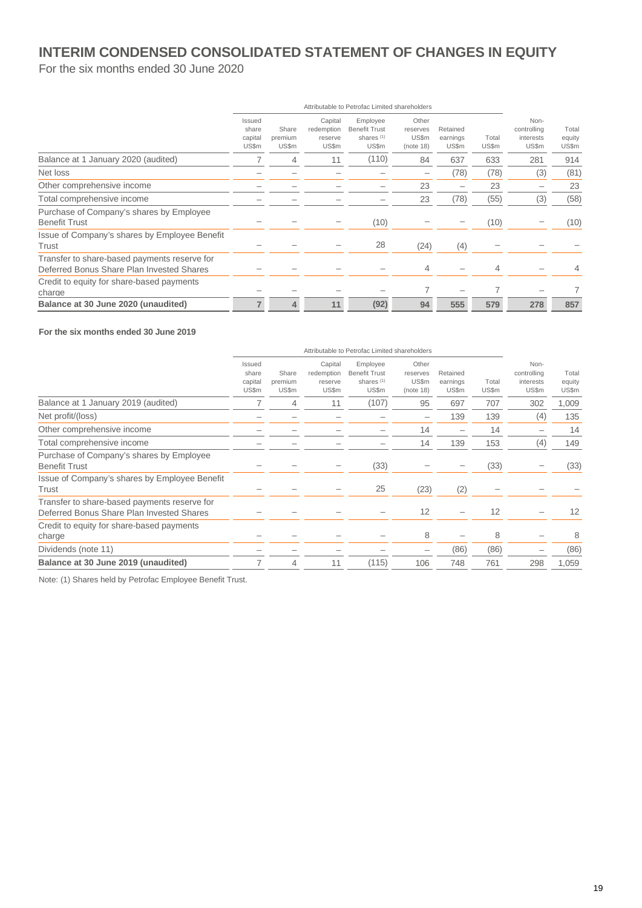# INTERIM CONDENSED CONSOLIDATED STATEMENT OF CHANGES IN EQUITY

For the six months ended 30 June 2020

| | Attributable to Petrofac Limited shareholders | | | | | | | | |
|---|---|---|---|---|---|---|---|---|---|
| | Issued share capital US$m | Share premium US$m | Capital redemption reserve US$m | Employee Benefit Trust shares [1] US$m | Other reserves US$m (note 18) | Retained earnings US$m | Total US$m | Non-controlling interests US$m | Total equity US$m |
| Balance at 1 January 2020 (audited) | 7 | 4 | 11 | (110) | 84 | 637 | 633 | 281 | 914 |
| Net loss | – | – | – | – | – | (78) | (78) | (3) | (81) |
| Other comprehensive income | – | – | – | – | 23 | – | 23 | – | 23 |
| Total comprehensive income | – | – | – | – | 23 | (78) | (55) | (3) | (58) |
| Purchase of Company's shares by Employee Benefit Trust | – | – | – | (10) | – | – | (10) | – | (10) |
| Issue of Company's shares by Employee Benefit Trust | – | – | – | 28 | (24) | (4) | – | – | – |
| Transfer to share-based payments reserve for Deferred Bonus Share Plan Invested Shares | – | – | – | – | 4 | – | 4 | – | 4 |
| Credit to equity for share-based payments charge | – | – | – | – | 7 | – | 7 | – | 7 |
| **Balance at 30 June 2020 (unaudited)** | **7** | **4** | **11** | **(92)** | **94** | **555** | **579** | **278** | **857** |

**For the six months ended 30 June 2019**

| | Attributable to Petrofac Limited shareholders | | | | | | | | |
|---|---|---|---|---|---|---|---|---|---|
| | Issued share capital US$m | Share premium US$m | Capital redemption reserve US$m | Employee Benefit Trust shares [1] US$m | Other reserves US$m (note 18) | Retained earnings US$m | Total US$m | Non-controlling interests US$m | Total equity US$m |
| Balance at 1 January 2019 (audited) | 7 | 4 | 11 | (107) | 95 | 697 | 707 | 302 | 1,009 |
| Net profit/(loss) | – | – | – | – | – | 139 | 139 | (4) | 135 |
| Other comprehensive income | – | – | – | – | 14 | – | 14 | – | 14 |
| Total comprehensive income | – | – | – | – | 14 | 139 | 153 | (4) | 149 |
| Purchase of Company's shares by Employee Benefit Trust | – | – | – | (33) | – | – | (33) | – | (33) |
| Issue of Company's shares by Employee Benefit Trust | – | – | – | 25 | (23) | (2) | – | – | – |
| Transfer to share-based payments reserve for Deferred Bonus Share Plan Invested Shares | – | – | – | – | 12 | – | 12 | – | 12 |
| Credit to equity for share-based payments charge | – | – | – | – | 8 | – | 8 | – | 8 |
| Dividends (note 11) | – | – | – | – | – | (86) | (86) | – | (86) |
| **Balance at 30 June 2019 (unaudited)** | 7 | 4 | 11 | (115) | 106 | 748 | 761 | 298 | 1,059 |

Note: (1) Shares held by Petrofac Employee Benefit Trust.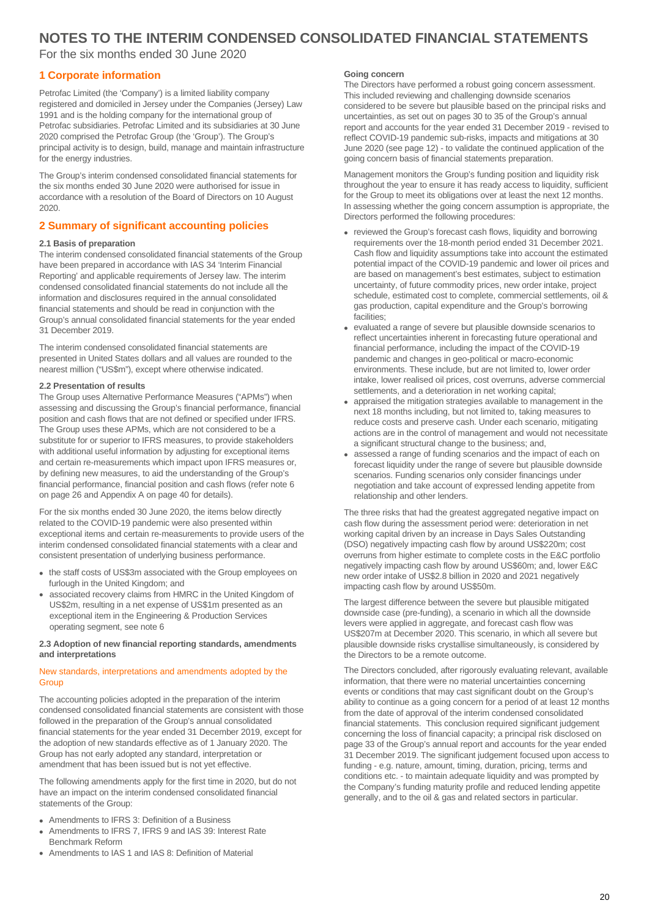# NOTES TO THE INTERIM CONDENSED CONSOLIDATED FINANCIAL STATEMENTS

For the six months ended 30 June 2020

## 1 Corporate information

Petrofac Limited (the 'Company') is a limited liability company registered and domiciled in Jersey under the Companies (Jersey) Law 1991 and is the holding company for the international group of Petrofac subsidiaries. Petrofac Limited and its subsidiaries at 30 June 2020 comprised the Petrofac Group (the 'Group'). The Group's principal activity is to design, build, manage and maintain infrastructure for the energy industries.

The Group's interim condensed consolidated financial statements for the six months ended 30 June 2020 were authorised for issue in accordance with a resolution of the Board of Directors on 10 August 2020.

## 2 Summary of significant accounting policies

### 2.1 Basis of preparation

The interim condensed consolidated financial statements of the Group have been prepared in accordance with IAS 34 'Interim Financial Reporting' and applicable requirements of Jersey law. The interim condensed consolidated financial statements do not include all the information and disclosures required in the annual consolidated financial statements and should be read in conjunction with the Group's annual consolidated financial statements for the year ended 31 December 2019.

The interim condensed consolidated financial statements are presented in United States dollars and all values are rounded to the nearest million ("US$m"), except where otherwise indicated.

### 2.2 Presentation of results

The Group uses Alternative Performance Measures ("APMs") when assessing and discussing the Group's financial performance, financial position and cash flows that are not defined or specified under IFRS. The Group uses these APMs, which are not considered to be a substitute for or superior to IFRS measures, to provide stakeholders with additional useful information by adjusting for exceptional items and certain re-measurements which impact upon IFRS measures or, by defining new measures, to aid the understanding of the Group's financial performance, financial position and cash flows (refer note 6 on page 26 and Appendix A on page 40 for details).

For the six months ended 30 June 2020, the items below directly related to the COVID-19 pandemic were also presented within exceptional items and certain re-measurements to provide users of the interim condensed consolidated financial statements with a clear and consistent presentation of underlying business performance.

- the staff costs of US$3m associated with the Group employees on furlough in the United Kingdom; and
- associated recovery claims from HMRC in the United Kingdom of US$2m, resulting in a net expense of US$1m presented as an exceptional item in the Engineering & Production Services operating segment, see note 6

### 2.3 Adoption of new financial reporting standards, amendments and interpretations

#### New standards, interpretations and amendments adopted by the Group

The accounting policies adopted in the preparation of the interim condensed consolidated financial statements are consistent with those followed in the preparation of the Group's annual consolidated financial statements for the year ended 31 December 2019, except for the adoption of new standards effective as of 1 January 2020. The Group has not early adopted any standard, interpretation or amendment that has been issued but is not yet effective.

The following amendments apply for the first time in 2020, but do not have an impact on the interim condensed consolidated financial statements of the Group:

- Amendments to IFRS 3: Definition of a Business
- Amendments to IFRS 7, IFRS 9 and IAS 39: Interest Rate Benchmark Reform
- Amendments to IAS 1 and IAS 8: Definition of Material

#### Going concern

The Directors have performed a robust going concern assessment. This included reviewing and challenging downside scenarios considered to be severe but plausible based on the principal risks and uncertainties, as set out on pages 30 to 35 of the Group's annual report and accounts for the year ended 31 December 2019 - revised to reflect COVID-19 pandemic sub-risks, impacts and mitigations at 30 June 2020 (see page 12) - to validate the continued application of the going concern basis of financial statements preparation.

Management monitors the Group's funding position and liquidity risk throughout the year to ensure it has ready access to liquidity, sufficient for the Group to meet its obligations over at least the next 12 months. In assessing whether the going concern assumption is appropriate, the Directors performed the following procedures:

- reviewed the Group's forecast cash flows, liquidity and borrowing requirements over the 18-month period ended 31 December 2021. Cash flow and liquidity assumptions take into account the estimated potential impact of the COVID-19 pandemic and lower oil prices and are based on management's best estimates, subject to estimation uncertainty, of future commodity prices, new order intake, project schedule, estimated cost to complete, commercial settlements, oil & gas production, capital expenditure and the Group's borrowing facilities;
- evaluated a range of severe but plausible downside scenarios to reflect uncertainties inherent in forecasting future operational and financial performance, including the impact of the COVID-19 pandemic and changes in geo-political or macro-economic environments. These include, but are not limited to, lower order intake, lower realised oil prices, cost overruns, adverse commercial settlements, and a deterioration in net working capital;
- appraised the mitigation strategies available to management in the next 18 months including, but not limited to, taking measures to reduce costs and preserve cash. Under each scenario, mitigating actions are in the control of management and would not necessitate a significant structural change to the business; and,
- assessed a range of funding scenarios and the impact of each on forecast liquidity under the range of severe but plausible downside scenarios. Funding scenarios only consider financings under negotiation and take account of expressed lending appetite from relationship and other lenders.

The three risks that had the greatest aggregated negative impact on cash flow during the assessment period were: deterioration in net working capital driven by an increase in Days Sales Outstanding (DSO) negatively impacting cash flow by around US$220m; cost overruns from higher estimate to complete costs in the E&C portfolio negatively impacting cash flow by around US$60m; and, lower E&C new order intake of US$2.8 billion in 2020 and 2021 negatively impacting cash flow by around US$50m.

The largest difference between the severe but plausible mitigated downside case (pre-funding), a scenario in which all the downside levers were applied in aggregate, and forecast cash flow was US$207m at December 2020. This scenario, in which all severe but plausible downside risks crystallise simultaneously, is considered by the Directors to be a remote outcome.

The Directors concluded, after rigorously evaluating relevant, available information, that there were no material uncertainties concerning events or conditions that may cast significant doubt on the Group's ability to continue as a going concern for a period of at least 12 months from the date of approval of the interim condensed consolidated financial statements. This conclusion required significant judgement concerning the loss of financial capacity; a principal risk disclosed on page 33 of the Group's annual report and accounts for the year ended 31 December 2019. The significant judgement focused upon access to funding - e.g. nature, amount, timing, duration, pricing, terms and conditions etc. - to maintain adequate liquidity and was prompted by the Company's funding maturity profile and reduced lending appetite generally, and to the oil & gas and related sectors in particular.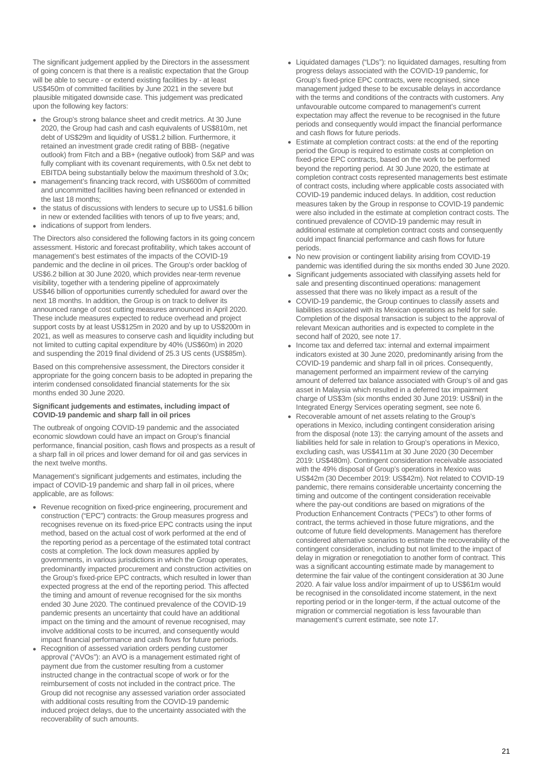The significant judgement applied by the Directors in the assessment of going concern is that there is a realistic expectation that the Group will be able to secure - or extend existing facilities by - at least US$450m of committed facilities by June 2021 in the severe but plausible mitigated downside case. This judgement was predicated upon the following key factors:

- the Group's strong balance sheet and credit metrics. At 30 June 2020, the Group had cash and cash equivalents of US$810m, net debt of US$29m and liquidity of US$1.2 billion. Furthermore, it retained an investment grade credit rating of BBB- (negative outlook) from Fitch and a BB+ (negative outlook) from S&P and was fully compliant with its covenant requirements, with 0.5x net debt to EBITDA being substantially below the maximum threshold of 3.0x;
- management's financing track record, with US$600m of committed and uncommitted facilities having been refinanced or extended in the last 18 months;
- the status of discussions with lenders to secure up to US$1.6 billion in new or extended facilities with tenors of up to five years; and,
- indications of support from lenders.

The Directors also considered the following factors in its going concern assessment. Historic and forecast profitability, which takes account of management's best estimates of the impacts of the COVID-19 pandemic and the decline in oil prices. The Group's order backlog of US$6.2 billion at 30 June 2020, which provides near-term revenue visibility, together with a tendering pipeline of approximately US$46 billion of opportunities currently scheduled for award over the next 18 months. In addition, the Group is on track to deliver its announced range of cost cutting measures announced in April 2020. These include measures expected to reduce overhead and project support costs by at least US$125m in 2020 and by up to US$200m in 2021, as well as measures to conserve cash and liquidity including but not limited to cutting capital expenditure by 40% (US$60m) in 2020 and suspending the 2019 final dividend of 25.3 US cents (US$85m).

Based on this comprehensive assessment, the Directors consider it appropriate for the going concern basis to be adopted in preparing the interim condensed consolidated financial statements for the six months ended 30 June 2020.

**Significant judgements and estimates, including impact of COVID-19 pandemic and sharp fall in oil prices**

The outbreak of ongoing COVID-19 pandemic and the associated economic slowdown could have an impact on Group's financial performance, financial position, cash flows and prospects as a result of a sharp fall in oil prices and lower demand for oil and gas services in the next twelve months.

Management's significant judgements and estimates, including the impact of COVID-19 pandemic and sharp fall in oil prices, where applicable, are as follows:

- Revenue recognition on fixed-price engineering, procurement and construction ("EPC") contracts: the Group measures progress and recognises revenue on its fixed-price EPC contracts using the input method, based on the actual cost of work performed at the end of the reporting period as a percentage of the estimated total contract costs at completion. The lock down measures applied by governments, in various jurisdictions in which the Group operates, predominantly impacted procurement and construction activities on the Group's fixed-price EPC contracts, which resulted in lower than expected progress at the end of the reporting period. This affected the timing and amount of revenue recognised for the six months ended 30 June 2020. The continued prevalence of the COVID-19 pandemic presents an uncertainty that could have an additional impact on the timing and the amount of revenue recognised, may involve additional costs to be incurred, and consequently would impact financial performance and cash flows for future periods.
- Recognition of assessed variation orders pending customer approval ("AVOs"): an AVO is a management estimated right of payment due from the customer resulting from a customer instructed change in the contractual scope of work or for the reimbursement of costs not included in the contract price. The Group did not recognise any assessed variation order associated with additional costs resulting from the COVID-19 pandemic induced project delays, due to the uncertainty associated with the recoverability of such amounts.
- Liquidated damages ("LDs"): no liquidated damages, resulting from progress delays associated with the COVID-19 pandemic, for Group's fixed-price EPC contracts, were recognised, since management judged these to be excusable delays in accordance with the terms and conditions of the contracts with customers. Any unfavourable outcome compared to management's current expectation may affect the revenue to be recognised in the future periods and consequently would impact the financial performance and cash flows for future periods.
- Estimate at completion contract costs: at the end of the reporting period the Group is required to estimate costs at completion on fixed-price EPC contracts, based on the work to be performed beyond the reporting period. At 30 June 2020, the estimate at completion contract costs represented managements best estimate of contract costs, including where applicable costs associated with COVID-19 pandemic induced delays. In addition, cost reduction measures taken by the Group in response to COVID-19 pandemic were also included in the estimate at completion contract costs. The continued prevalence of COVID-19 pandemic may result in additional estimate at completion contract costs and consequently could impact financial performance and cash flows for future periods.
- No new provision or contingent liability arising from COVID-19 pandemic was identified during the six months ended 30 June 2020.
- Significant judgements associated with classifying assets held for sale and presenting discontinued operations: management assessed that there was no likely impact as a result of the
- COVID-19 pandemic, the Group continues to classify assets and liabilities associated with its Mexican operations as held for sale. Completion of the disposal transaction is subject to the approval of relevant Mexican authorities and is expected to complete in the second half of 2020, see note 17.
- Income tax and deferred tax: internal and external impairment indicators existed at 30 June 2020, predominantly arising from the COVID-19 pandemic and sharp fall in oil prices. Consequently, management performed an impairment review of the carrying amount of deferred tax balance associated with Group's oil and gas asset in Malaysia which resulted in a deferred tax impairment charge of US$3m (six months ended 30 June 2019: US$nil) in the Integrated Energy Services operating segment, see note 6.
- Recoverable amount of net assets relating to the Group's operations in Mexico, including contingent consideration arising from the disposal (note 13): the carrying amount of the assets and liabilities held for sale in relation to Group's operations in Mexico, excluding cash, was US$411m at 30 June 2020 (30 December 2019: US$480m). Contingent consideration receivable associated with the 49% disposal of Group's operations in Mexico was US$42m (30 December 2019: US$42m). Not related to COVID-19 pandemic, there remains considerable uncertainty concerning the timing and outcome of the contingent consideration receivable where the pay-out conditions are based on migrations of the Production Enhancement Contracts ("PECs") to other forms of contract, the terms achieved in those future migrations, and the outcome of future field developments. Management has therefore considered alternative scenarios to estimate the recoverability of the contingent consideration, including but not limited to the impact of delay in migration or renegotiation to another form of contract. This was a significant accounting estimate made by management to determine the fair value of the contingent consideration at 30 June 2020. A fair value loss and/or impairment of up to US$61m would be recognised in the consolidated income statement, in the next reporting period or in the longer-term, if the actual outcome of the migration or commercial negotiation is less favourable than management's current estimate, see note 17.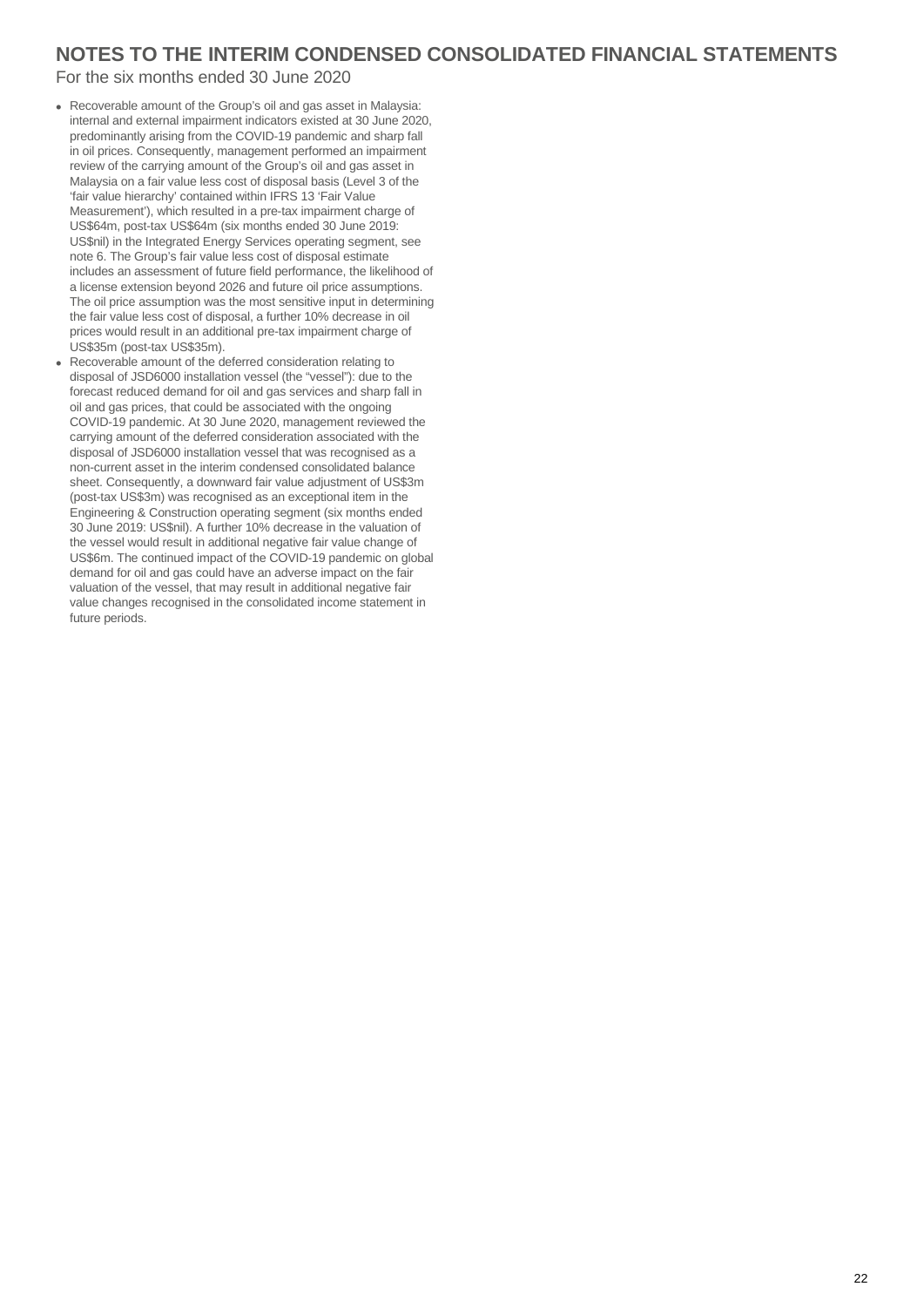# NOTES TO THE INTERIM CONDENSED CONSOLIDATED FINANCIAL STATEMENTS

For the six months ended 30 June 2020

- Recoverable amount of the Group's oil and gas asset in Malaysia: internal and external impairment indicators existed at 30 June 2020, predominantly arising from the COVID-19 pandemic and sharp fall in oil prices. Consequently, management performed an impairment review of the carrying amount of the Group's oil and gas asset in Malaysia on a fair value less cost of disposal basis (Level 3 of the 'fair value hierarchy' contained within IFRS 13 'Fair Value Measurement'), which resulted in a pre-tax impairment charge of US$64m, post-tax US$64m (six months ended 30 June 2019: US$nil) in the Integrated Energy Services operating segment, see note 6. The Group's fair value less cost of disposal estimate includes an assessment of future field performance, the likelihood of a license extension beyond 2026 and future oil price assumptions. The oil price assumption was the most sensitive input in determining the fair value less cost of disposal, a further 10% decrease in oil prices would result in an additional pre-tax impairment charge of US$35m (post-tax US$35m).
- Recoverable amount of the deferred consideration relating to disposal of JSD6000 installation vessel (the "vessel"): due to the forecast reduced demand for oil and gas services and sharp fall in oil and gas prices, that could be associated with the ongoing COVID-19 pandemic. At 30 June 2020, management reviewed the carrying amount of the deferred consideration associated with the disposal of JSD6000 installation vessel that was recognised as a non-current asset in the interim condensed consolidated balance sheet. Consequently, a downward fair value adjustment of US$3m (post-tax US$3m) was recognised as an exceptional item in the Engineering & Construction operating segment (six months ended 30 June 2019: US$nil). A further 10% decrease in the valuation of the vessel would result in additional negative fair value change of US$6m. The continued impact of the COVID-19 pandemic on global demand for oil and gas could have an adverse impact on the fair valuation of the vessel, that may result in additional negative fair value changes recognised in the consolidated income statement in future periods.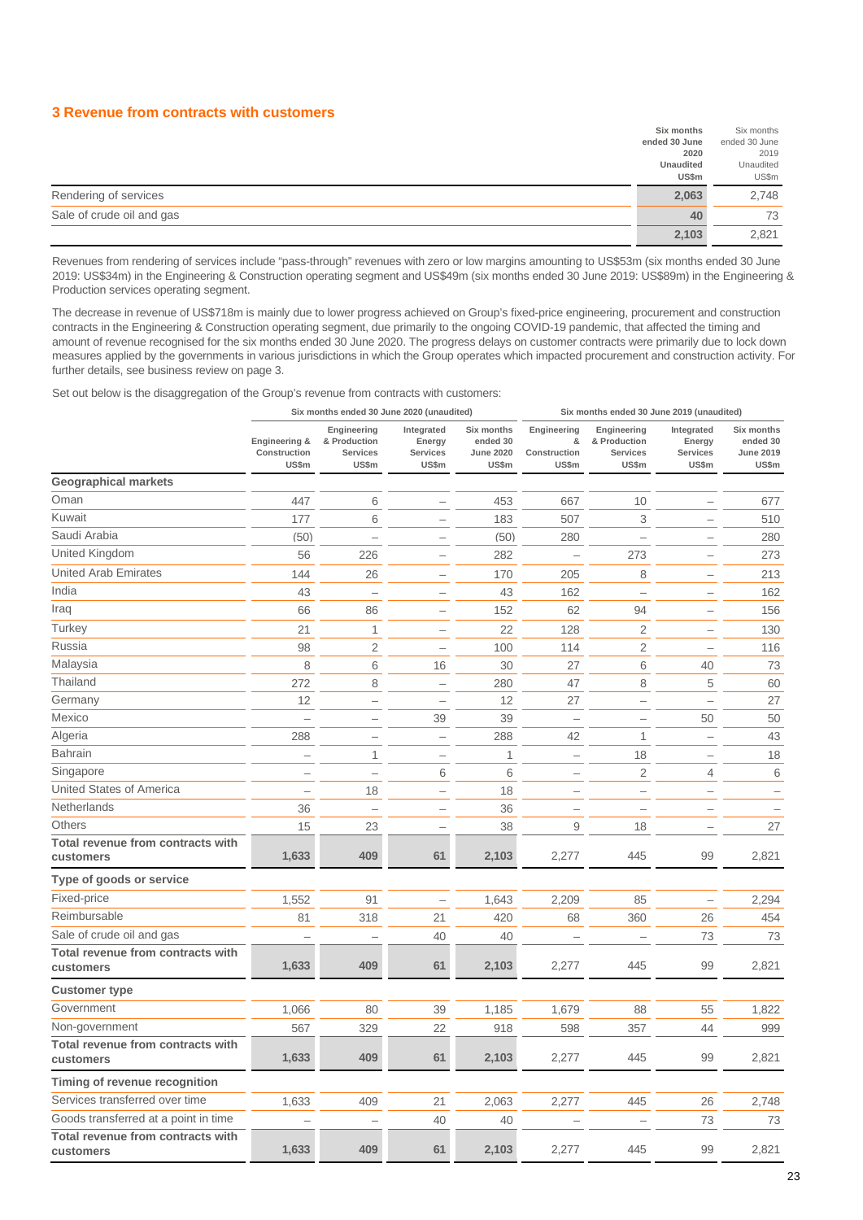## 3 Revenue from contracts with customers

| | Six months ended 30 June 2020 Unaudited US$m | Six months ended 30 June 2019 Unaudited US$m |
|---|---|---|
| Rendering of services | 2,063 | 2,748 |
| Sale of crude oil and gas | 40 | 73 |
| | 2,103 | 2,821 |

Revenues from rendering of services include "pass-through" revenues with zero or low margins amounting to US$53m (six months ended 30 June 2019: US$34m) in the Engineering & Construction operating segment and US$49m (six months ended 30 June 2019: US$89m) in the Engineering & Production services operating segment.

The decrease in revenue of US$718m is mainly due to lower progress achieved on Group's fixed-price engineering, procurement and construction contracts in the Engineering & Construction operating segment, due primarily to the ongoing COVID-19 pandemic, that affected the timing and amount of revenue recognised for the six months ended 30 June 2020. The progress delays on customer contracts were primarily due to lock down measures applied by the governments in various jurisdictions in which the Group operates which impacted procurement and construction activity. For further details, see business review on page 3.

Set out below is the disaggregation of the Group's revenue from contracts with customers:

| | Six months ended 30 June 2020 (unaudited) | | | | Six months ended 30 June 2019 (unaudited) | | | |
|---|---|---|---|---|---|---|---|---|
| | Engineering & Construction US$m | Engineering & Production Services US$m | Integrated Energy Services US$m | Six months ended 30 June 2020 US$m | Engineering & Construction US$m | Engineering & Production Services US$m | Integrated Energy Services US$m | Six months ended 30 June 2019 US$m |
| **Geographical markets** | | | | | | | | |
| Oman | 447 | 6 | – | 453 | 667 | 10 | – | 677 |
| Kuwait | 177 | 6 | – | 183 | 507 | 3 | – | 510 |
| Saudi Arabia | (50) | – | – | (50) | 280 | – | – | 280 |
| United Kingdom | 56 | 226 | – | 282 | – | 273 | – | 273 |
| United Arab Emirates | 144 | 26 | – | 170 | 205 | 8 | – | 213 |
| India | 43 | – | – | 43 | 162 | – | – | 162 |
| Iraq | 66 | 86 | – | 152 | 62 | 94 | – | 156 |
| Turkey | 21 | 1 | – | 22 | 128 | 2 | – | 130 |
| Russia | 98 | 2 | – | 100 | 114 | 2 | – | 116 |
| Malaysia | 8 | 6 | 16 | 30 | 27 | 6 | 40 | 73 |
| Thailand | 272 | 8 | – | 280 | 47 | 8 | 5 | 60 |
| Germany | 12 | – | – | 12 | 27 | – | – | 27 |
| Mexico | – | – | 39 | 39 | – | – | 50 | 50 |
| Algeria | 288 | – | – | 288 | 42 | 1 | – | 43 |
| Bahrain | – | 1 | – | 1 | – | 18 | – | 18 |
| Singapore | – | – | 6 | 6 | – | 2 | 4 | 6 |
| United States of America | – | 18 | – | 18 | – | – | – | – |
| Netherlands | 36 | – | – | 36 | – | – | – | – |
| Others | 15 | 23 | – | 38 | 9 | 18 | – | 27 |
| **Total revenue from contracts with customers** | **1,633** | **409** | **61** | **2,103** | 2,277 | 445 | 99 | 2,821 |
| **Type of goods or service** | | | | | | | | |
| Fixed-price | 1,552 | 91 | – | 1,643 | 2,209 | 85 | – | 2,294 |
| Reimbursable | 81 | 318 | 21 | 420 | 68 | 360 | 26 | 454 |
| Sale of crude oil and gas | – | – | 40 | 40 | – | – | 73 | 73 |
| **Total revenue from contracts with customers** | **1,633** | **409** | **61** | **2,103** | 2,277 | 445 | 99 | 2,821 |
| **Customer type** | | | | | | | | |
| Government | 1,066 | 80 | 39 | 1,185 | 1,679 | 88 | 55 | 1,822 |
| Non-government | 567 | 329 | 22 | 918 | 598 | 357 | 44 | 999 |
| **Total revenue from contracts with customers** | **1,633** | **409** | **61** | **2,103** | 2,277 | 445 | 99 | 2,821 |
| **Timing of revenue recognition** | | | | | | | | |
| Services transferred over time | 1,633 | 409 | 21 | 2,063 | 2,277 | 445 | 26 | 2,748 |
| Goods transferred at a point in time | – | – | 40 | 40 | – | – | 73 | 73 |
| **Total revenue from contracts with customers** | **1,633** | **409** | **61** | **2,103** | 2,277 | 445 | 99 | 2,821 |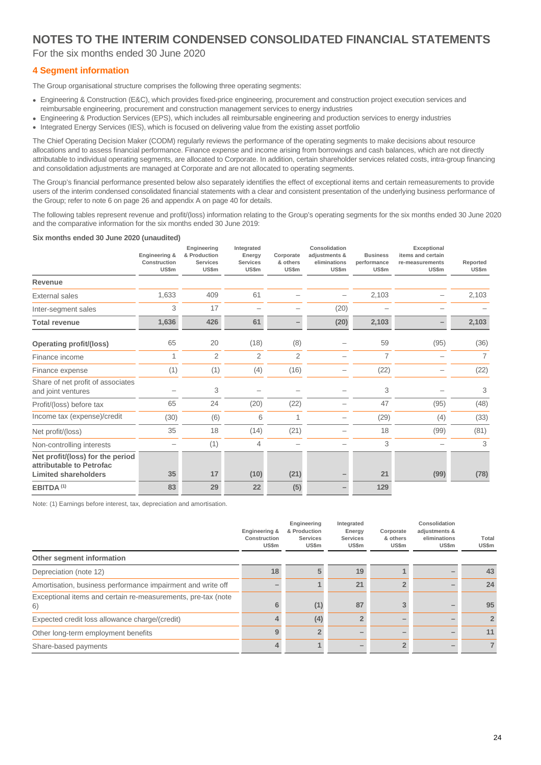# NOTES TO THE INTERIM CONDENSED CONSOLIDATED FINANCIAL STATEMENTS

For the six months ended 30 June 2020

## 4 Segment information

The Group organisational structure comprises the following three operating segments:

- Engineering & Construction (E&C), which provides fixed-price engineering, procurement and construction project execution services and reimbursable engineering, procurement and construction management services to energy industries
- Engineering & Production Services (EPS), which includes all reimbursable engineering and production services to energy industries
- Integrated Energy Services (IES), which is focused on delivering value from the existing asset portfolio

The Chief Operating Decision Maker (CODM) regularly reviews the performance of the operating segments to make decisions about resource allocations and to assess financial performance. Finance expense and income arising from borrowings and cash balances, which are not directly attributable to individual operating segments, are allocated to Corporate. In addition, certain shareholder services related costs, intra-group financing and consolidation adjustments are managed at Corporate and are not allocated to operating segments.

The Group's financial performance presented below also separately identifies the effect of exceptional items and certain remeasurements to provide users of the interim condensed consolidated financial statements with a clear and consistent presentation of the underlying business performance of the Group; refer to note 6 on page 26 and appendix A on page 40 for details.

The following tables represent revenue and profit/(loss) information relating to the Group's operating segments for the six months ended 30 June 2020 and the comparative information for the six months ended 30 June 2019:

**Six months ended 30 June 2020 (unaudited)**

| | Engineering & Construction US$m | Engineering & Production Services US$m | Integrated Energy Services US$m | Corporate & others US$m | Consolidation adjustments & eliminations US$m | Business performance US$m | Exceptional items and certain re-measurements US$m | Reported US$m |
|---|---|---|---|---|---|---|---|---|
| **Revenue** | | | | | | | | |
| External sales | 1,633 | 409 | 61 | – | – | 2,103 | – | 2,103 |
| Inter-segment sales | 3 | 17 | – | – | (20) | – | – | – |
| **Total revenue** | **1,636** | **426** | **61** | **–** | **(20)** | **2,103** | **–** | **2,103** |
| **Operating profit/(loss)** | 65 | 20 | (18) | (8) | – | 59 | (95) | (36) |
| Finance income | 1 | 2 | 2 | 2 | – | 7 | – | 7 |
| Finance expense | (1) | (1) | (4) | (16) | – | (22) | – | (22) |
| Share of net profit of associates and joint ventures | – | 3 | – | – | – | 3 | – | 3 |
| Profit/(loss) before tax | 65 | 24 | (20) | (22) | – | 47 | (95) | (48) |
| Income tax (expense)/credit | (30) | (6) | 6 | 1 | – | (29) | (4) | (33) |
| Net profit/(loss) | 35 | 18 | (14) | (21) | – | 18 | (99) | (81) |
| Non-controlling interests | – | (1) | 4 | – | – | 3 | – | 3 |
| **Net profit/(loss) for the period attributable to Petrofac Limited shareholders** | **35** | **17** | **(10)** | **(21)** | **–** | **21** | **(99)** | **(78)** |
| **EBITDA [1]** | **83** | **29** | **22** | **(5)** | **–** | **129** | | |

Note: (1) Earnings before interest, tax, depreciation and amortisation.

| | Engineering & Construction US$m | Engineering & Production Services US$m | Integrated Energy Services US$m | Corporate & others US$m | Consolidation adjustments & eliminations US$m | Total US$m |
|---|---|---|---|---|---|---|
| **Other segment information** | | | | | | |
| Depreciation (note 12) | 18 | 5 | 19 | 1 | – | 43 |
| Amortisation, business performance impairment and write off | – | 1 | 21 | 2 | – | 24 |
| Exceptional items and certain re-measurements, pre-tax (note 6) | 6 | (1) | 87 | 3 | – | 95 |
| Expected credit loss allowance charge/(credit) | 4 | (4) | 2 | – | – | 2 |
| Other long-term employment benefits | 9 | 2 | – | – | – | 11 |
| Share-based payments | 4 | 1 | – | 2 | – | 7 |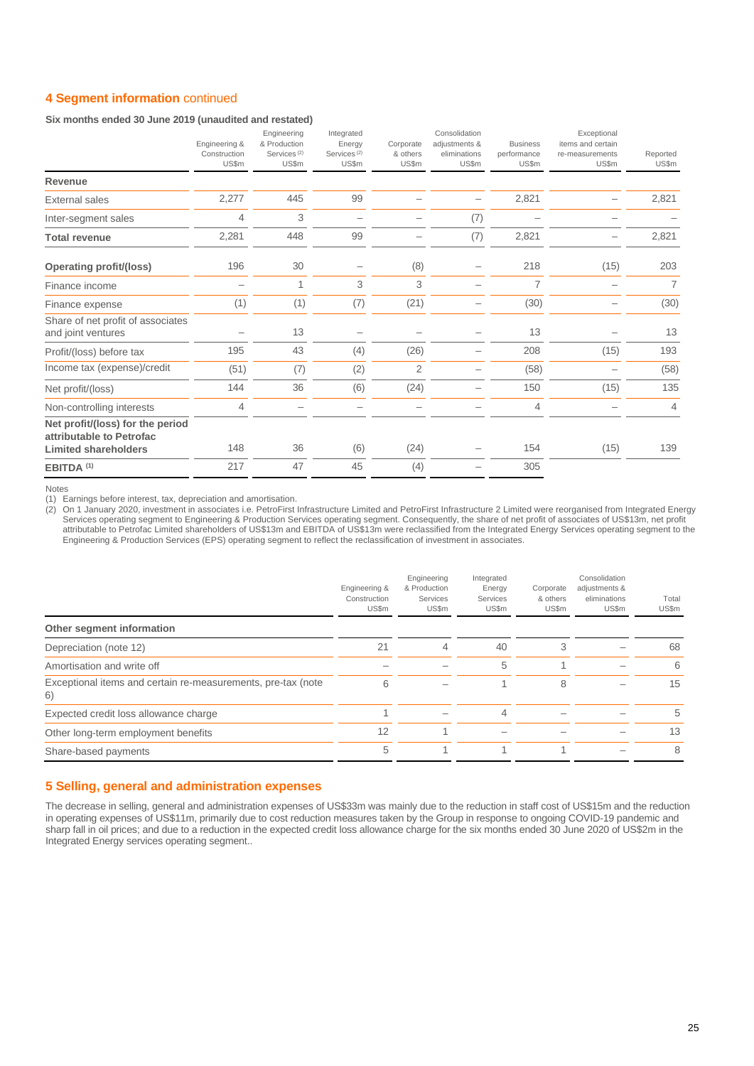## 4 Segment information continued

**Six months ended 30 June 2019 (unaudited and restated)**

| | Engineering & Construction US$m | Engineering & Production Services [(2)] US$m | Integrated Energy Services [(2)] US$m | Corporate & others US$m | Consolidation adjustments & eliminations US$m | Business performance US$m | Exceptional items and certain re-measurements US$m | Reported US$m |
|---|---|---|---|---|---|---|---|---|
| **Revenue** | | | | | | | | |
| External sales | 2,277 | 445 | 99 | – | – | 2,821 | – | 2,821 |
| Inter-segment sales | 4 | 3 | – | – | (7) | – | – | – |
| **Total revenue** | 2,281 | 448 | 99 | – | (7) | 2,821 | – | 2,821 |
| **Operating profit/(loss)** | 196 | 30 | – | (8) | – | 218 | (15) | 203 |
| Finance income | – | 1 | 3 | 3 | – | 7 | – | 7 |
| Finance expense | (1) | (1) | (7) | (21) | – | (30) | – | (30) |
| Share of net profit of associates and joint ventures | – | 13 | – | – | – | 13 | – | 13 |
| Profit/(loss) before tax | 195 | 43 | (4) | (26) | – | 208 | (15) | 193 |
| Income tax (expense)/credit | (51) | (7) | (2) | 2 | – | (58) | – | (58) |
| Net profit/(loss) | 144 | 36 | (6) | (24) | – | 150 | (15) | 135 |
| Non-controlling interests | 4 | – | – | – | – | 4 | – | 4 |
| **Net profit/(loss) for the period attributable to Petrofac Limited shareholders** | 148 | 36 | (6) | (24) | – | 154 | (15) | 139 |
| **EBITDA [(1)]** | 217 | 47 | 45 | (4) | – | 305 | | |

Notes

(1) Earnings before interest, tax, depreciation and amortisation.

(2) On 1 January 2020, investment in associates i.e. PetroFirst Infrastructure Limited and PetroFirst Infrastructure 2 Limited were reorganised from Integrated Energy Services operating segment to Engineering & Production Services operating segment. Consequently, the share of net profit of associates of US$13m, net profit attributable to Petrofac Limited shareholders of US$13m and EBITDA of US$13m were reclassified from the Integrated Energy Services operating segment to the Engineering & Production Services (EPS) operating segment to reflect the reclassification of investment in associates.

| | Engineering & Construction US$m | Engineering & Production Services US$m | Integrated Energy Services US$m | Corporate & others US$m | Consolidation adjustments & eliminations US$m | Total US$m |
|---|---|---|---|---|---|---|
| **Other segment information** | | | | | | |
| Depreciation (note 12) | 21 | 4 | 40 | 3 | – | 68 |
| Amortisation and write off | – | – | 5 | 1 | – | 6 |
| Exceptional items and certain re-measurements, pre-tax (note 6) | 6 | – | 1 | 8 | – | 15 |
| Expected credit loss allowance charge | 1 | – | 4 | – | – | 5 |
| Other long-term employment benefits | 12 | 1 | – | – | – | 13 |
| Share-based payments | 5 | 1 | 1 | 1 | – | 8 |

## 5 Selling, general and administration expenses

The decrease in selling, general and administration expenses of US$33m was mainly due to the reduction in staff cost of US$15m and the reduction in operating expenses of US$11m, primarily due to cost reduction measures taken by the Group in response to ongoing COVID-19 pandemic and sharp fall in oil prices; and due to a reduction in the expected credit loss allowance charge for the six months ended 30 June 2020 of US$2m in the Integrated Energy services operating segment..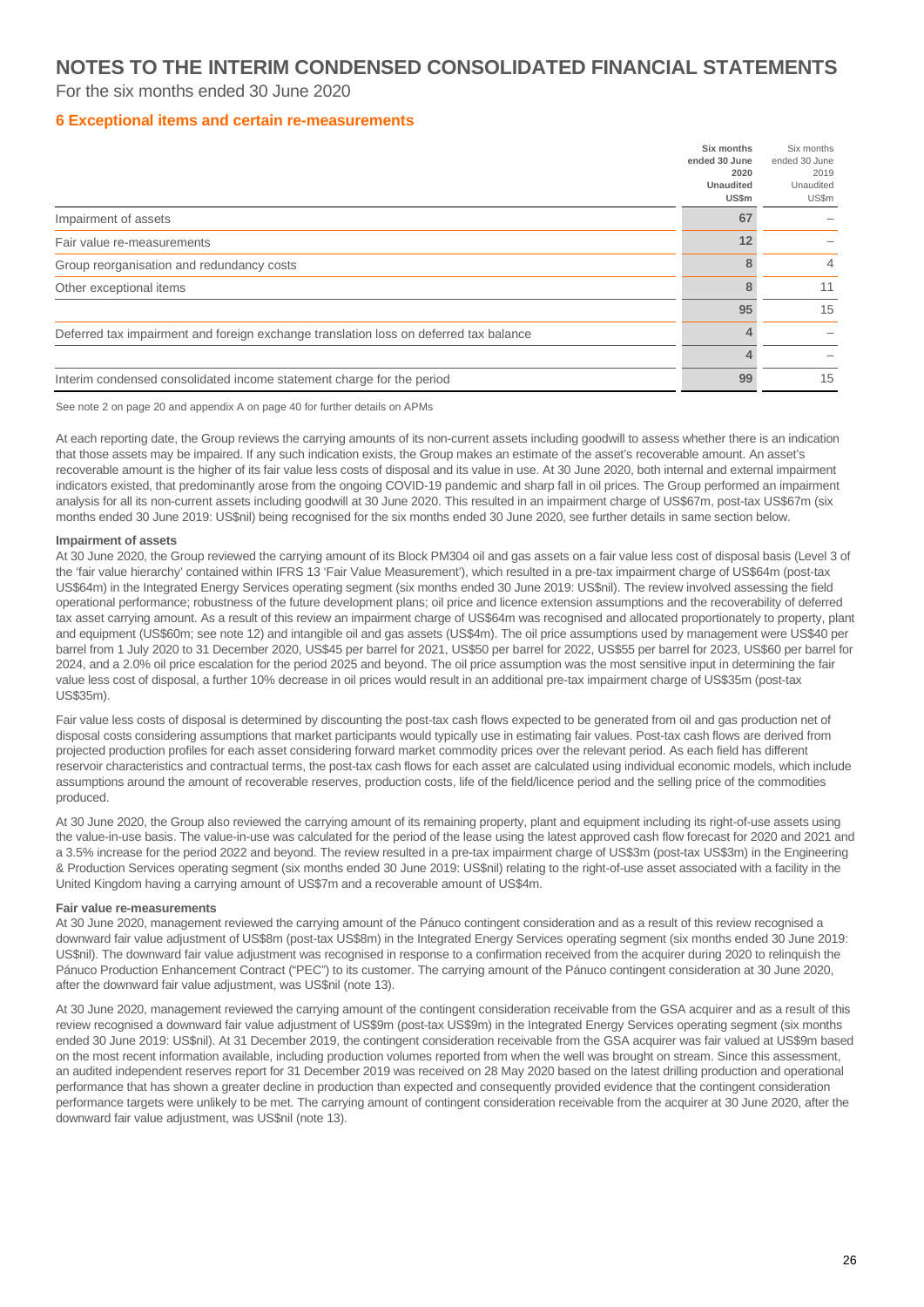# NOTES TO THE INTERIM CONDENSED CONSOLIDATED FINANCIAL STATEMENTS

For the six months ended 30 June 2020

## 6 Exceptional items and certain re-measurements

| | Six months ended 30 June 2020 Unaudited US$m | Six months ended 30 June 2019 Unaudited US$m |
|---|---|---|
| Impairment of assets | 67 | – |
| Fair value re-measurements | 12 | – |
| Group reorganisation and redundancy costs | 8 | 4 |
| Other exceptional items | 8 | 11 |
| | 95 | 15 |
| Deferred tax impairment and foreign exchange translation loss on deferred tax balance | 4 | – |
| | 4 | – |
| Interim condensed consolidated income statement charge for the period | 99 | 15 |

See note 2 on page 20 and appendix A on page 40 for further details on APMs

At each reporting date, the Group reviews the carrying amounts of its non-current assets including goodwill to assess whether there is an indication that those assets may be impaired. If any such indication exists, the Group makes an estimate of the asset's recoverable amount. An asset's recoverable amount is the higher of its fair value less costs of disposal and its value in use. At 30 June 2020, both internal and external impairment indicators existed, that predominantly arose from the ongoing COVID-19 pandemic and sharp fall in oil prices. The Group performed an impairment analysis for all its non-current assets including goodwill at 30 June 2020. This resulted in an impairment charge of US$67m, post-tax US$67m (six months ended 30 June 2019: US$nil) being recognised for the six months ended 30 June 2020, see further details in same section below.

**Impairment of assets**

At 30 June 2020, the Group reviewed the carrying amount of its Block PM304 oil and gas assets on a fair value less cost of disposal basis (Level 3 of the 'fair value hierarchy' contained within IFRS 13 'Fair Value Measurement'), which resulted in a pre-tax impairment charge of US$64m (post-tax US$64m) in the Integrated Energy Services operating segment (six months ended 30 June 2019: US$nil). The review involved assessing the field operational performance; robustness of the future development plans; oil price and licence extension assumptions and the recoverability of deferred tax asset carrying amount. As a result of this review an impairment charge of US$64m was recognised and allocated proportionately to property, plant and equipment (US$60m; see note 12) and intangible oil and gas assets (US$4m). The oil price assumptions used by management were US$40 per barrel from 1 July 2020 to 31 December 2020, US$45 per barrel for 2021, US$50 per barrel for 2022, US$55 per barrel for 2023, US$60 per barrel for 2024, and a 2.0% oil price escalation for the period 2025 and beyond. The oil price assumption was the most sensitive input in determining the fair value less cost of disposal, a further 10% decrease in oil prices would result in an additional pre-tax impairment charge of US$35m (post-tax US$35m).

Fair value less costs of disposal is determined by discounting the post-tax cash flows expected to be generated from oil and gas production net of disposal costs considering assumptions that market participants would typically use in estimating fair values. Post-tax cash flows are derived from projected production profiles for each asset considering forward market commodity prices over the relevant period. As each field has different reservoir characteristics and contractual terms, the post-tax cash flows for each asset are calculated using individual economic models, which include assumptions around the amount of recoverable reserves, production costs, life of the field/licence period and the selling price of the commodities produced.

At 30 June 2020, the Group also reviewed the carrying amount of its remaining property, plant and equipment including its right-of-use assets using the value-in-use basis. The value-in-use was calculated for the period of the lease using the latest approved cash flow forecast for 2020 and 2021 and a 3.5% increase for the period 2022 and beyond. The review resulted in a pre-tax impairment charge of US$3m (post-tax US$3m) in the Engineering & Production Services operating segment (six months ended 30 June 2019: US$nil) relating to the right-of-use asset associated with a facility in the United Kingdom having a carrying amount of US$7m and a recoverable amount of US$4m.

**Fair value re-measurements**

At 30 June 2020, management reviewed the carrying amount of the Pánuco contingent consideration and as a result of this review recognised a downward fair value adjustment of US$8m (post-tax US$8m) in the Integrated Energy Services operating segment (six months ended 30 June 2019: US$nil). The downward fair value adjustment was recognised in response to a confirmation received from the acquirer during 2020 to relinquish the Pánuco Production Enhancement Contract ("PEC") to its customer. The carrying amount of the Pánuco contingent consideration at 30 June 2020, after the downward fair value adjustment, was US$nil (note 13).

At 30 June 2020, management reviewed the carrying amount of the contingent consideration receivable from the GSA acquirer and as a result of this review recognised a downward fair value adjustment of US$9m (post-tax US$9m) in the Integrated Energy Services operating segment (six months ended 30 June 2019: US$nil). At 31 December 2019, the contingent consideration receivable from the GSA acquirer was fair valued at US$9m based on the most recent information available, including production volumes reported from when the well was brought on stream. Since this assessment, an audited independent reserves report for 31 December 2019 was received on 28 May 2020 based on the latest drilling production and operational performance that has shown a greater decline in production than expected and consequently provided evidence that the contingent consideration performance targets were unlikely to be met. The carrying amount of contingent consideration receivable from the acquirer at 30 June 2020, after the downward fair value adjustment, was US$nil (note 13).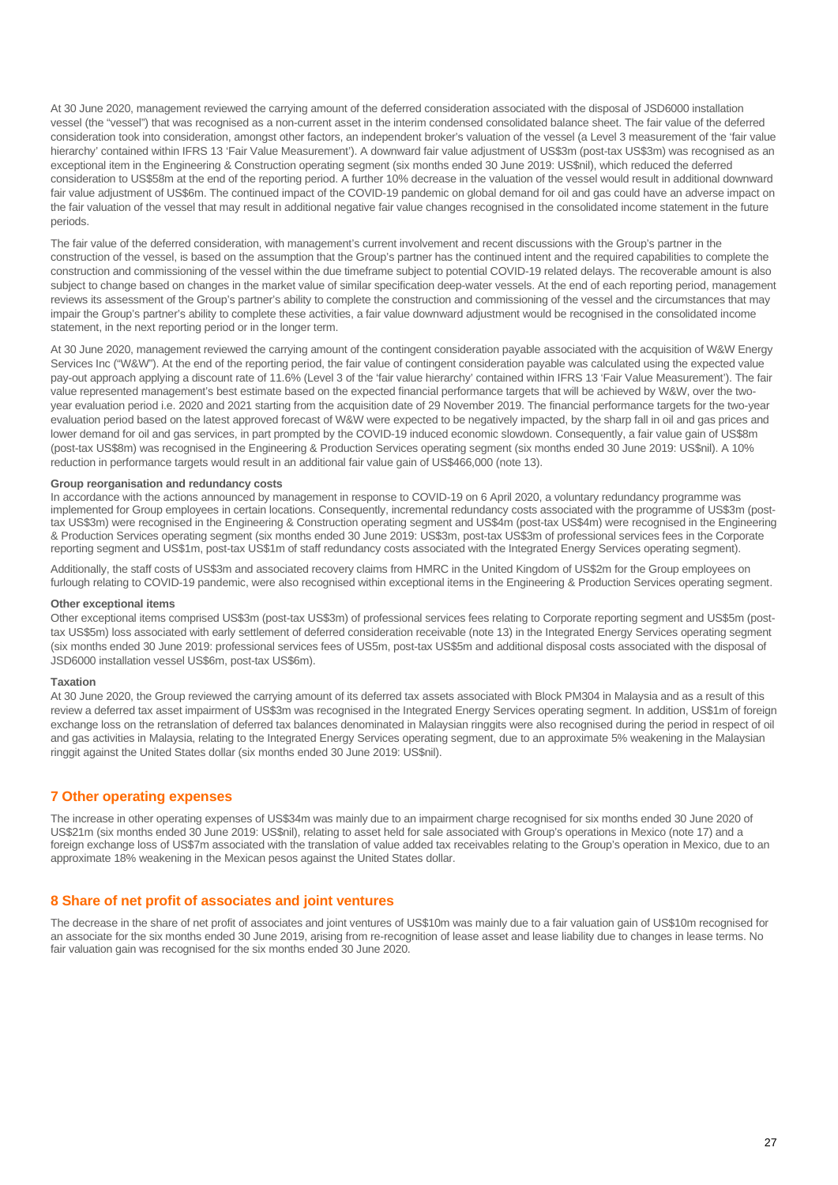At 30 June 2020, management reviewed the carrying amount of the deferred consideration associated with the disposal of JSD6000 installation vessel (the "vessel") that was recognised as a non-current asset in the interim condensed consolidated balance sheet. The fair value of the deferred consideration took into consideration, amongst other factors, an independent broker's valuation of the vessel (a Level 3 measurement of the 'fair value hierarchy' contained within IFRS 13 'Fair Value Measurement'). A downward fair value adjustment of US$3m (post-tax US$3m) was recognised as an exceptional item in the Engineering & Construction operating segment (six months ended 30 June 2019: US$nil), which reduced the deferred consideration to US$58m at the end of the reporting period. A further 10% decrease in the valuation of the vessel would result in additional downward fair value adjustment of US$6m. The continued impact of the COVID-19 pandemic on global demand for oil and gas could have an adverse impact on the fair valuation of the vessel that may result in additional negative fair value changes recognised in the consolidated income statement in the future periods.

The fair value of the deferred consideration, with management's current involvement and recent discussions with the Group's partner in the construction of the vessel, is based on the assumption that the Group's partner has the continued intent and the required capabilities to complete the construction and commissioning of the vessel within the due timeframe subject to potential COVID-19 related delays. The recoverable amount is also subject to change based on changes in the market value of similar specification deep-water vessels. At the end of each reporting period, management reviews its assessment of the Group's partner's ability to complete the construction and commissioning of the vessel and the circumstances that may impair the Group's partner's ability to complete these activities, a fair value downward adjustment would be recognised in the consolidated income statement, in the next reporting period or in the longer term.

At 30 June 2020, management reviewed the carrying amount of the contingent consideration payable associated with the acquisition of W&W Energy Services Inc ("W&W"). At the end of the reporting period, the fair value of contingent consideration payable was calculated using the expected value pay-out approach applying a discount rate of 11.6% (Level 3 of the 'fair value hierarchy' contained within IFRS 13 'Fair Value Measurement'). The fair value represented management's best estimate based on the expected financial performance targets that will be achieved by W&W, over the two-year evaluation period i.e. 2020 and 2021 starting from the acquisition date of 29 November 2019. The financial performance targets for the two-year evaluation period based on the latest approved forecast of W&W were expected to be negatively impacted, by the sharp fall in oil and gas prices and lower demand for oil and gas services, in part prompted by the COVID-19 induced economic slowdown. Consequently, a fair value gain of US$8m (post-tax US$8m) was recognised in the Engineering & Production Services operating segment (six months ended 30 June 2019: US$nil). A 10% reduction in performance targets would result in an additional fair value gain of US$466,000 (note 13).

**Group reorganisation and redundancy costs**

In accordance with the actions announced by management in response to COVID-19 on 6 April 2020, a voluntary redundancy programme was implemented for Group employees in certain locations. Consequently, incremental redundancy costs associated with the programme of US$3m (post-tax US$3m) were recognised in the Engineering & Construction operating segment and US$4m (post-tax US$4m) were recognised in the Engineering & Production Services operating segment (six months ended 30 June 2019: US$3m, post-tax US$3m of professional services fees in the Corporate reporting segment and US$1m, post-tax US$1m of staff redundancy costs associated with the Integrated Energy Services operating segment).

Additionally, the staff costs of US$3m and associated recovery claims from HMRC in the United Kingdom of US$2m for the Group employees on furlough relating to COVID-19 pandemic, were also recognised within exceptional items in the Engineering & Production Services operating segment.

**Other exceptional items**

Other exceptional items comprised US$3m (post-tax US$3m) of professional services fees relating to Corporate reporting segment and US$5m (post-tax US$5m) loss associated with early settlement of deferred consideration receivable (note 13) in the Integrated Energy Services operating segment (six months ended 30 June 2019: professional services fees of US5m, post-tax US$5m and additional disposal costs associated with the disposal of JSD6000 installation vessel US$6m, post-tax US$6m).

**Taxation**

At 30 June 2020, the Group reviewed the carrying amount of its deferred tax assets associated with Block PM304 in Malaysia and as a result of this review a deferred tax asset impairment of US$3m was recognised in the Integrated Energy Services operating segment. In addition, US$1m of foreign exchange loss on the retranslation of deferred tax balances denominated in Malaysian ringgits were also recognised during the period in respect of oil and gas activities in Malaysia, relating to the Integrated Energy Services operating segment, due to an approximate 5% weakening in the Malaysian ringgit against the United States dollar (six months ended 30 June 2019: US$nil).

## 7 Other operating expenses

The increase in other operating expenses of US$34m was mainly due to an impairment charge recognised for six months ended 30 June 2020 of US$21m (six months ended 30 June 2019: US$nil), relating to asset held for sale associated with Group's operations in Mexico (note 17) and a foreign exchange loss of US$7m associated with the translation of value added tax receivables relating to the Group's operation in Mexico, due to an approximate 18% weakening in the Mexican pesos against the United States dollar.

## 8 Share of net profit of associates and joint ventures

The decrease in the share of net profit of associates and joint ventures of US$10m was mainly due to a fair valuation gain of US$10m recognised for an associate for the six months ended 30 June 2019, arising from re-recognition of lease asset and lease liability due to changes in lease terms. No fair valuation gain was recognised for the six months ended 30 June 2020.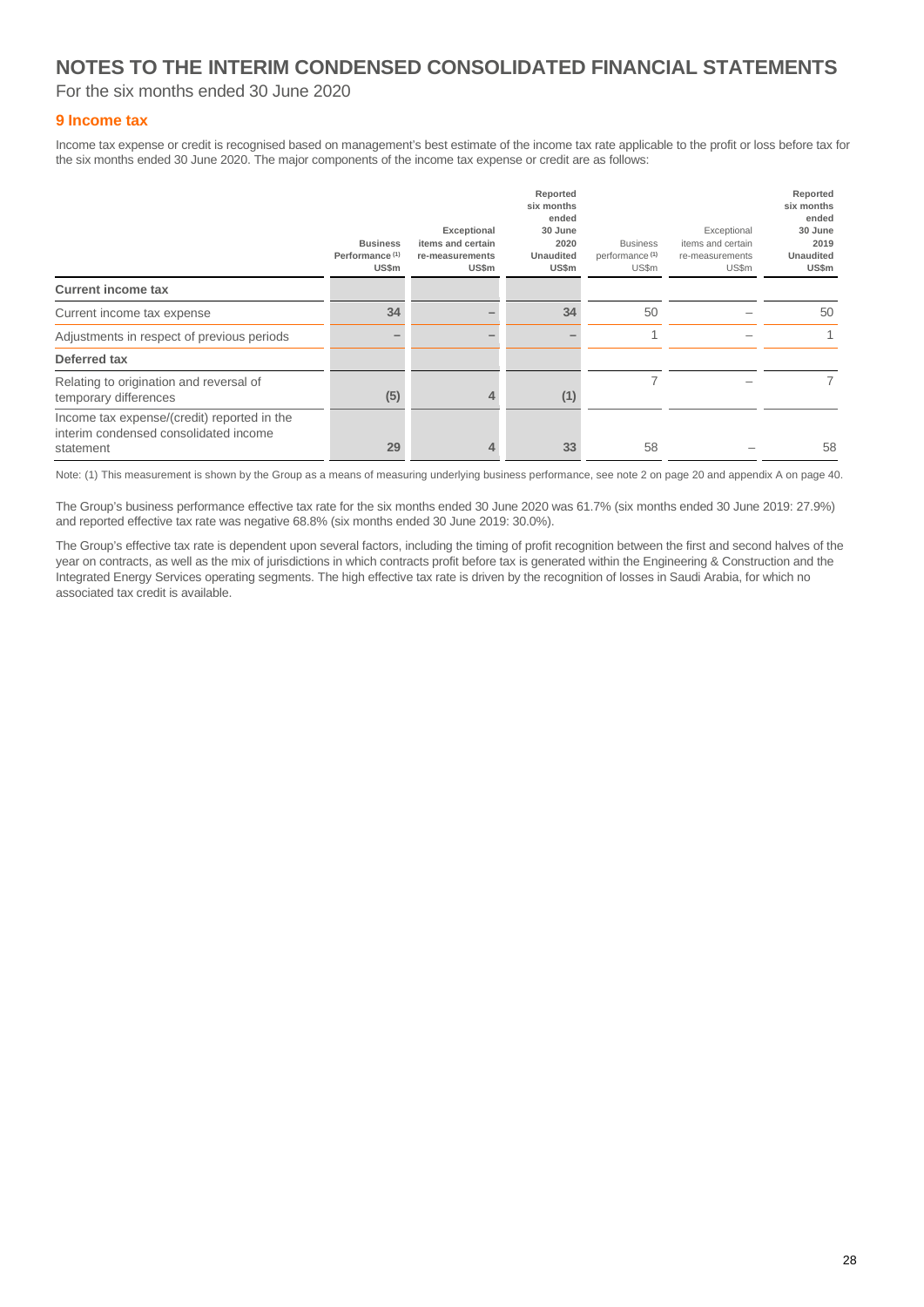# NOTES TO THE INTERIM CONDENSED CONSOLIDATED FINANCIAL STATEMENTS

For the six months ended 30 June 2020

## 9 Income tax

Income tax expense or credit is recognised based on management's best estimate of the income tax rate applicable to the profit or loss before tax for the six months ended 30 June 2020. The major components of the income tax expense or credit are as follows:

| | **Business Performance [(1)] US$m** | **Exceptional items and certain re-measurements US$m** | **Reported six months ended 30 June 2020 Unaudited US$m** | Business performance [(1)] US$m | Exceptional items and certain re-measurements US$m | **Reported six months ended 30 June 2019 Unaudited US$m** |
|---|---|---|---|---|---|---|
| **Current income tax** | | | | | | |
| Current income tax expense | **34** | **–** | **34** | 50 | – | 50 |
| Adjustments in respect of previous periods | **–** | **–** | **–** | 1 | – | 1 |
| **Deferred tax** | | | | | | |
| Relating to origination and reversal of temporary differences | **(5)** | **4** | **(1)** | 7 | – | 7 |
| Income tax expense/(credit) reported in the interim condensed consolidated income statement | **29** | **4** | **33** | 58 | – | 58 |

Note: (1) This measurement is shown by the Group as a means of measuring underlying business performance, see note 2 on page 20 and appendix A on page 40.

The Group's business performance effective tax rate for the six months ended 30 June 2020 was 61.7% (six months ended 30 June 2019: 27.9%) and reported effective tax rate was negative 68.8% (six months ended 30 June 2019: 30.0%).

The Group's effective tax rate is dependent upon several factors, including the timing of profit recognition between the first and second halves of the year on contracts, as well as the mix of jurisdictions in which contracts profit before tax is generated within the Engineering & Construction and the Integrated Energy Services operating segments. The high effective tax rate is driven by the recognition of losses in Saudi Arabia, for which no associated tax credit is available.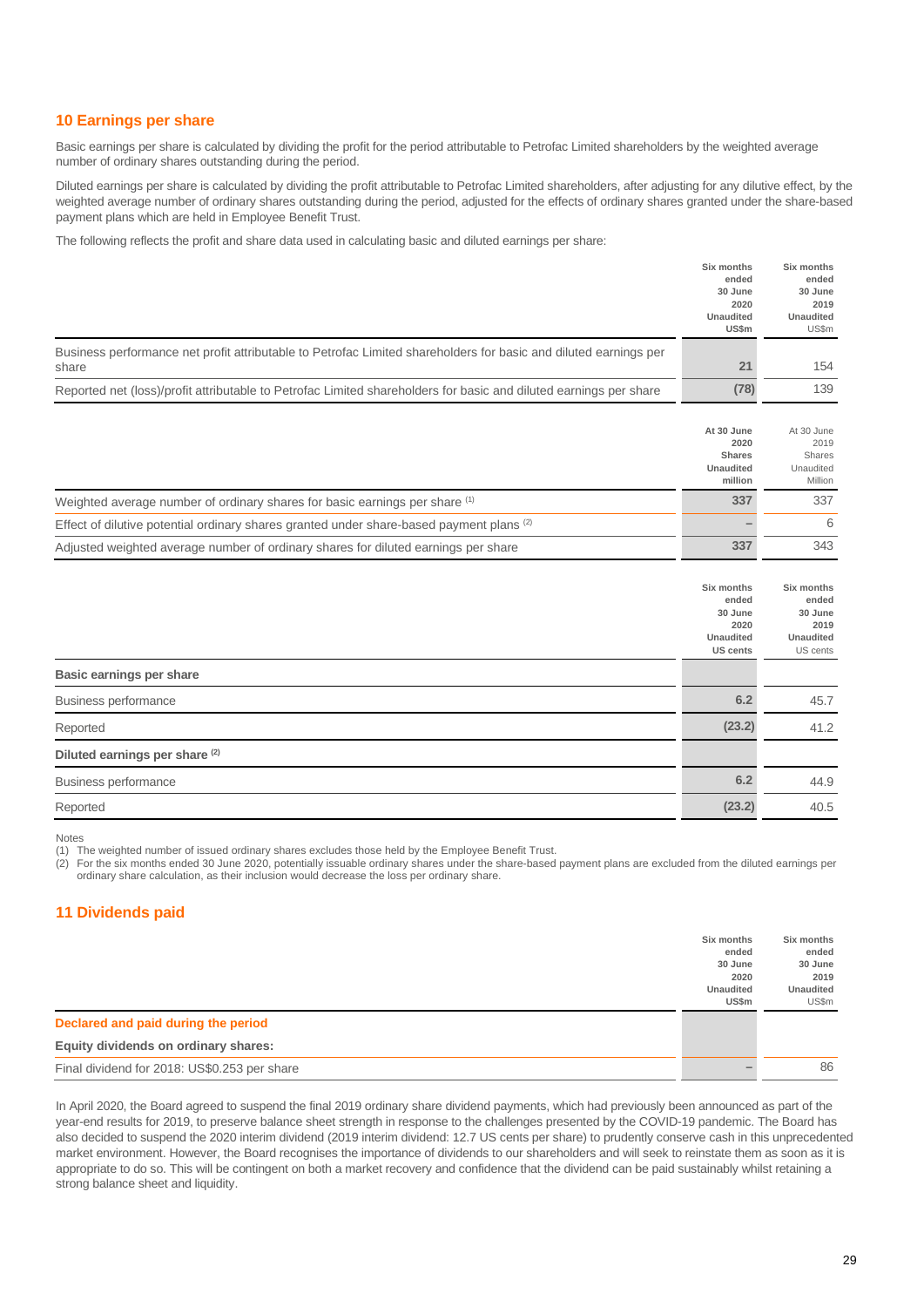## 10 Earnings per share

Basic earnings per share is calculated by dividing the profit for the period attributable to Petrofac Limited shareholders by the weighted average number of ordinary shares outstanding during the period.

Diluted earnings per share is calculated by dividing the profit attributable to Petrofac Limited shareholders, after adjusting for any dilutive effect, by the weighted average number of ordinary shares outstanding during the period, adjusted for the effects of ordinary shares granted under the share-based payment plans which are held in Employee Benefit Trust.

The following reflects the profit and share data used in calculating basic and diluted earnings per share:

| | Six months ended 30 June 2020 Unaudited US$m | Six months ended 30 June 2019 Unaudited US$m |
|---|---|---|
| Business performance net profit attributable to Petrofac Limited shareholders for basic and diluted earnings per share | 21 | 154 |
| Reported net (loss)/profit attributable to Petrofac Limited shareholders for basic and diluted earnings per share | (78) | 139 |

| | At 30 June 2020 Shares Unaudited million | At 30 June 2019 Shares Unaudited Million |
|---|---|---|
| Weighted average number of ordinary shares for basic earnings per share (1) | 337 | 337 |
| Effect of dilutive potential ordinary shares granted under share-based payment plans (2) | – | 6 |
| Adjusted weighted average number of ordinary shares for diluted earnings per share | 337 | 343 |

| | Six months ended 30 June 2020 Unaudited US cents | Six months ended 30 June 2019 Unaudited US cents |
|---|---|---|
| **Basic earnings per share** | | |
| Business performance | 6.2 | 45.7 |
| Reported | (23.2) | 41.2 |
| **Diluted earnings per share (2)** | | |
| Business performance | 6.2 | 44.9 |
| Reported | (23.2) | 40.5 |

Notes

(1) The weighted number of issued ordinary shares excludes those held by the Employee Benefit Trust.

(2) For the six months ended 30 June 2020, potentially issuable ordinary shares under the share-based payment plans are excluded from the diluted earnings per ordinary share calculation, as their inclusion would decrease the loss per ordinary share.

## 11 Dividends paid

| | Six months ended 30 June 2020 Unaudited US$m | Six months ended 30 June 2019 Unaudited US$m |
|---|---|---|
| **Declared and paid during the period** | | |
| **Equity dividends on ordinary shares:** | | |
| Final dividend for 2018: US$0.253 per share | – | 86 |

In April 2020, the Board agreed to suspend the final 2019 ordinary share dividend payments, which had previously been announced as part of the year-end results for 2019, to preserve balance sheet strength in response to the challenges presented by the COVID-19 pandemic. The Board has also decided to suspend the 2020 interim dividend (2019 interim dividend: 12.7 US cents per share) to prudently conserve cash in this unprecedented market environment. However, the Board recognises the importance of dividends to our shareholders and will seek to reinstate them as soon as it is appropriate to do so. This will be contingent on both a market recovery and confidence that the dividend can be paid sustainably whilst retaining a strong balance sheet and liquidity.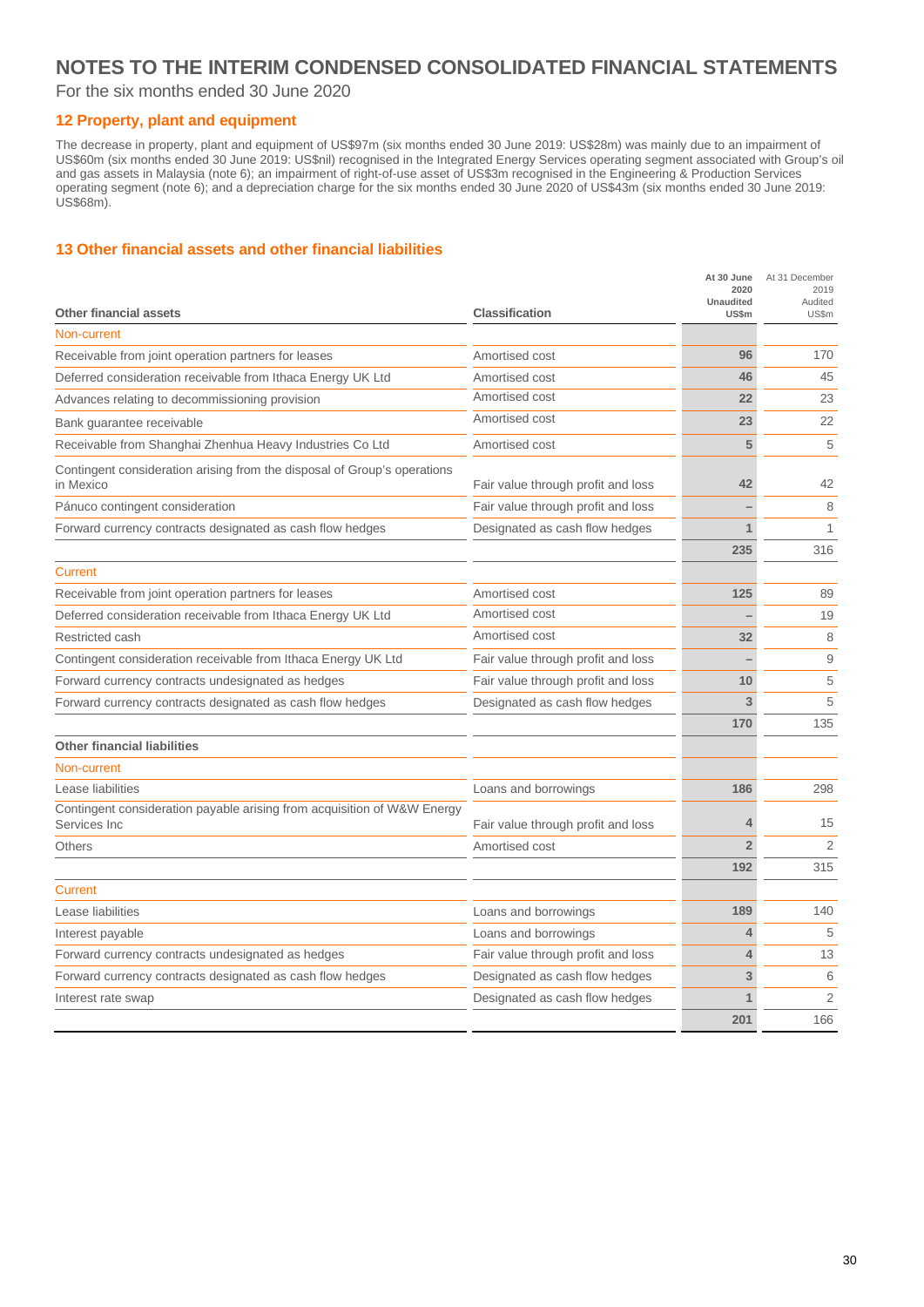# NOTES TO THE INTERIM CONDENSED CONSOLIDATED FINANCIAL STATEMENTS

For the six months ended 30 June 2020

## 12 Property, plant and equipment

The decrease in property, plant and equipment of US$97m (six months ended 30 June 2019: US$28m) was mainly due to an impairment of US$60m (six months ended 30 June 2019: US$nil) recognised in the Integrated Energy Services operating segment associated with Group's oil and gas assets in Malaysia (note 6); an impairment of right-of-use asset of US$3m recognised in the Engineering & Production Services operating segment (note 6); and a depreciation charge for the six months ended 30 June 2020 of US$43m (six months ended 30 June 2019: US$68m).

## 13 Other financial assets and other financial liabilities

| Other financial assets | Classification | At 30 June 2020 Unaudited US$m | At 31 December 2019 Audited US$m |
|---|---|---|---|
| Non-current | | | |
| Receivable from joint operation partners for leases | Amortised cost | 96 | 170 |
| Deferred consideration receivable from Ithaca Energy UK Ltd | Amortised cost | 46 | 45 |
| Advances relating to decommissioning provision | Amortised cost | 22 | 23 |
| Bank guarantee receivable | Amortised cost | 23 | 22 |
| Receivable from Shanghai Zhenhua Heavy Industries Co Ltd | Amortised cost | 5 | 5 |
| Contingent consideration arising from the disposal of Group's operations in Mexico | Fair value through profit and loss | 42 | 42 |
| Pánuco contingent consideration | Fair value through profit and loss | – | 8 |
| Forward currency contracts designated as cash flow hedges | Designated as cash flow hedges | 1 | 1 |
| | | 235 | 316 |
| Current | | | |
| Receivable from joint operation partners for leases | Amortised cost | 125 | 89 |
| Deferred consideration receivable from Ithaca Energy UK Ltd | Amortised cost | – | 19 |
| Restricted cash | Amortised cost | 32 | 8 |
| Contingent consideration receivable from Ithaca Energy UK Ltd | Fair value through profit and loss | – | 9 |
| Forward currency contracts undesignated as hedges | Fair value through profit and loss | 10 | 5 |
| Forward currency contracts designated as cash flow hedges | Designated as cash flow hedges | 3 | 5 |
| | | 170 | 135 |
| **Other financial liabilities** | | | |
| Non-current | | | |
| Lease liabilities | Loans and borrowings | 186 | 298 |
| Contingent consideration payable arising from acquisition of W&W Energy Services Inc | Fair value through profit and loss | 4 | 15 |
| Others | Amortised cost | 2 | 2 |
| | | 192 | 315 |
| Current | | | |
| Lease liabilities | Loans and borrowings | 189 | 140 |
| Interest payable | Loans and borrowings | 4 | 5 |
| Forward currency contracts undesignated as hedges | Fair value through profit and loss | 4 | 13 |
| Forward currency contracts designated as cash flow hedges | Designated as cash flow hedges | 3 | 6 |
| Interest rate swap | Designated as cash flow hedges | 1 | 2 |
| | | 201 | 166 |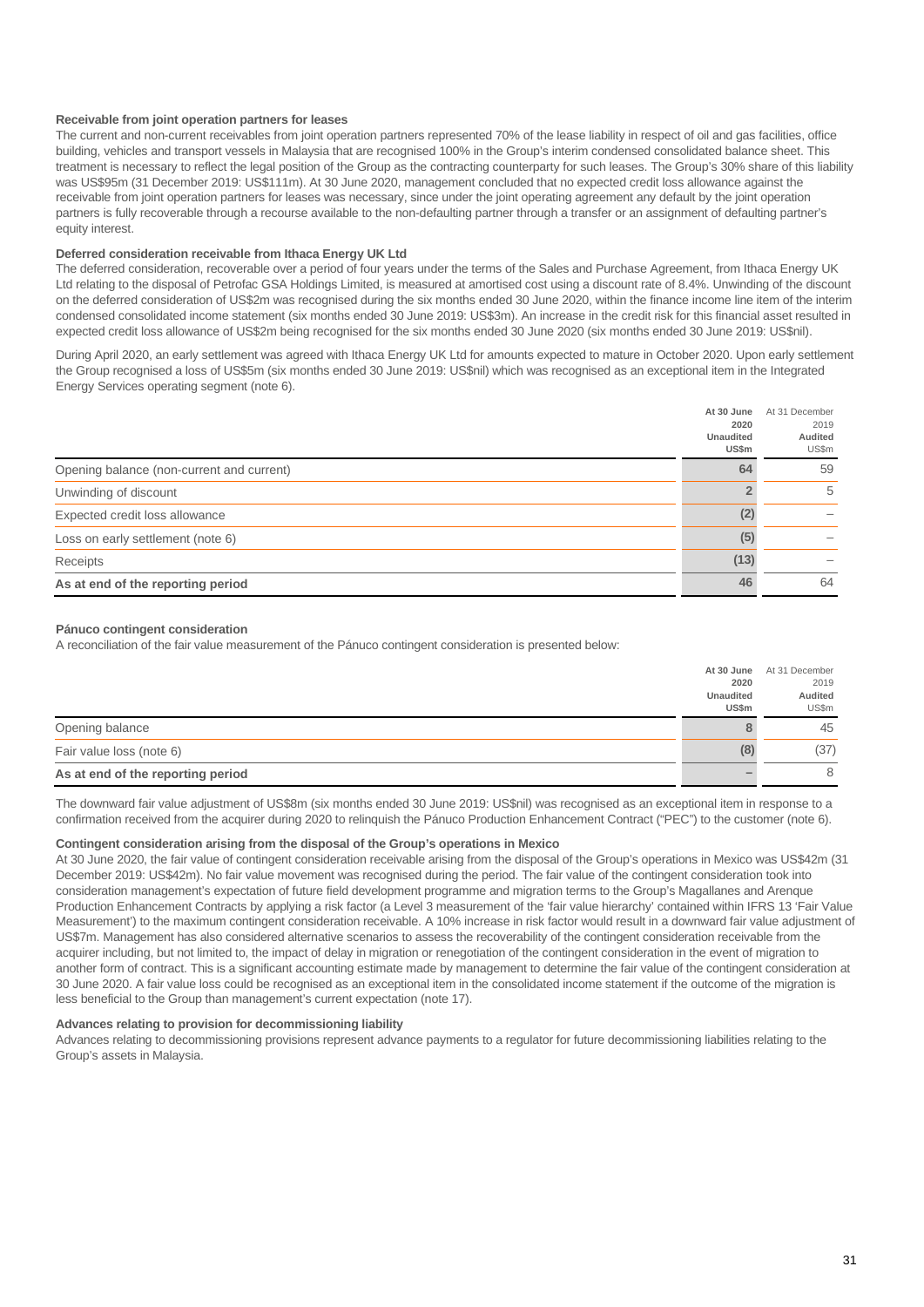#### Receivable from joint operation partners for leases

The current and non-current receivables from joint operation partners represented 70% of the lease liability in respect of oil and gas facilities, office building, vehicles and transport vessels in Malaysia that are recognised 100% in the Group's interim condensed consolidated balance sheet. This treatment is necessary to reflect the legal position of the Group as the contracting counterparty for such leases. The Group's 30% share of this liability was US$95m (31 December 2019: US$111m). At 30 June 2020, management concluded that no expected credit loss allowance against the receivable from joint operation partners for leases was necessary, since under the joint operating agreement any default by the joint operation partners is fully recoverable through a recourse available to the non-defaulting partner through a transfer or an assignment of defaulting partner's equity interest.

#### Deferred consideration receivable from Ithaca Energy UK Ltd

The deferred consideration, recoverable over a period of four years under the terms of the Sales and Purchase Agreement, from Ithaca Energy UK Ltd relating to the disposal of Petrofac GSA Holdings Limited, is measured at amortised cost using a discount rate of 8.4%. Unwinding of the discount on the deferred consideration of US$2m was recognised during the six months ended 30 June 2020, within the finance income line item of the interim condensed consolidated income statement (six months ended 30 June 2019: US$3m). An increase in the credit risk for this financial asset resulted in expected credit loss allowance of US$2m being recognised for the six months ended 30 June 2020 (six months ended 30 June 2019: US$nil).

During April 2020, an early settlement was agreed with Ithaca Energy UK Ltd for amounts expected to mature in October 2020. Upon early settlement the Group recognised a loss of US$5m (six months ended 30 June 2019: US$nil) which was recognised as an exceptional item in the Integrated Energy Services operating segment (note 6).

| | **At 30 June 2020 Unaudited US$m** | At 31 December 2019 Audited US$m |
|---|---|---|
| Opening balance (non-current and current) | **64** | 59 |
| Unwinding of discount | **2** | 5 |
| Expected credit loss allowance | **(2)** | – |
| Loss on early settlement (note 6) | **(5)** | – |
| Receipts | **(13)** | – |
| **As at end of the reporting period** | **46** | 64 |

#### Pánuco contingent consideration

A reconciliation of the fair value measurement of the Pánuco contingent consideration is presented below:

| | **At 30 June 2020 Unaudited US$m** | At 31 December 2019 Audited US$m |
|---|---|---|
| Opening balance | **8** | 45 |
| Fair value loss (note 6) | **(8)** | (37) |
| **As at end of the reporting period** | **–** | 8 |

The downward fair value adjustment of US$8m (six months ended 30 June 2019: US$nil) was recognised as an exceptional item in response to a confirmation received from the acquirer during 2020 to relinquish the Pánuco Production Enhancement Contract ("PEC") to the customer (note 6).

#### Contingent consideration arising from the disposal of the Group's operations in Mexico

At 30 June 2020, the fair value of contingent consideration receivable arising from the disposal of the Group's operations in Mexico was US$42m (31 December 2019: US$42m). No fair value movement was recognised during the period. The fair value of the contingent consideration took into consideration management's expectation of future field development programme and migration terms to the Group's Magallanes and Arenque Production Enhancement Contracts by applying a risk factor (a Level 3 measurement of the 'fair value hierarchy' contained within IFRS 13 'Fair Value Measurement') to the maximum contingent consideration receivable. A 10% increase in risk factor would result in a downward fair value adjustment of US$7m. Management has also considered alternative scenarios to assess the recoverability of the contingent consideration receivable from the acquirer including, but not limited to, the impact of delay in migration or renegotiation of the contingent consideration in the event of migration to another form of contract. This is a significant accounting estimate made by management to determine the fair value of the contingent consideration at 30 June 2020. A fair value loss could be recognised as an exceptional item in the consolidated income statement if the outcome of the migration is less beneficial to the Group than management's current expectation (note 17).

#### Advances relating to provision for decommissioning liability

Advances relating to decommissioning provisions represent advance payments to a regulator for future decommissioning liabilities relating to the Group's assets in Malaysia.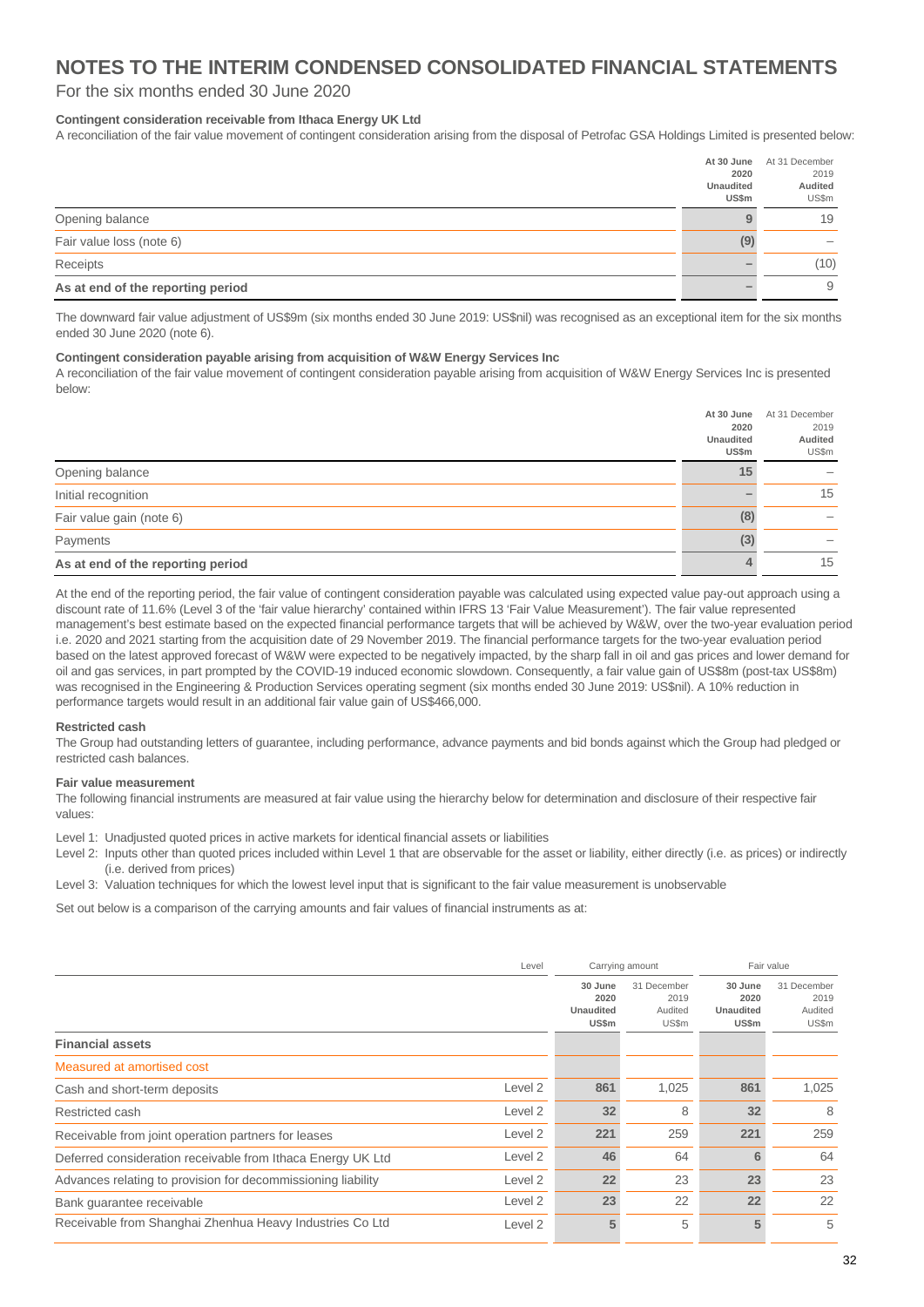# NOTES TO THE INTERIM CONDENSED CONSOLIDATED FINANCIAL STATEMENTS

For the six months ended 30 June 2020

**Contingent consideration receivable from Ithaca Energy UK Ltd**

A reconciliation of the fair value movement of contingent consideration arising from the disposal of Petrofac GSA Holdings Limited is presented below:

| | At 30 June 2020 Unaudited US$m | At 31 December 2019 Audited US$m |
|---|---|---|
| Opening balance | 9 | 19 |
| Fair value loss (note 6) | (9) | – |
| Receipts | – | (10) |
| **As at end of the reporting period** | – | 9 |

The downward fair value adjustment of US$9m (six months ended 30 June 2019: US$nil) was recognised as an exceptional item for the six months ended 30 June 2020 (note 6).

**Contingent consideration payable arising from acquisition of W&W Energy Services Inc**

A reconciliation of the fair value movement of contingent consideration payable arising from acquisition of W&W Energy Services Inc is presented below:

| | At 30 June 2020 Unaudited US$m | At 31 December 2019 Audited US$m |
|---|---|---|
| Opening balance | 15 | – |
| Initial recognition | – | 15 |
| Fair value gain (note 6) | (8) | – |
| Payments | (3) | – |
| **As at end of the reporting period** | 4 | 15 |

At the end of the reporting period, the fair value of contingent consideration payable was calculated using expected value pay-out approach using a discount rate of 11.6% (Level 3 of the 'fair value hierarchy' contained within IFRS 13 'Fair Value Measurement'). The fair value represented management's best estimate based on the expected financial performance targets that will be achieved by W&W, over the two-year evaluation period i.e. 2020 and 2021 starting from the acquisition date of 29 November 2019. The financial performance targets for the two-year evaluation period based on the latest approved forecast of W&W were expected to be negatively impacted, by the sharp fall in oil and gas prices and lower demand for oil and gas services, in part prompted by the COVID-19 induced economic slowdown. Consequently, a fair value gain of US$8m (post-tax US$8m) was recognised in the Engineering & Production Services operating segment (six months ended 30 June 2019: US$nil). A 10% reduction in performance targets would result in an additional fair value gain of US$466,000.

**Restricted cash**

The Group had outstanding letters of guarantee, including performance, advance payments and bid bonds against which the Group had pledged or restricted cash balances.

**Fair value measurement**

The following financial instruments are measured at fair value using the hierarchy below for determination and disclosure of their respective fair values:

Level 1: Unadjusted quoted prices in active markets for identical financial assets or liabilities

Level 2: Inputs other than quoted prices included within Level 1 that are observable for the asset or liability, either directly (i.e. as prices) or indirectly (i.e. derived from prices)

Level 3: Valuation techniques for which the lowest level input that is significant to the fair value measurement is unobservable

Set out below is a comparison of the carrying amounts and fair values of financial instruments as at:

| | Level | Carrying amount | | Fair value | |
|---|---|---|---|---|---|
| | | 30 June 2020 Unaudited US$m | 31 December 2019 Audited US$m | 30 June 2020 Unaudited US$m | 31 December 2019 Audited US$m |
| **Financial assets** | | | | | |
| Measured at amortised cost | | | | | |
| Cash and short-term deposits | Level 2 | 861 | 1,025 | 861 | 1,025 |
| Restricted cash | Level 2 | 32 | 8 | 32 | 8 |
| Receivable from joint operation partners for leases | Level 2 | 221 | 259 | 221 | 259 |
| Deferred consideration receivable from Ithaca Energy UK Ltd | Level 2 | 46 | 64 | 6 | 64 |
| Advances relating to provision for decommissioning liability | Level 2 | 22 | 23 | 23 | 23 |
| Bank guarantee receivable | Level 2 | 23 | 22 | 22 | 22 |
| Receivable from Shanghai Zhenhua Heavy Industries Co Ltd | Level 2 | 5 | 5 | 5 | 5 |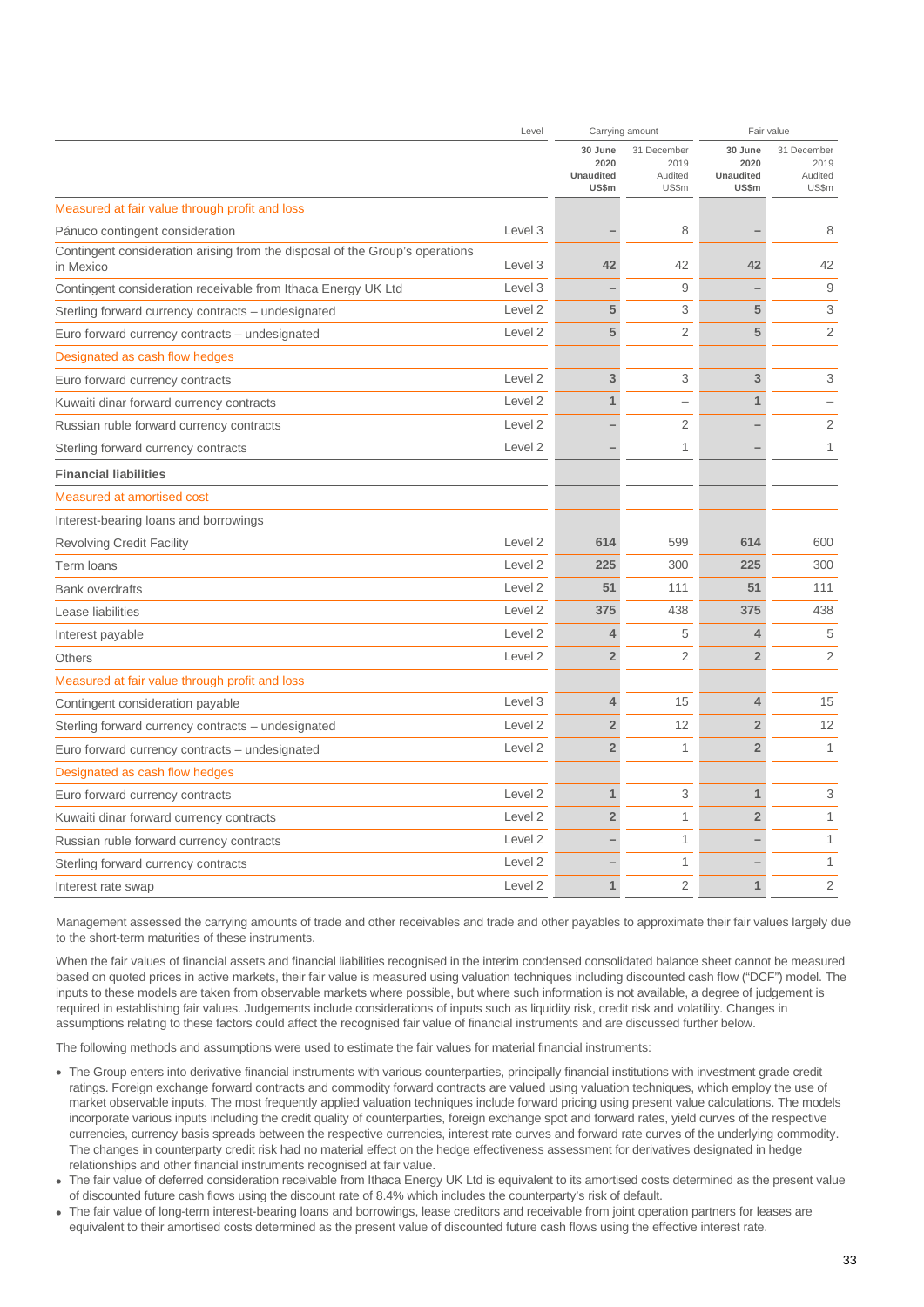| | Level | Carrying amount | | Fair value | |
|---|---|---|---|---|---|
| | | **30 June 2020 Unaudited US$m** | 31 December 2019 Audited US$m | **30 June 2020 Unaudited US$m** | 31 December 2019 Audited US$m |
| Measured at fair value through profit and loss | | | | | |
| Pánuco contingent consideration | Level 3 | **–** | 8 | **–** | 8 |
| Contingent consideration arising from the disposal of the Group's operations in Mexico | Level 3 | **42** | 42 | **42** | 42 |
| Contingent consideration receivable from Ithaca Energy UK Ltd | Level 3 | **–** | 9 | **–** | 9 |
| Sterling forward currency contracts – undesignated | Level 2 | **5** | 3 | **5** | 3 |
| Euro forward currency contracts – undesignated | Level 2 | **5** | 2 | **5** | 2 |
| Designated as cash flow hedges | | | | | |
| Euro forward currency contracts | Level 2 | **3** | 3 | **3** | 3 |
| Kuwaiti dinar forward currency contracts | Level 2 | **1** | – | **1** | – |
| Russian ruble forward currency contracts | Level 2 | **–** | 2 | **–** | 2 |
| Sterling forward currency contracts | Level 2 | **–** | 1 | **–** | 1 |
| **Financial liabilities** | | | | | |
| Measured at amortised cost | | | | | |
| Interest-bearing loans and borrowings | | | | | |
| Revolving Credit Facility | Level 2 | **614** | 599 | **614** | 600 |
| Term loans | Level 2 | **225** | 300 | **225** | 300 |
| Bank overdrafts | Level 2 | **51** | 111 | **51** | 111 |
| Lease liabilities | Level 2 | **375** | 438 | **375** | 438 |
| Interest payable | Level 2 | **4** | 5 | **4** | 5 |
| Others | Level 2 | **2** | 2 | **2** | 2 |
| Measured at fair value through profit and loss | | | | | |
| Contingent consideration payable | Level 3 | **4** | 15 | **4** | 15 |
| Sterling forward currency contracts – undesignated | Level 2 | **2** | 12 | **2** | 12 |
| Euro forward currency contracts – undesignated | Level 2 | **2** | 1 | **2** | 1 |
| Designated as cash flow hedges | | | | | |
| Euro forward currency contracts | Level 2 | **1** | 3 | **1** | 3 |
| Kuwaiti dinar forward currency contracts | Level 2 | **2** | 1 | **2** | 1 |
| Russian ruble forward currency contracts | Level 2 | **–** | 1 | **–** | 1 |
| Sterling forward currency contracts | Level 2 | **–** | 1 | **–** | 1 |
| Interest rate swap | Level 2 | **1** | 2 | **1** | 2 |

Management assessed the carrying amounts of trade and other receivables and trade and other payables to approximate their fair values largely due to the short-term maturities of these instruments.

When the fair values of financial assets and financial liabilities recognised in the interim condensed consolidated balance sheet cannot be measured based on quoted prices in active markets, their fair value is measured using valuation techniques including discounted cash flow ("DCF") model. The inputs to these models are taken from observable markets where possible, but where such information is not available, a degree of judgement is required in establishing fair values. Judgements include considerations of inputs such as liquidity risk, credit risk and volatility. Changes in assumptions relating to these factors could affect the recognised fair value of financial instruments and are discussed further below.

The following methods and assumptions were used to estimate the fair values for material financial instruments:

- The Group enters into derivative financial instruments with various counterparties, principally financial institutions with investment grade credit ratings. Foreign exchange forward contracts and commodity forward contracts are valued using valuation techniques, which employ the use of market observable inputs. The most frequently applied valuation techniques include forward pricing using present value calculations. The models incorporate various inputs including the credit quality of counterparties, foreign exchange spot and forward rates, yield curves of the respective currencies, currency basis spreads between the respective currencies, interest rate curves and forward rate curves of the underlying commodity. The changes in counterparty credit risk had no material effect on the hedge effectiveness assessment for derivatives designated in hedge relationships and other financial instruments recognised at fair value.
- The fair value of deferred consideration receivable from Ithaca Energy UK Ltd is equivalent to its amortised costs determined as the present value of discounted future cash flows using the discount rate of 8.4% which includes the counterparty's risk of default.
- The fair value of long-term interest-bearing loans and borrowings, lease creditors and receivable from joint operation partners for leases are equivalent to their amortised costs determined as the present value of discounted future cash flows using the effective interest rate.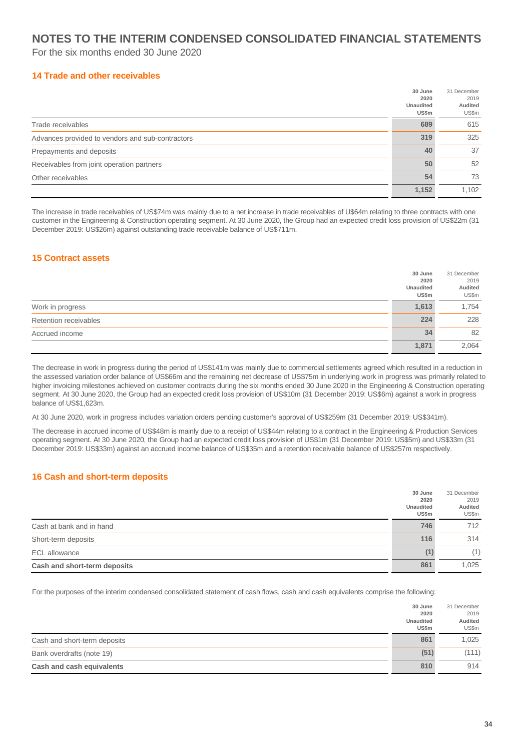# NOTES TO THE INTERIM CONDENSED CONSOLIDATED FINANCIAL STATEMENTS

For the six months ended 30 June 2020

## 14 Trade and other receivables

| | 30 June 2020 Unaudited US$m | 31 December 2019 Audited US$m |
|---|---|---|
| Trade receivables | 689 | 615 |
| Advances provided to vendors and sub-contractors | 319 | 325 |
| Prepayments and deposits | 40 | 37 |
| Receivables from joint operation partners | 50 | 52 |
| Other receivables | 54 | 73 |
| | 1,152 | 1,102 |

The increase in trade receivables of US$74m was mainly due to a net increase in trade receivables of U$64m relating to three contracts with one customer in the Engineering & Construction operating segment. At 30 June 2020, the Group had an expected credit loss provision of US$22m (31 December 2019: US$26m) against outstanding trade receivable balance of US$711m.

## 15 Contract assets

| | 30 June 2020 Unaudited US$m | 31 December 2019 Audited US$m |
|---|---|---|
| Work in progress | 1,613 | 1,754 |
| Retention receivables | 224 | 228 |
| Accrued income | 34 | 82 |
| | 1,871 | 2,064 |

The decrease in work in progress during the period of US$141m was mainly due to commercial settlements agreed which resulted in a reduction in the assessed variation order balance of US$66m and the remaining net decrease of US$75m in underlying work in progress was primarily related to higher invoicing milestones achieved on customer contracts during the six months ended 30 June 2020 in the Engineering & Construction operating segment. At 30 June 2020, the Group had an expected credit loss provision of US$10m (31 December 2019: US$6m) against a work in progress balance of US$1,623m.

At 30 June 2020, work in progress includes variation orders pending customer's approval of US$259m (31 December 2019: US$341m).

The decrease in accrued income of US$48m is mainly due to a receipt of US$44m relating to a contract in the Engineering & Production Services operating segment. At 30 June 2020, the Group had an expected credit loss provision of US$1m (31 December 2019: US$5m) and US$33m (31 December 2019: US$33m) against an accrued income balance of US$35m and a retention receivable balance of US$257m respectively.

## 16 Cash and short-term deposits

| | 30 June 2020 Unaudited US$m | 31 December 2019 Audited US$m |
|---|---|---|
| Cash at bank and in hand | 746 | 712 |
| Short-term deposits | 116 | 314 |
| ECL allowance | (1) | (1) |
| **Cash and short-term deposits** | 861 | 1,025 |

For the purposes of the interim condensed consolidated statement of cash flows, cash and cash equivalents comprise the following:

| | 30 June 2020 Unaudited US$m | 31 December 2019 Audited US$m |
|---|---|---|
| Cash and short-term deposits | 861 | 1,025 |
| Bank overdrafts (note 19) | (51) | (111) |
| **Cash and cash equivalents** | 810 | 914 |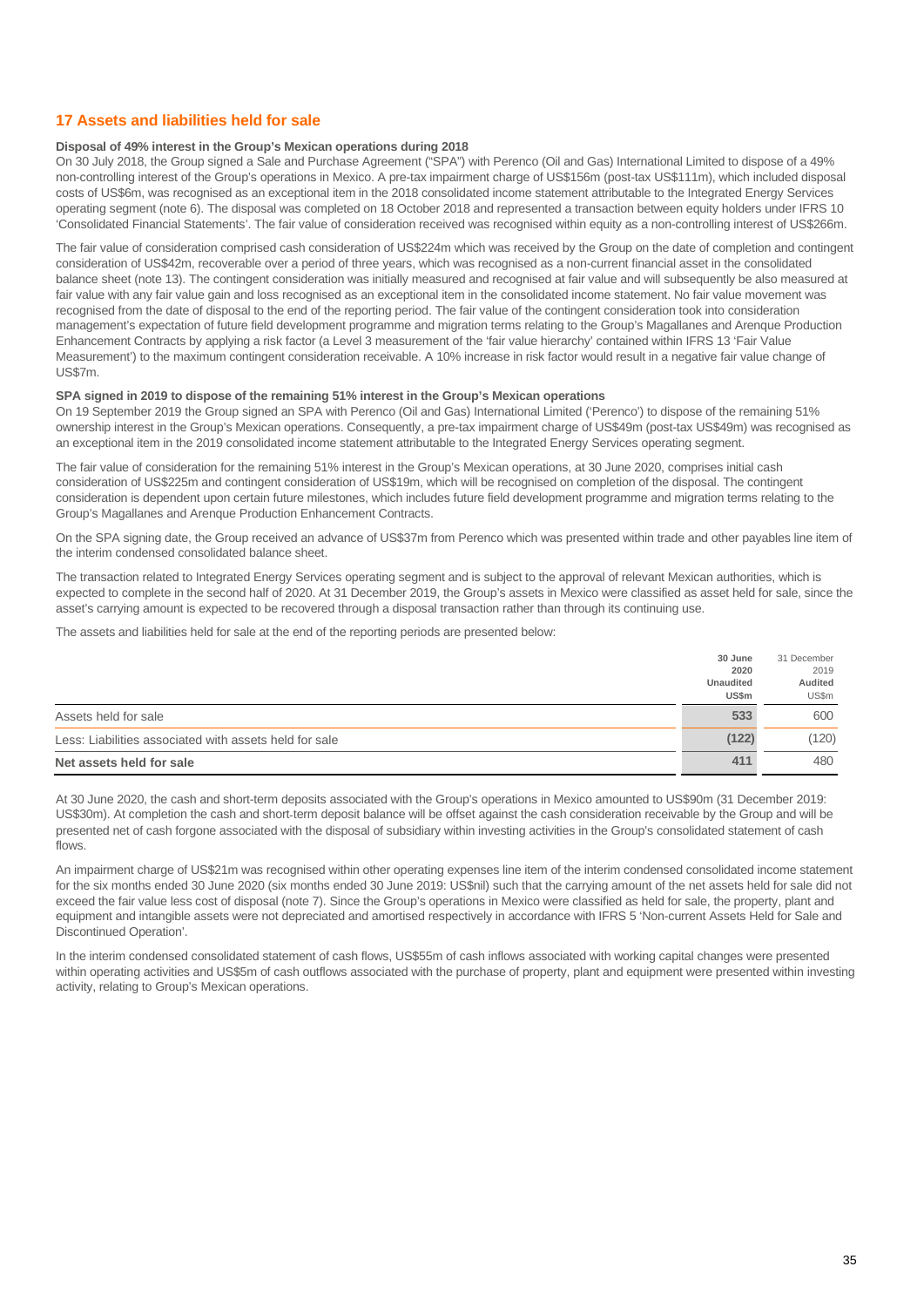## 17 Assets and liabilities held for sale

**Disposal of 49% interest in the Group's Mexican operations during 2018**

On 30 July 2018, the Group signed a Sale and Purchase Agreement ("SPA") with Perenco (Oil and Gas) International Limited to dispose of a 49% non-controlling interest of the Group's operations in Mexico. A pre-tax impairment charge of US$156m (post-tax US$111m), which included disposal costs of US$6m, was recognised as an exceptional item in the 2018 consolidated income statement attributable to the Integrated Energy Services operating segment (note 6). The disposal was completed on 18 October 2018 and represented a transaction between equity holders under IFRS 10 'Consolidated Financial Statements'. The fair value of consideration received was recognised within equity as a non-controlling interest of US$266m.

The fair value of consideration comprised cash consideration of US$224m which was received by the Group on the date of completion and contingent consideration of US$42m, recoverable over a period of three years, which was recognised as a non-current financial asset in the consolidated balance sheet (note 13). The contingent consideration was initially measured and recognised at fair value and will subsequently be also measured at fair value with any fair value gain and loss recognised as an exceptional item in the consolidated income statement. No fair value movement was recognised from the date of disposal to the end of the reporting period. The fair value of the contingent consideration took into consideration management's expectation of future field development programme and migration terms relating to the Group's Magallanes and Arenque Production Enhancement Contracts by applying a risk factor (a Level 3 measurement of the 'fair value hierarchy' contained within IFRS 13 'Fair Value Measurement') to the maximum contingent consideration receivable. A 10% increase in risk factor would result in a negative fair value change of US$7m.

**SPA signed in 2019 to dispose of the remaining 51% interest in the Group's Mexican operations**

On 19 September 2019 the Group signed an SPA with Perenco (Oil and Gas) International Limited ('Perenco') to dispose of the remaining 51% ownership interest in the Group's Mexican operations. Consequently, a pre-tax impairment charge of US$49m (post-tax US$49m) was recognised as an exceptional item in the 2019 consolidated income statement attributable to the Integrated Energy Services operating segment.

The fair value of consideration for the remaining 51% interest in the Group's Mexican operations, at 30 June 2020, comprises initial cash consideration of US$225m and contingent consideration of US$19m, which will be recognised on completion of the disposal. The contingent consideration is dependent upon certain future milestones, which includes future field development programme and migration terms relating to the Group's Magallanes and Arenque Production Enhancement Contracts.

On the SPA signing date, the Group received an advance of US$37m from Perenco which was presented within trade and other payables line item of the interim condensed consolidated balance sheet.

The transaction related to Integrated Energy Services operating segment and is subject to the approval of relevant Mexican authorities, which is expected to complete in the second half of 2020. At 31 December 2019, the Group's assets in Mexico were classified as asset held for sale, since the asset's carrying amount is expected to be recovered through a disposal transaction rather than through its continuing use.

The assets and liabilities held for sale at the end of the reporting periods are presented below:

| | 30 June 2020 Unaudited US$m | 31 December 2019 Audited US$m |
|---|---|---|
| Assets held for sale | 533 | 600 |
| Less: Liabilities associated with assets held for sale | (122) | (120) |
| **Net assets held for sale** | **411** | **480** |

At 30 June 2020, the cash and short-term deposits associated with the Group's operations in Mexico amounted to US$90m (31 December 2019: US$30m). At completion the cash and short-term deposit balance will be offset against the cash consideration receivable by the Group and will be presented net of cash forgone associated with the disposal of subsidiary within investing activities in the Group's consolidated statement of cash flows.

An impairment charge of US$21m was recognised within other operating expenses line item of the interim condensed consolidated income statement for the six months ended 30 June 2020 (six months ended 30 June 2019: US$nil) such that the carrying amount of the net assets held for sale did not exceed the fair value less cost of disposal (note 7). Since the Group's operations in Mexico were classified as held for sale, the property, plant and equipment and intangible assets were not depreciated and amortised respectively in accordance with IFRS 5 'Non-current Assets Held for Sale and Discontinued Operation'.

In the interim condensed consolidated statement of cash flows, US$55m of cash inflows associated with working capital changes were presented within operating activities and US$5m of cash outflows associated with the purchase of property, plant and equipment were presented within investing activity, relating to Group's Mexican operations.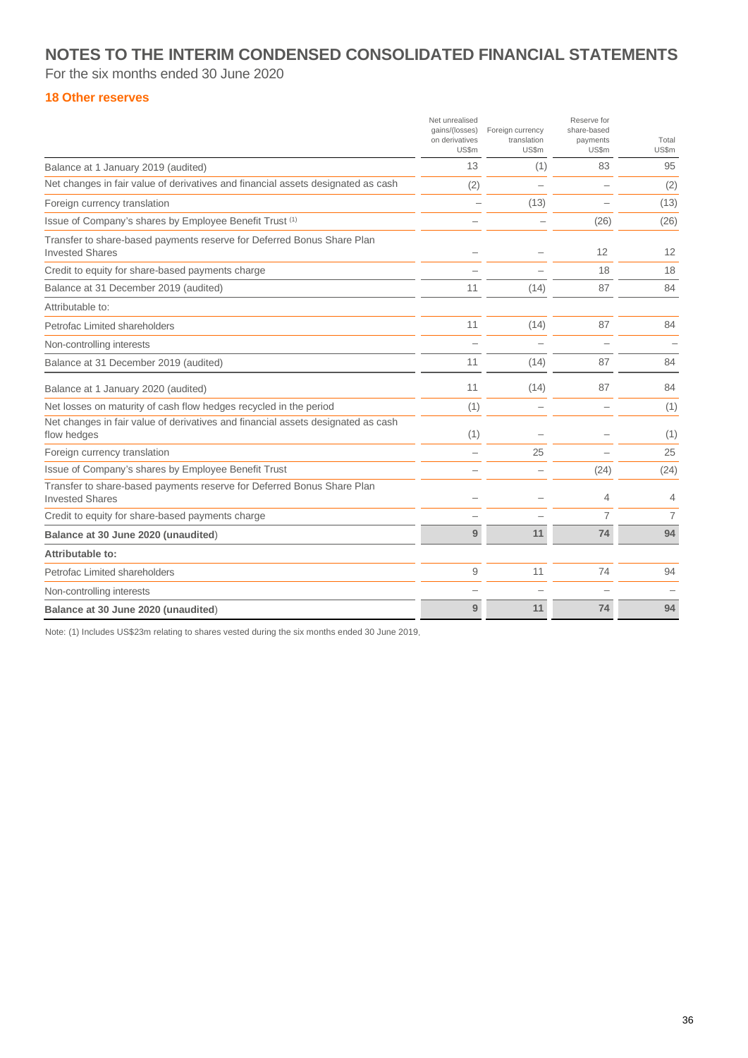# NOTES TO THE INTERIM CONDENSED CONSOLIDATED FINANCIAL STATEMENTS

For the six months ended 30 June 2020

## 18 Other reserves

| | Net unrealised gains/(losses) on derivatives US$m | Foreign currency translation US$m | Reserve for share-based payments US$m | Total US$m |
|---|---|---|---|---|
| Balance at 1 January 2019 (audited) | 13 | (1) | 83 | 95 |
| Net changes in fair value of derivatives and financial assets designated as cash | (2) | – | – | (2) |
| Foreign currency translation | – | (13) | – | (13) |
| Issue of Company's shares by Employee Benefit Trust [(1)] | – | – | (26) | (26) |
| Transfer to share-based payments reserve for Deferred Bonus Share Plan Invested Shares | – | – | 12 | 12 |
| Credit to equity for share-based payments charge | – | – | 18 | 18 |
| Balance at 31 December 2019 (audited) | 11 | (14) | 87 | 84 |
| Attributable to: | | | | |
| Petrofac Limited shareholders | 11 | (14) | 87 | 84 |
| Non-controlling interests | – | – | – | – |
| Balance at 31 December 2019 (audited) | 11 | (14) | 87 | 84 |
| Balance at 1 January 2020 (audited) | 11 | (14) | 87 | 84 |
| Net losses on maturity of cash flow hedges recycled in the period | (1) | – | – | (1) |
| Net changes in fair value of derivatives and financial assets designated as cash flow hedges | (1) | – | – | (1) |
| Foreign currency translation | – | 25 | – | 25 |
| Issue of Company's shares by Employee Benefit Trust | – | – | (24) | (24) |
| Transfer to share-based payments reserve for Deferred Bonus Share Plan Invested Shares | – | – | 4 | 4 |
| Credit to equity for share-based payments charge | – | – | 7 | 7 |
| **Balance at 30 June 2020 (unaudited)** | **9** | **11** | **74** | **94** |
| **Attributable to:** | | | | |
| Petrofac Limited shareholders | 9 | 11 | 74 | 94 |
| Non-controlling interests | – | – | – | – |
| **Balance at 30 June 2020 (unaudited)** | **9** | **11** | **74** | **94** |

Note: (1) Includes US$23m relating to shares vested during the six months ended 30 June 2019.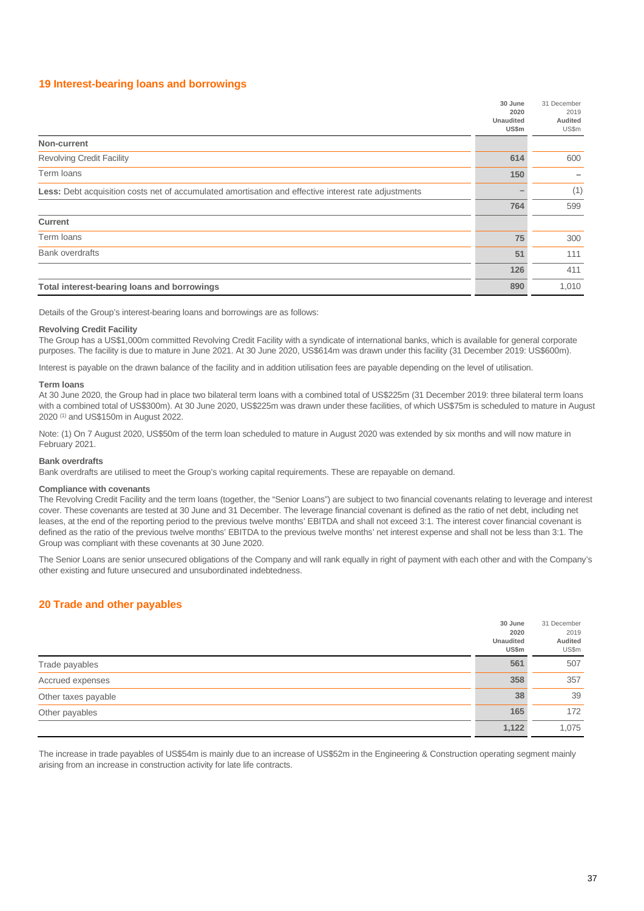## 19 Interest-bearing loans and borrowings

| | 30 June 2020 Unaudited US$m | 31 December 2019 Audited US$m |
|---|---|---|
| **Non-current** | | |
| Revolving Credit Facility | **614** | 600 |
| Term loans | **150** | – |
| **Less:** Debt acquisition costs net of accumulated amortisation and effective interest rate adjustments | **–** | (1) |
| | **764** | 599 |
| **Current** | | |
| Term loans | **75** | 300 |
| Bank overdrafts | **51** | 111 |
| | **126** | 411 |
| **Total interest-bearing loans and borrowings** | **890** | 1,010 |

Details of the Group's interest-bearing loans and borrowings are as follows:

**Revolving Credit Facility**

The Group has a US$1,000m committed Revolving Credit Facility with a syndicate of international banks, which is available for general corporate purposes. The facility is due to mature in June 2021. At 30 June 2020, US$614m was drawn under this facility (31 December 2019: US$600m).

Interest is payable on the drawn balance of the facility and in addition utilisation fees are payable depending on the level of utilisation.

**Term loans**

At 30 June 2020, the Group had in place two bilateral term loans with a combined total of US$225m (31 December 2019: three bilateral term loans with a combined total of US$300m). At 30 June 2020, US$225m was drawn under these facilities, of which US$75m is scheduled to mature in August 2020 [(1)] and US$150m in August 2022.

Note: (1) On 7 August 2020, US$50m of the term loan scheduled to mature in August 2020 was extended by six months and will now mature in February 2021.

**Bank overdrafts**

Bank overdrafts are utilised to meet the Group's working capital requirements. These are repayable on demand.

**Compliance with covenants**

The Revolving Credit Facility and the term loans (together, the "Senior Loans") are subject to two financial covenants relating to leverage and interest cover. These covenants are tested at 30 June and 31 December. The leverage financial covenant is defined as the ratio of net debt, including net leases, at the end of the reporting period to the previous twelve months' EBITDA and shall not exceed 3:1. The interest cover financial covenant is defined as the ratio of the previous twelve months' EBITDA to the previous twelve months' net interest expense and shall not be less than 3:1. The Group was compliant with these covenants at 30 June 2020.

The Senior Loans are senior unsecured obligations of the Company and will rank equally in right of payment with each other and with the Company's other existing and future unsecured and unsubordinated indebtedness.

## 20 Trade and other payables

| | 30 June 2020 Unaudited US$m | 31 December 2019 Audited US$m |
|---|---|---|
| Trade payables | **561** | 507 |
| Accrued expenses | **358** | 357 |
| Other taxes payable | **38** | 39 |
| Other payables | **165** | 172 |
| | **1,122** | 1,075 |

The increase in trade payables of US$54m is mainly due to an increase of US$52m in the Engineering & Construction operating segment mainly arising from an increase in construction activity for late life contracts.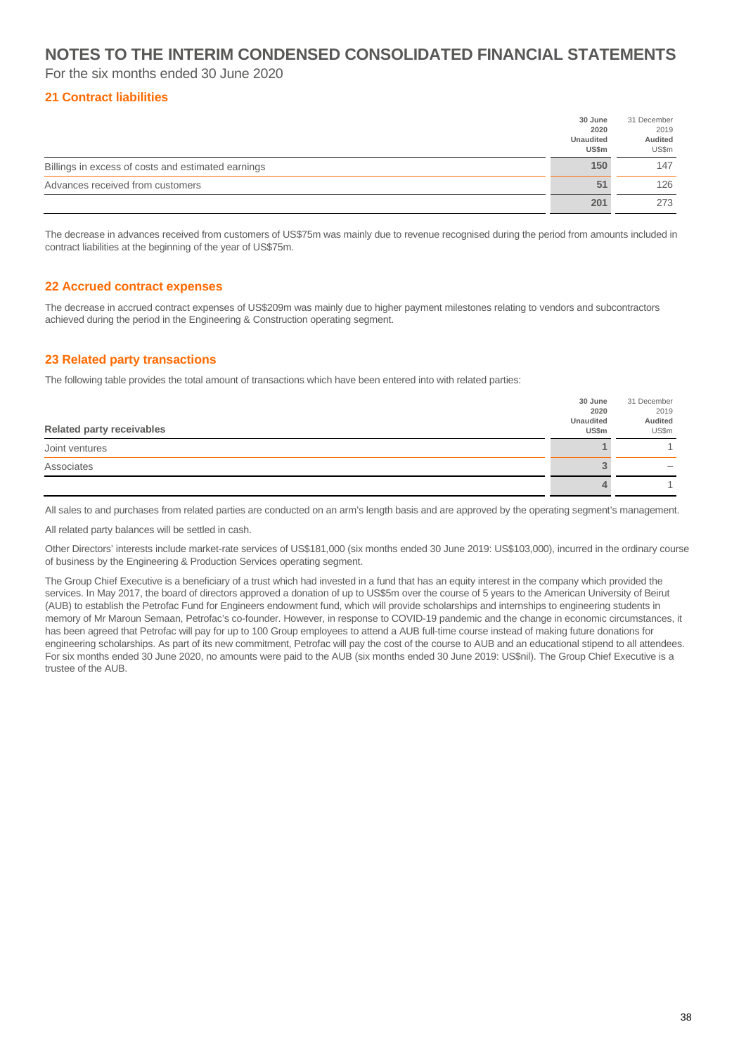# NOTES TO THE INTERIM CONDENSED CONSOLIDATED FINANCIAL STATEMENTS

For the six months ended 30 June 2020

## 21 Contract liabilities

| | 30 June 2020 Unaudited US$m | 31 December 2019 Audited US$m |
|---|---|---|
| Billings in excess of costs and estimated earnings | 150 | 147 |
| Advances received from customers | 51 | 126 |
| | 201 | 273 |

The decrease in advances received from customers of US$75m was mainly due to revenue recognised during the period from amounts included in contract liabilities at the beginning of the year of US$75m.

## 22 Accrued contract expenses

The decrease in accrued contract expenses of US$209m was mainly due to higher payment milestones relating to vendors and subcontractors achieved during the period in the Engineering & Construction operating segment.

## 23 Related party transactions

The following table provides the total amount of transactions which have been entered into with related parties:

| Related party receivables | 30 June 2020 Unaudited US$m | 31 December 2019 Audited US$m |
|---|---|---|
| Joint ventures | 1 | 1 |
| Associates | 3 | – |
| | 4 | 1 |

All sales to and purchases from related parties are conducted on an arm's length basis and are approved by the operating segment's management.

All related party balances will be settled in cash.

Other Directors' interests include market-rate services of US$181,000 (six months ended 30 June 2019: US$103,000), incurred in the ordinary course of business by the Engineering & Production Services operating segment.

The Group Chief Executive is a beneficiary of a trust which had invested in a fund that has an equity interest in the company which provided the services. In May 2017, the board of directors approved a donation of up to US$5m over the course of 5 years to the American University of Beirut (AUB) to establish the Petrofac Fund for Engineers endowment fund, which will provide scholarships and internships to engineering students in memory of Mr Maroun Semaan, Petrofac's co-founder. However, in response to COVID-19 pandemic and the change in economic circumstances, it has been agreed that Petrofac will pay for up to 100 Group employees to attend a AUB full-time course instead of making future donations for engineering scholarships. As part of its new commitment, Petrofac will pay the cost of the course to AUB and an educational stipend to all attendees. For six months ended 30 June 2020, no amounts were paid to the AUB (six months ended 30 June 2019: US$nil). The Group Chief Executive is a trustee of the AUB.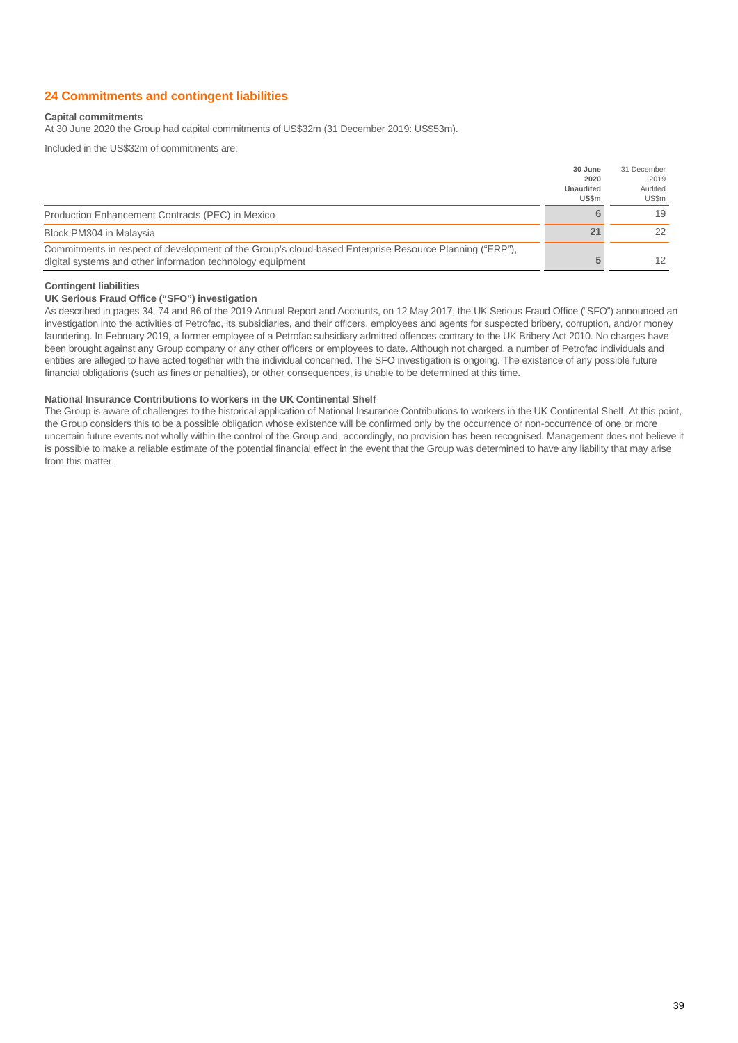## 24 Commitments and contingent liabilities

**Capital commitments**

At 30 June 2020 the Group had capital commitments of US$32m (31 December 2019: US$53m).

Included in the US$32m of commitments are:

| | 30 June 2020 Unaudited US$m | 31 December 2019 Audited US$m |
|---|---|---|
| Production Enhancement Contracts (PEC) in Mexico | 6 | 19 |
| Block PM304 in Malaysia | 21 | 22 |
| Commitments in respect of development of the Group's cloud-based Enterprise Resource Planning ("ERP"), digital systems and other information technology equipment | 5 | 12 |

**Contingent liabilities**

**UK Serious Fraud Office ("SFO") investigation**

As described in pages 34, 74 and 86 of the 2019 Annual Report and Accounts, on 12 May 2017, the UK Serious Fraud Office ("SFO") announced an investigation into the activities of Petrofac, its subsidiaries, and their officers, employees and agents for suspected bribery, corruption, and/or money laundering. In February 2019, a former employee of a Petrofac subsidiary admitted offences contrary to the UK Bribery Act 2010. No charges have been brought against any Group company or any other officers or employees to date. Although not charged, a number of Petrofac individuals and entities are alleged to have acted together with the individual concerned. The SFO investigation is ongoing. The existence of any possible future financial obligations (such as fines or penalties), or other consequences, is unable to be determined at this time.

**National Insurance Contributions to workers in the UK Continental Shelf**

The Group is aware of challenges to the historical application of National Insurance Contributions to workers in the UK Continental Shelf. At this point, the Group considers this to be a possible obligation whose existence will be confirmed only by the occurrence or non-occurrence of one or more uncertain future events not wholly within the control of the Group and, accordingly, no provision has been recognised. Management does not believe it is possible to make a reliable estimate of the potential financial effect in the event that the Group was determined to have any liability that may arise from this matter.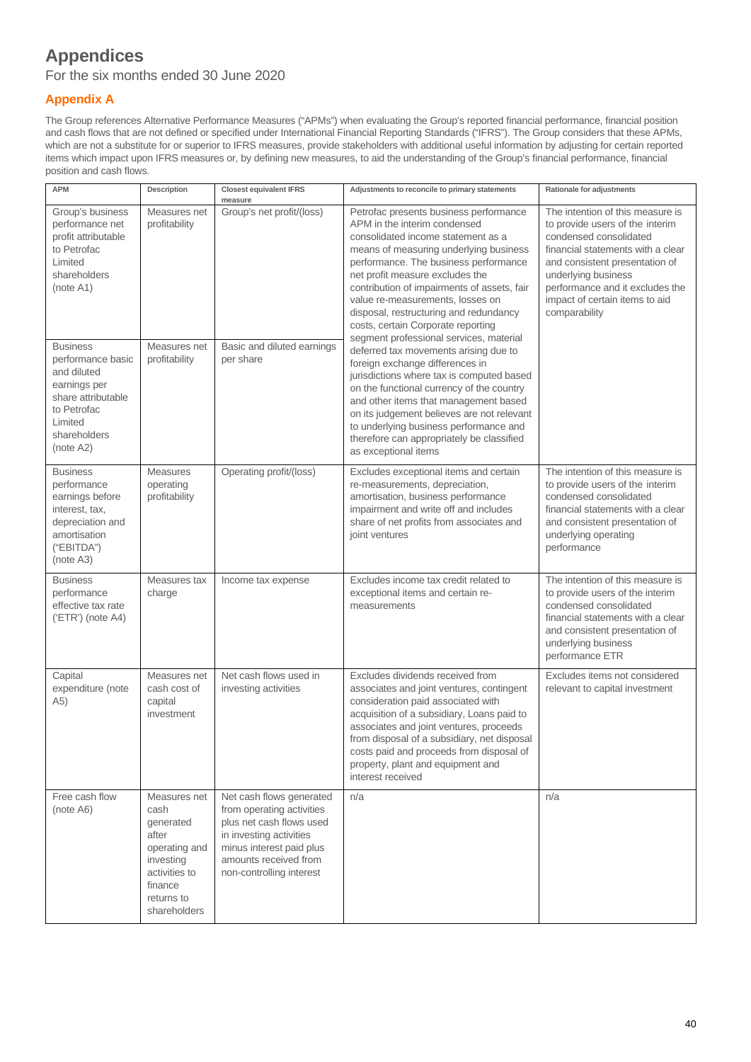# Appendices

For the six months ended 30 June 2020

## Appendix A

The Group references Alternative Performance Measures ("APMs") when evaluating the Group's reported financial performance, financial position and cash flows that are not defined or specified under International Financial Reporting Standards ("IFRS"). The Group considers that these APMs, which are not a substitute for or superior to IFRS measures, provide stakeholders with additional useful information by adjusting for certain reported items which impact upon IFRS measures or, by defining new measures, to aid the understanding of the Group's financial performance, financial position and cash flows.

| APM | Description | Closest equivalent IFRS measure | Adjustments to reconcile to primary statements | Rationale for adjustments |
|---|---|---|---|---|
| Group's business performance net profit attributable to Petrofac Limited shareholders (note A1) | Measures net profitability | Group's net profit/(loss) | Petrofac presents business performance APM in the interim condensed consolidated income statement as a means of measuring underlying business performance. The business performance net profit measure excludes the contribution of impairments of assets, fair value re-measurements, losses on disposal, restructuring and redundancy costs, certain Corporate reporting segment professional services, material deferred tax movements arising due to foreign exchange differences in jurisdictions where tax is computed based on the functional currency of the country and other items that management based on its judgement believes are not relevant to underlying business performance and therefore can appropriately be classified as exceptional items | The intention of this measure is to provide users of the interim condensed consolidated financial statements with a clear and consistent presentation of underlying business performance and it excludes the impact of certain items to aid comparability |
| Business performance basic and diluted earnings per share attributable to Petrofac Limited shareholders (note A2) | Measures net profitability | Basic and diluted earnings per share | | |
| Business performance earnings before interest, tax, depreciation and amortisation ("EBITDA") (note A3) | Measures operating profitability | Operating profit/(loss) | Excludes exceptional items and certain re-measurements, depreciation, amortisation, business performance impairment and write off and includes share of net profits from associates and joint ventures | The intention of this measure is to provide users of the interim condensed consolidated financial statements with a clear and consistent presentation of underlying operating performance |
| Business performance effective tax rate ('ETR') (note A4) | Measures tax charge | Income tax expense | Excludes income tax credit related to exceptional items and certain re-measurements | The intention of this measure is to provide users of the interim condensed consolidated financial statements with a clear and consistent presentation of underlying business performance ETR |
| Capital expenditure (note A5) | Measures net cash cost of capital investment | Net cash flows used in investing activities | Excludes dividends received from associates and joint ventures, contingent consideration paid associated with acquisition of a subsidiary, Loans paid to associates and joint ventures, proceeds from disposal of a subsidiary, net disposal costs paid and proceeds from disposal of property, plant and equipment and interest received | Excludes items not considered relevant to capital investment |
| Free cash flow (note A6) | Measures net cash generated after operating and investing activities to finance returns to shareholders | Net cash flows generated from operating activities plus net cash flows used in investing activities minus interest paid plus amounts received from non-controlling interest | n/a | n/a |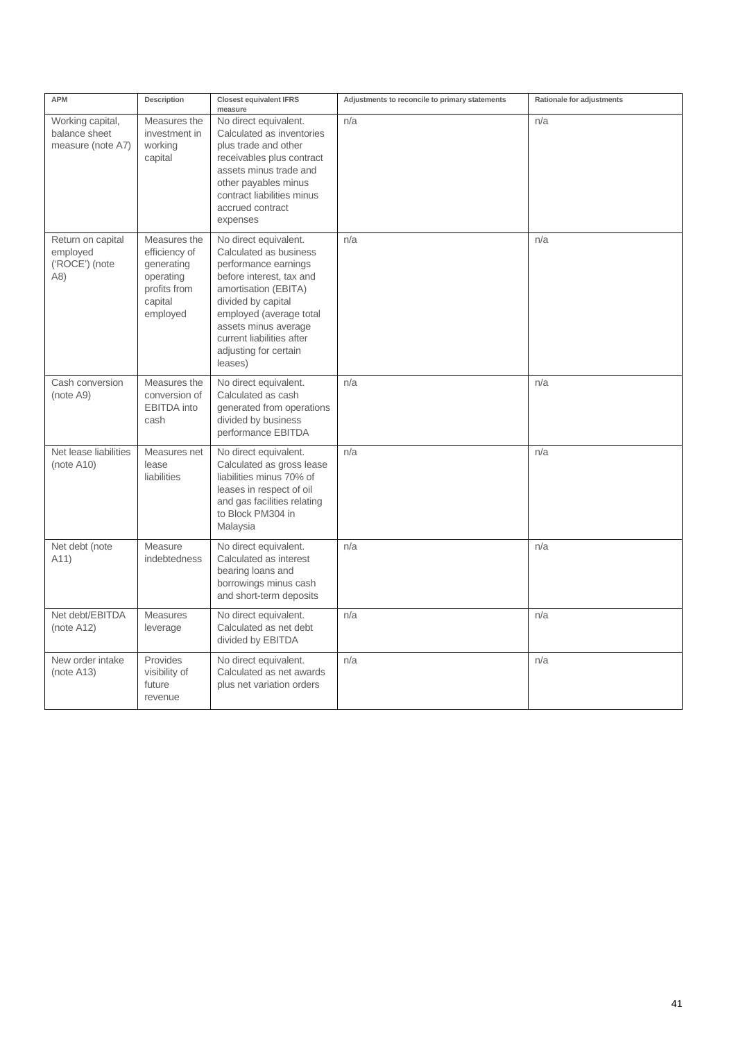| APM | Description | Closest equivalent IFRS measure | Adjustments to reconcile to primary statements | Rationale for adjustments |
|---|---|---|---|---|
| Working capital, balance sheet measure (note A7) | Measures the investment in working capital | No direct equivalent. Calculated as inventories plus trade and other receivables plus contract assets minus trade and other payables minus contract liabilities minus accrued contract expenses | n/a | n/a |
| Return on capital employed ('ROCE') (note A8) | Measures the efficiency of generating operating profits from capital employed | No direct equivalent. Calculated as business performance earnings before interest, tax and amortisation (EBITA) divided by capital employed (average total assets minus average current liabilities after adjusting for certain leases) | n/a | n/a |
| Cash conversion (note A9) | Measures the conversion of EBITDA into cash | No direct equivalent. Calculated as cash generated from operations divided by business performance EBITDA | n/a | n/a |
| Net lease liabilities (note A10) | Measures net lease liabilities | No direct equivalent. Calculated as gross lease liabilities minus 70% of leases in respect of oil and gas facilities relating to Block PM304 in Malaysia | n/a | n/a |
| Net debt (note A11) | Measure indebtedness | No direct equivalent. Calculated as interest bearing loans and borrowings minus cash and short-term deposits | n/a | n/a |
| Net debt/EBITDA (note A12) | Measures leverage | No direct equivalent. Calculated as net debt divided by EBITDA | n/a | n/a |
| New order intake (note A13) | Provides visibility of future revenue | No direct equivalent. Calculated as net awards plus net variation orders | n/a | n/a |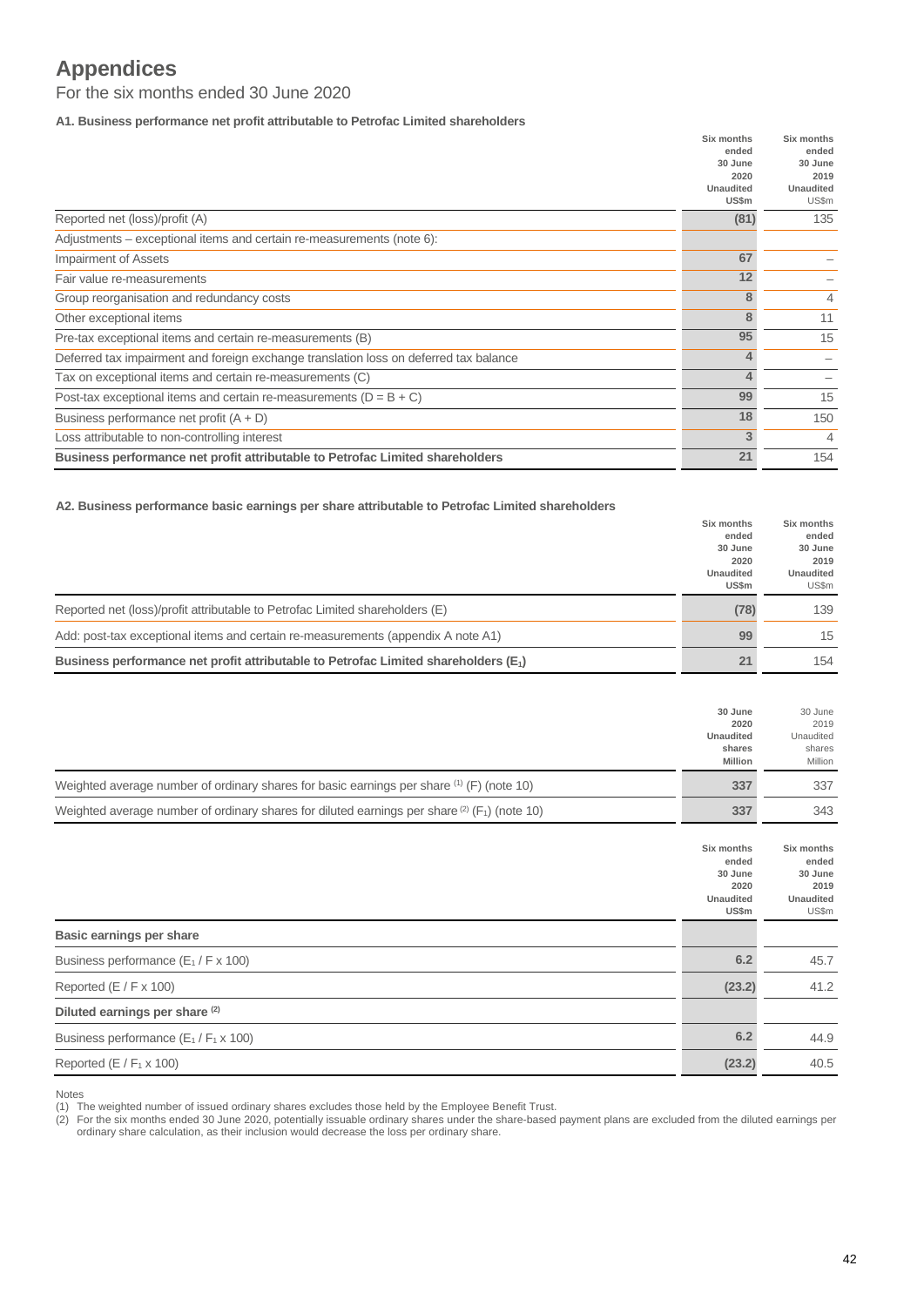# Appendices

For the six months ended 30 June 2020

### A1. Business performance net profit attributable to Petrofac Limited shareholders

| | Six months ended 30 June 2020 Unaudited US\$m | Six months ended 30 June 2019 Unaudited US\$m |
|---|---|---|
| Reported net (loss)/profit (A) | (81) | 135 |
| Adjustments – exceptional items and certain re-measurements (note 6): | | |
| Impairment of Assets | 67 | – |
| Fair value re-measurements | 12 | – |
| Group reorganisation and redundancy costs | 8 | 4 |
| Other exceptional items | 8 | 11 |
| Pre-tax exceptional items and certain re-measurements (B) | 95 | 15 |
| Deferred tax impairment and foreign exchange translation loss on deferred tax balance | 4 | – |
| Tax on exceptional items and certain re-measurements (C) | 4 | – |
| Post-tax exceptional items and certain re-measurements (D = B + C) | 99 | 15 |
| Business performance net profit (A + D) | 18 | 150 |
| Loss attributable to non-controlling interest | 3 | 4 |
| **Business performance net profit attributable to Petrofac Limited shareholders** | **21** | **154** |

### A2. Business performance basic earnings per share attributable to Petrofac Limited shareholders

| | Six months ended 30 June 2020 Unaudited US\$m | Six months ended 30 June 2019 Unaudited US\$m |
|---|---|---|
| Reported net (loss)/profit attributable to Petrofac Limited shareholders (E) | (78) | 139 |
| Add: post-tax exceptional items and certain re-measurements (appendix A note A1) | 99 | 15 |
| **Business performance net profit attributable to Petrofac Limited shareholders ($E_1$)** | **21** | **154** |

| | 30 June 2020 Unaudited shares Million | 30 June 2019 Unaudited shares Million |
|---|---|---|
| Weighted average number of ordinary shares for basic earnings per share [1] (F) (note 10) | 337 | 337 |
| Weighted average number of ordinary shares for diluted earnings per share [2] ($F_1$) (note 10) | 337 | 343 |

| | Six months ended 30 June 2020 Unaudited US\$m | Six months ended 30 June 2019 Unaudited US\$m |
|---|---|---|
| **Basic earnings per share** | | |
| Business performance ($E_1$ / F x 100) | 6.2 | 45.7 |
| Reported (E / F x 100) | (23.2) | 41.2 |
| **Diluted earnings per share [2]** | | |
| Business performance ($E_1$ / $F_1$ x 100) | 6.2 | 44.9 |
| Reported (E / $F_1$ x 100) | (23.2) | 40.5 |

Notes

(1) The weighted number of issued ordinary shares excludes those held by the Employee Benefit Trust.

(2) For the six months ended 30 June 2020, potentially issuable ordinary shares under the share-based payment plans are excluded from the diluted earnings per ordinary share calculation, as their inclusion would decrease the loss per ordinary share.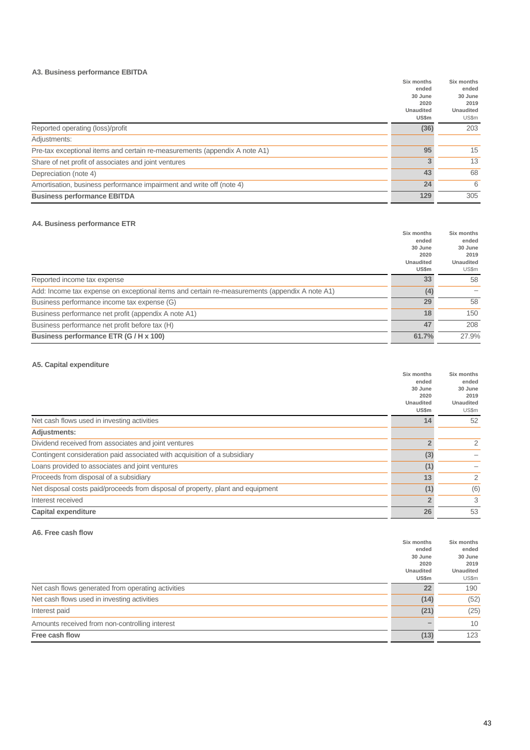### A3. Business performance EBITDA

| | Six months ended 30 June 2020 Unaudited US\$m | Six months ended 30 June 2019 Unaudited US\$m |
|---|---|---|
| Reported operating (loss)/profit | (36) | 203 |
| Adjustments: | | |
| Pre-tax exceptional items and certain re-measurements (appendix A note A1) | 95 | 15 |
| Share of net profit of associates and joint ventures | 3 | 13 |
| Depreciation (note 4) | 43 | 68 |
| Amortisation, business performance impairment and write off (note 4) | 24 | 6 |
| **Business performance EBITDA** | **129** | **305** |

### A4. Business performance ETR

| | Six months ended 30 June 2020 Unaudited US\$m | Six months ended 30 June 2019 Unaudited US\$m |
|---|---|---|
| Reported income tax expense | 33 | 58 |
| Add: Income tax expense on exceptional items and certain re-measurements (appendix A note A1) | (4) | – |
| Business performance income tax expense (G) | 29 | 58 |
| Business performance net profit (appendix A note A1) | 18 | 150 |
| Business performance net profit before tax (H) | 47 | 208 |
| **Business performance ETR (G / H x 100)** | **61.7%** | **27.9%** |

### A5. Capital expenditure

| | Six months ended 30 June 2020 Unaudited US\$m | Six months ended 30 June 2019 Unaudited US\$m |
|---|---|---|
| Net cash flows used in investing activities | 14 | 52 |
| **Adjustments:** | | |
| Dividend received from associates and joint ventures | 2 | 2 |
| Contingent consideration paid associated with acquisition of a subsidiary | (3) | – |
| Loans provided to associates and joint ventures | (1) | – |
| Proceeds from disposal of a subsidiary | 13 | 2 |
| Net disposal costs paid/proceeds from disposal of property, plant and equipment | (1) | (6) |
| Interest received | 2 | 3 |
| **Capital expenditure** | **26** | **53** |

### A6. Free cash flow

| | Six months ended 30 June 2020 Unaudited US\$m | Six months ended 30 June 2019 Unaudited US\$m |
|---|---|---|
| Net cash flows generated from operating activities | 22 | 190 |
| Net cash flows used in investing activities | (14) | (52) |
| Interest paid | (21) | (25) |
| Amounts received from non-controlling interest | – | 10 |
| **Free cash flow** | **(13)** | **123** |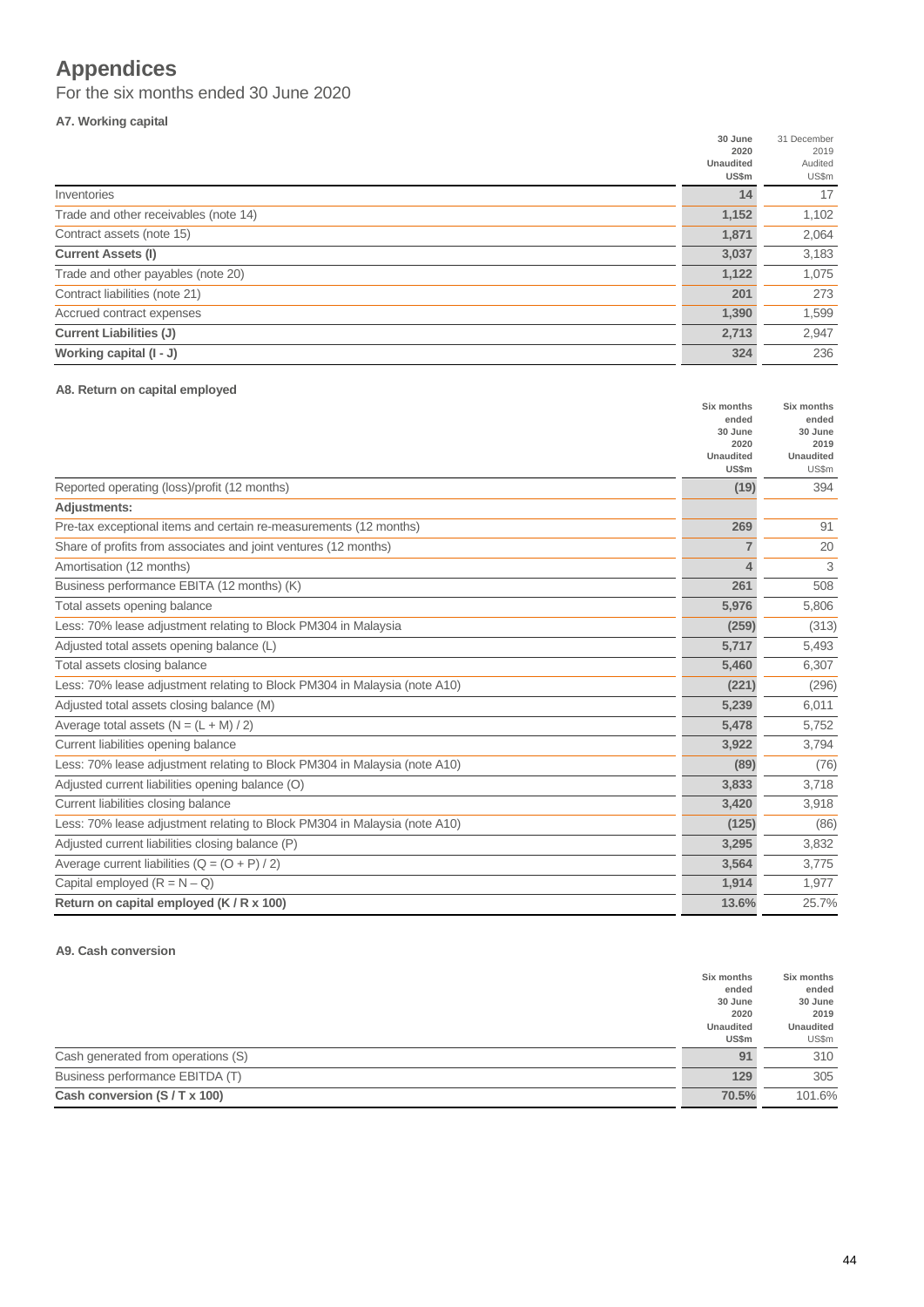# Appendices

For the six months ended 30 June 2020

### A7. Working capital

| | 30 June 2020 Unaudited US\$m | 31 December 2019 Audited US\$m |
|---|---|---|
| Inventories | 14 | 17 |
| Trade and other receivables (note 14) | 1,152 | 1,102 |
| Contract assets (note 15) | 1,871 | 2,064 |
| **Current Assets (I)** | **3,037** | 3,183 |
| Trade and other payables (note 20) | 1,122 | 1,075 |
| Contract liabilities (note 21) | 201 | 273 |
| Accrued contract expenses | 1,390 | 1,599 |
| **Current Liabilities (J)** | **2,713** | 2,947 |
| **Working capital (I - J)** | **324** | 236 |

### A8. Return on capital employed

| | Six months ended 30 June 2020 Unaudited US\$m | Six months ended 30 June 2019 Unaudited US\$m |
|---|---|---|
| Reported operating (loss)/profit (12 months) | (19) | 394 |
| **Adjustments:** | | |
| Pre-tax exceptional items and certain re-measurements (12 months) | 269 | 91 |
| Share of profits from associates and joint ventures (12 months) | 7 | 20 |
| Amortisation (12 months) | 4 | 3 |
| Business performance EBITA (12 months) (K) | 261 | 508 |
| Total assets opening balance | 5,976 | 5,806 |
| Less: 70% lease adjustment relating to Block PM304 in Malaysia | (259) | (313) |
| Adjusted total assets opening balance (L) | 5,717 | 5,493 |
| Total assets closing balance | 5,460 | 6,307 |
| Less: 70% lease adjustment relating to Block PM304 in Malaysia (note A10) | (221) | (296) |
| Adjusted total assets closing balance (M) | 5,239 | 6,011 |
| Average total assets (N = (L + M) / 2) | 5,478 | 5,752 |
| Current liabilities opening balance | 3,922 | 3,794 |
| Less: 70% lease adjustment relating to Block PM304 in Malaysia (note A10) | (89) | (76) |
| Adjusted current liabilities opening balance (O) | 3,833 | 3,718 |
| Current liabilities closing balance | 3,420 | 3,918 |
| Less: 70% lease adjustment relating to Block PM304 in Malaysia (note A10) | (125) | (86) |
| Adjusted current liabilities closing balance (P) | 3,295 | 3,832 |
| Average current liabilities (Q = (O + P) / 2) | 3,564 | 3,775 |
| Capital employed (R = N – Q) | 1,914 | 1,977 |
| **Return on capital employed (K / R x 100)** | **13.6%** | 25.7% |

### A9. Cash conversion

| | Six months ended 30 June 2020 Unaudited US\$m | Six months ended 30 June 2019 Unaudited US\$m |
|---|---|---|
| Cash generated from operations (S) | 91 | 310 |
| Business performance EBITDA (T) | 129 | 305 |
| **Cash conversion (S / T x 100)** | **70.5%** | 101.6% |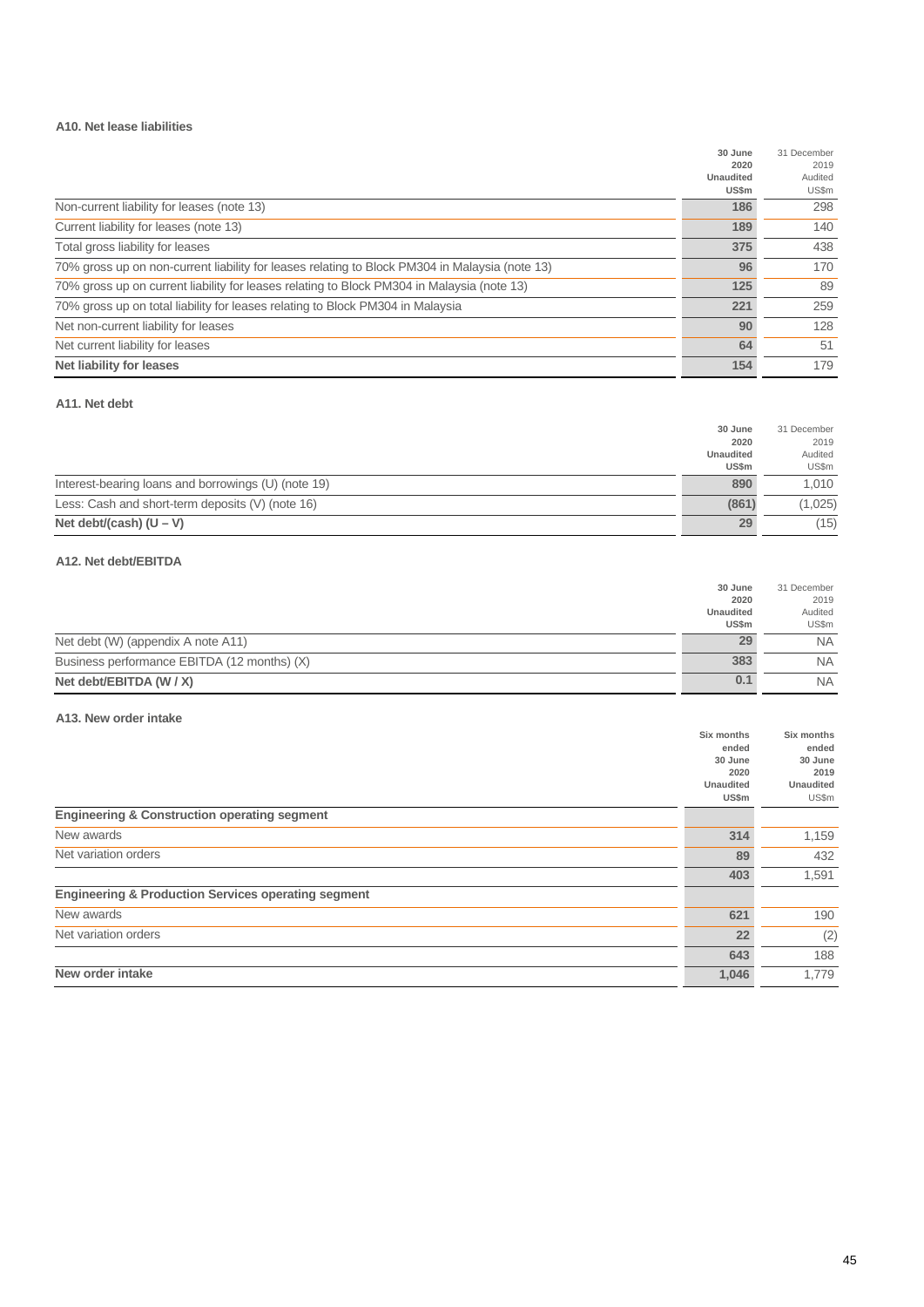### A10. Net lease liabilities

| | 30 June 2020 Unaudited US$m | 31 December 2019 Audited US$m |
|---|---|---|
| Non-current liability for leases (note 13) | **186** | 298 |
| Current liability for leases (note 13) | **189** | 140 |
| Total gross liability for leases | **375** | 438 |
| 70% gross up on non-current liability for leases relating to Block PM304 in Malaysia (note 13) | **96** | 170 |
| 70% gross up on current liability for leases relating to Block PM304 in Malaysia (note 13) | **125** | 89 |
| 70% gross up on total liability for leases relating to Block PM304 in Malaysia | **221** | 259 |
| Net non-current liability for leases | **90** | 128 |
| Net current liability for leases | **64** | 51 |
| **Net liability for leases** | **154** | 179 |

### A11. Net debt

| | 30 June 2020 Unaudited US$m | 31 December 2019 Audited US$m |
|---|---|---|
| Interest-bearing loans and borrowings (U) (note 19) | **890** | 1,010 |
| Less: Cash and short-term deposits (V) (note 16) | **(861)** | (1,025) |
| **Net debt/(cash) (U – V)** | **29** | (15) |

### A12. Net debt/EBITDA

| | 30 June 2020 Unaudited US$m | 31 December 2019 Audited US$m |
|---|---|---|
| Net debt (W) (appendix A note A11) | **29** | NA |
| Business performance EBITDA (12 months) (X) | **383** | NA |
| **Net debt/EBITDA (W / X)** | **0.1** | NA |

### A13. New order intake

| | Six months ended 30 June 2020 Unaudited US$m | Six months ended 30 June 2019 Unaudited US$m |
|---|---|---|
| **Engineering & Construction operating segment** | | |
| New awards | **314** | 1,159 |
| Net variation orders | **89** | 432 |
| | **403** | 1,591 |
| **Engineering & Production Services operating segment** | | |
| New awards | **621** | 190 |
| Net variation orders | **22** | (2) |
| | **643** | 188 |
| **New order intake** | **1,046** | 1,779 |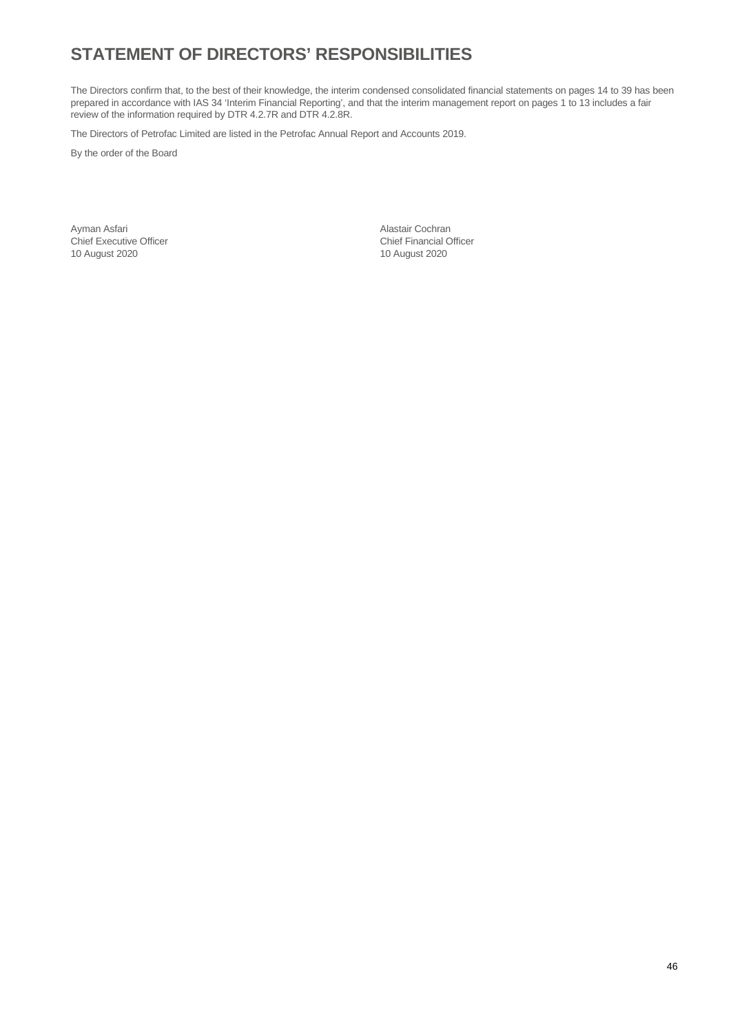# STATEMENT OF DIRECTORS' RESPONSIBILITIES

The Directors confirm that, to the best of their knowledge, the interim condensed consolidated financial statements on pages 14 to 39 has been prepared in accordance with IAS 34 'Interim Financial Reporting', and that the interim management report on pages 1 to 13 includes a fair review of the information required by DTR 4.2.7R and DTR 4.2.8R.

The Directors of Petrofac Limited are listed in the Petrofac Annual Report and Accounts 2019.

By the order of the Board

Ayman Asfari
Chief Executive Officer
10 August 2020

Alastair Cochran
Chief Financial Officer
10 August 2020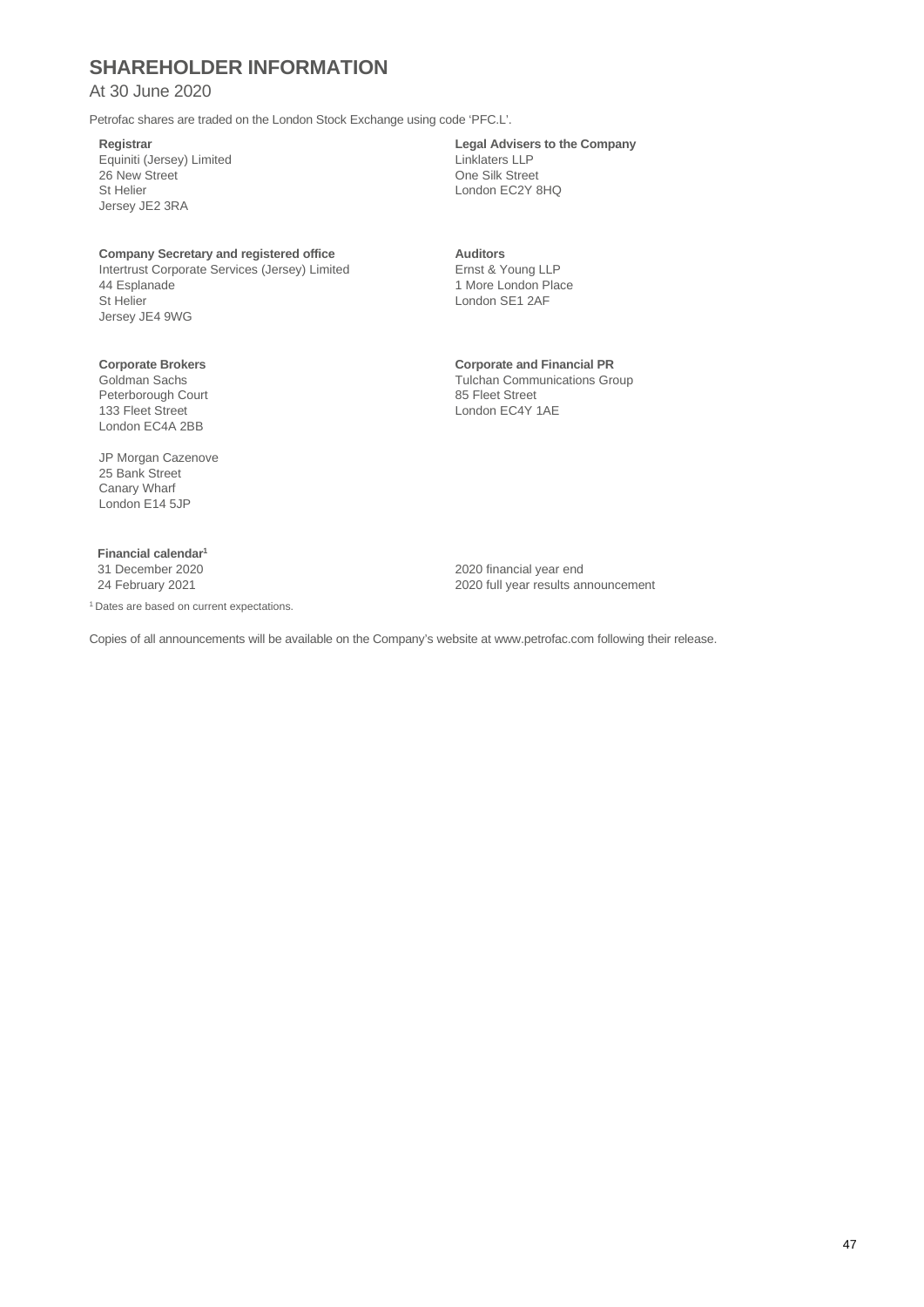# SHAREHOLDER INFORMATION

At 30 June 2020

Petrofac shares are traded on the London Stock Exchange using code 'PFC.L'.

**Registrar**
Equiniti (Jersey) Limited
26 New Street
St Helier
Jersey JE2 3RA

**Legal Advisers to the Company**
Linklaters LLP
One Silk Street
London EC2Y 8HQ

**Company Secretary and registered office**
Intertrust Corporate Services (Jersey) Limited
44 Esplanade
St Helier
Jersey JE4 9WG

**Auditors**
Ernst & Young LLP
1 More London Place
London SE1 2AF

**Corporate Brokers**
Goldman Sachs
Peterborough Court
133 Fleet Street
London EC4A 2BB

JP Morgan Cazenove
25 Bank Street
Canary Wharf
London E14 5JP

**Corporate and Financial PR**
Tulchan Communications Group
85 Fleet Street
London EC4Y 1AE

**Financial calendar**[1]

| | |
|---|---|
| 31 December 2020 | 2020 financial year end |
| 24 February 2021 | 2020 full year results announcement |

[1] Dates are based on current expectations.

Copies of all announcements will be available on the Company's website at www.petrofac.com following their release.